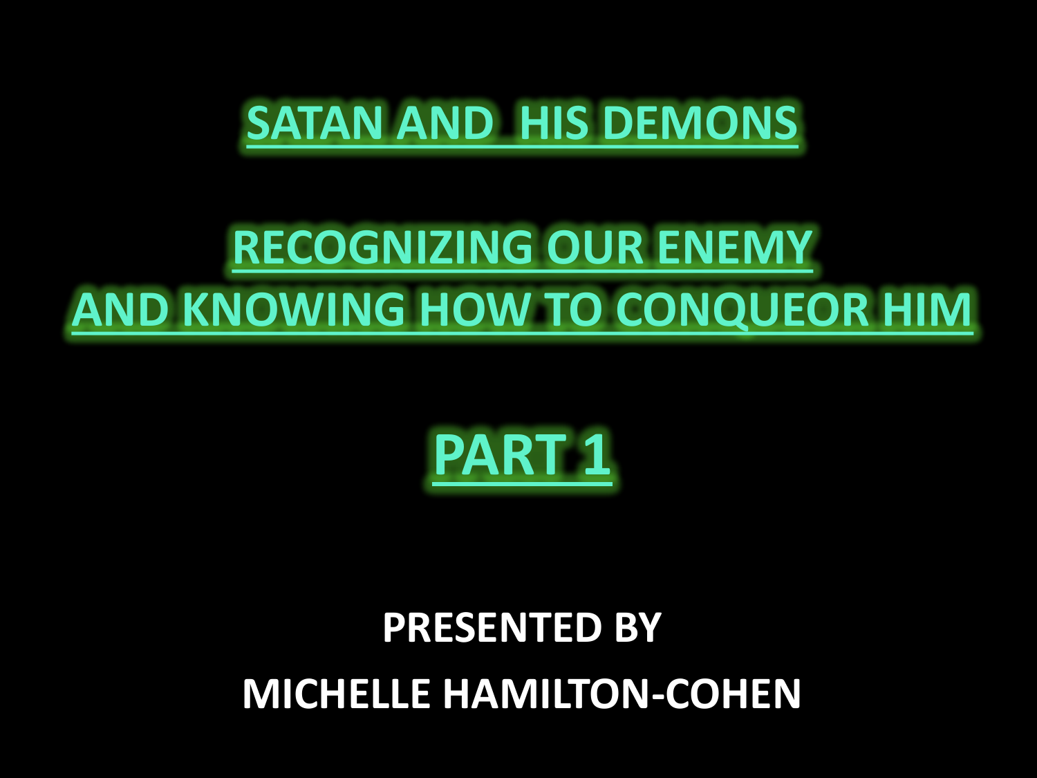# SATAN AND HIS DEMONS

## RECOGNIZING OUR ENEMY AND KNOWING HOW TO CONQUEOR HIM

## PART 1

**PRESENTED BY**

**MICHELLE HAMILTON-COHEN**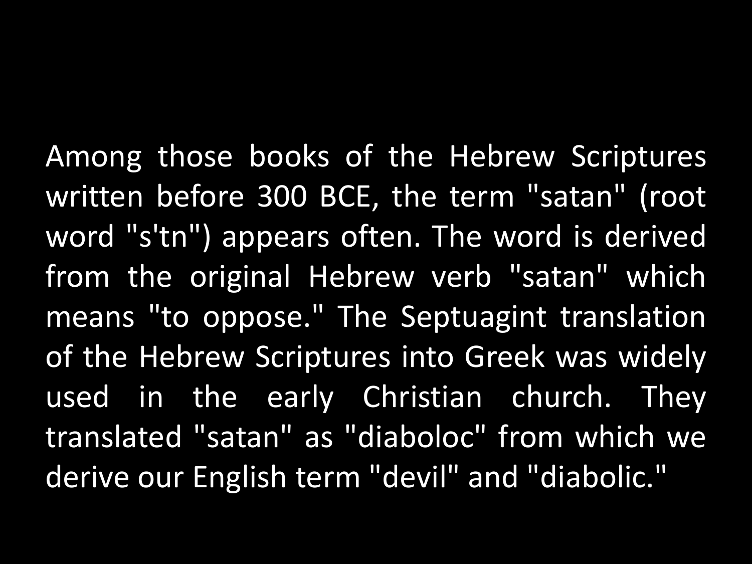Among those books of the Hebrew Scriptures written before 300 BCE, the term "satan" (root word "s'tn") appears often. The word is derived from the original Hebrew verb "satan" which means "to oppose." The Septuagint translation of the Hebrew Scriptures into Greek was widely used in the early Christian church. They translated "satan" as "diaboloc" from which we derive our English term "devil" and "diabolic."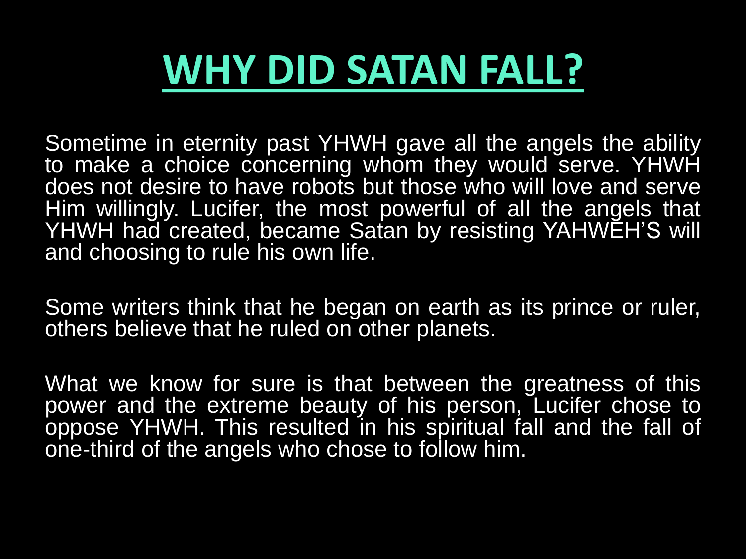# WHY DID SATAN FALL?

Sometime in eternity past YHWH gave all the angels the ability to make a choice concerning whom they would serve. YHWH does not desire to have robots but those who will love and serve Him willingly. Lucifer, the most powerful of all the angels that YHWH had created, became Satan by resisting YAHWEH'S will and choosing to rule his own life.

Some writers think that he began on earth as its prince or ruler, others believe that he ruled on other planets.

What we know for sure is that between the greatness of this power and the extreme beauty of his person, Lucifer chose to oppose YHWH. This resulted in his spiritual fall and the fall of one-third of the angels who chose to follow him.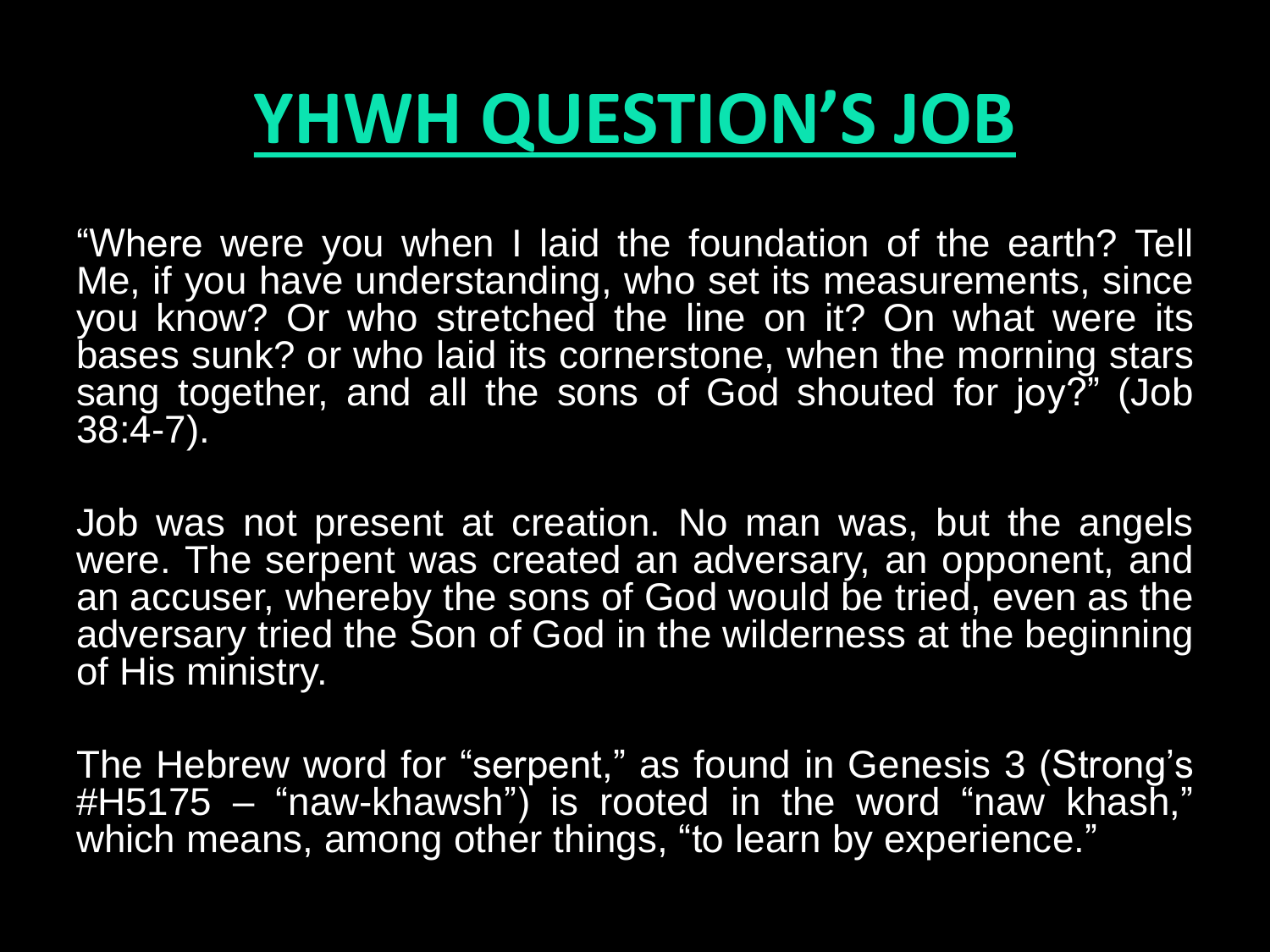# YHWH QUESTION'S JOB

"Where were you when I laid the foundation of the earth? Tell Me, if you have understanding, who set its measurements, since you know? Or who stretched the line on it? On what were its bases sunk? or who laid its cornerstone, when the morning stars sang together, and all the sons of God shouted for joy?" (Job 38:4-7).

Job was not present at creation. No man was, but the angels were. The serpent was created an adversary, an opponent, and an accuser, whereby the sons of God would be tried, even as the adversary tried the Son of God in the wilderness at the beginning of His ministry.

The Hebrew word for "serpent," as found in Genesis 3 (Strong's #H5175 – "naw-khawsh") is rooted in the word "naw khash," which means, among other things, "to learn by experience."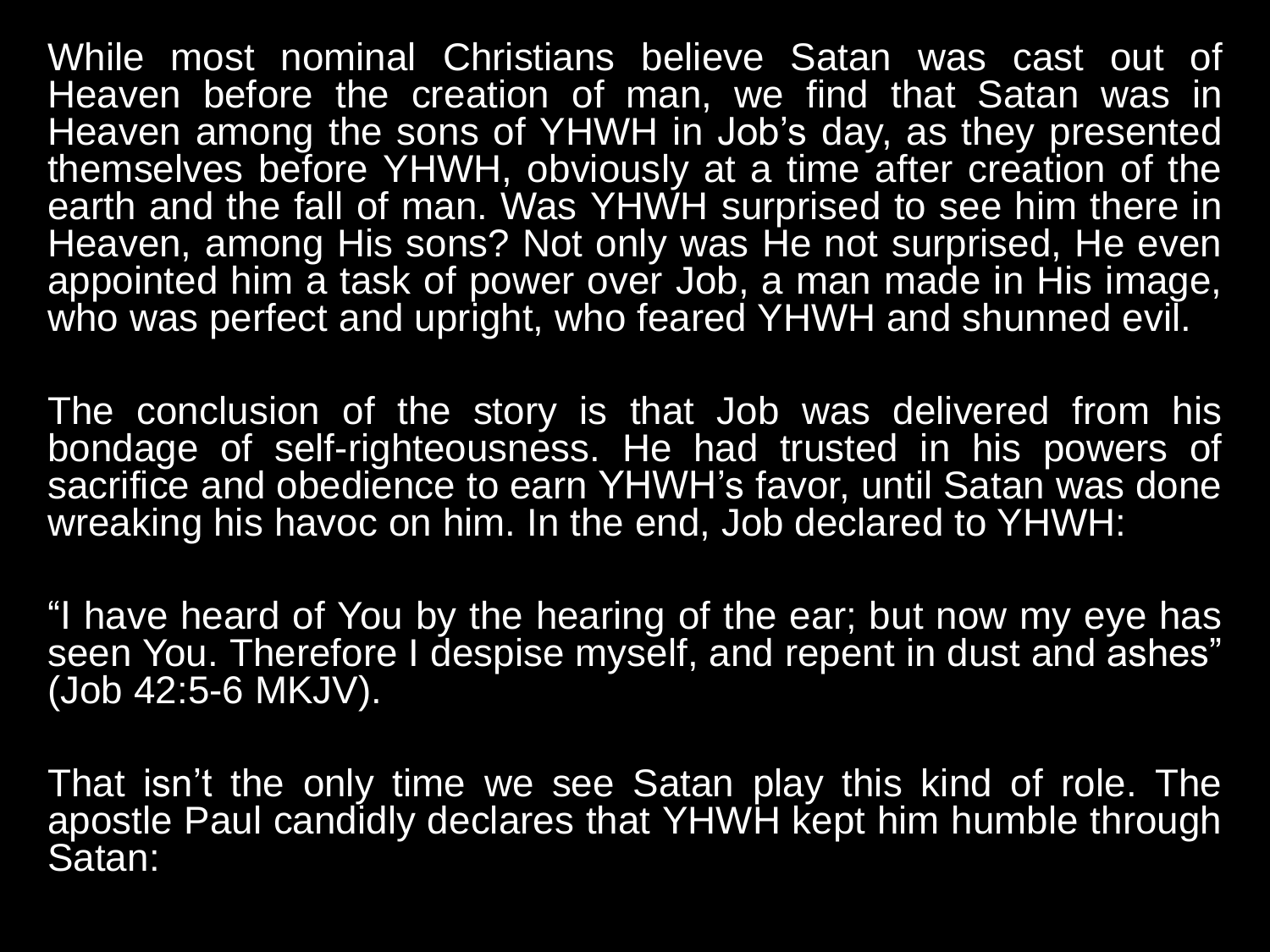While most nominal Christians believe Satan was cast out of Heaven before the creation of man, we find that Satan was in Heaven among the sons of YHWH in Job's day, as they presented themselves before YHWH, obviously at a time after creation of the earth and the fall of man. Was YHWH surprised to see him there in Heaven, among His sons? Not only was He not surprised, He even appointed him a task of power over Job, a man made in His image, who was perfect and upright, who feared YHWH and shunned evil.

The conclusion of the story is that Job was delivered from his bondage of self-righteousness. He had trusted in his powers of sacrifice and obedience to earn YHWH's favor, until Satan was done wreaking his havoc on him. In the end, Job declared to YHWH:

"I have heard of You by the hearing of the ear; but now my eye has seen You. Therefore I despise myself, and repent in dust and ashes" (Job 42:5-6 MKJV).

That isn't the only time we see Satan play this kind of role. The apostle Paul candidly declares that YHWH kept him humble through Satan: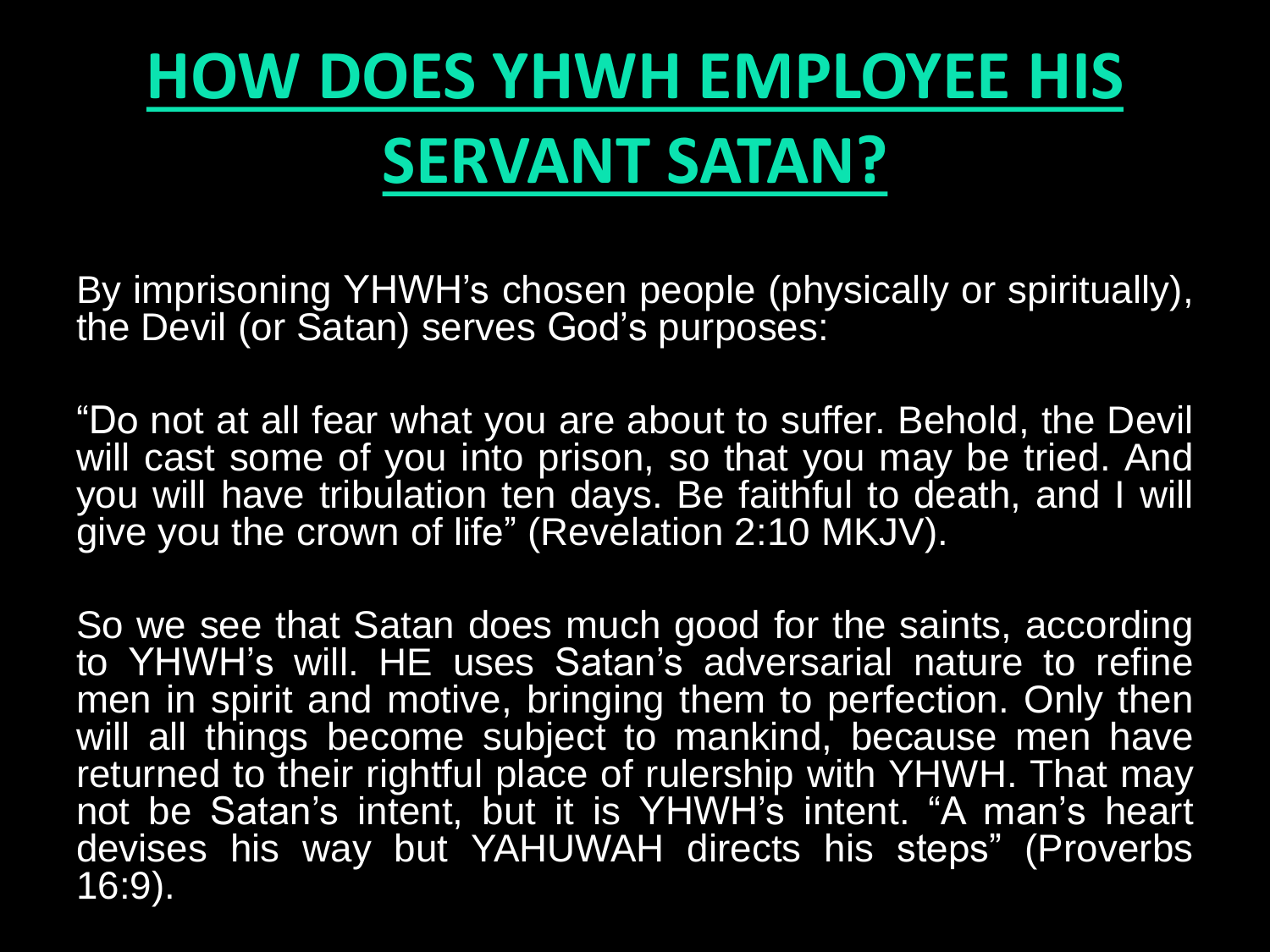# HOW DOES YHWH EMPLOYEE HIS SERVANT SATAN?

By imprisoning YHWH's chosen people (physically or spiritually), the Devil (or Satan) serves God's purposes:

"Do not at all fear what you are about to suffer. Behold, the Devil will cast some of you into prison, so that you may be tried. And you will have tribulation ten days. Be faithful to death, and I will give you the crown of life" (Revelation 2:10 MKJV).

So we see that Satan does much good for the saints, according to YHWH's will. HE uses Satan's adversarial nature to refine men in spirit and motive, bringing them to perfection. Only then will all things become subject to mankind, because men have returned to their rightful place of rulership with YHWH. That may not be Satan's intent, but it is YHWH's intent. "A man's heart devises his way but YAHUWAH directs his steps" (Proverbs 16:9).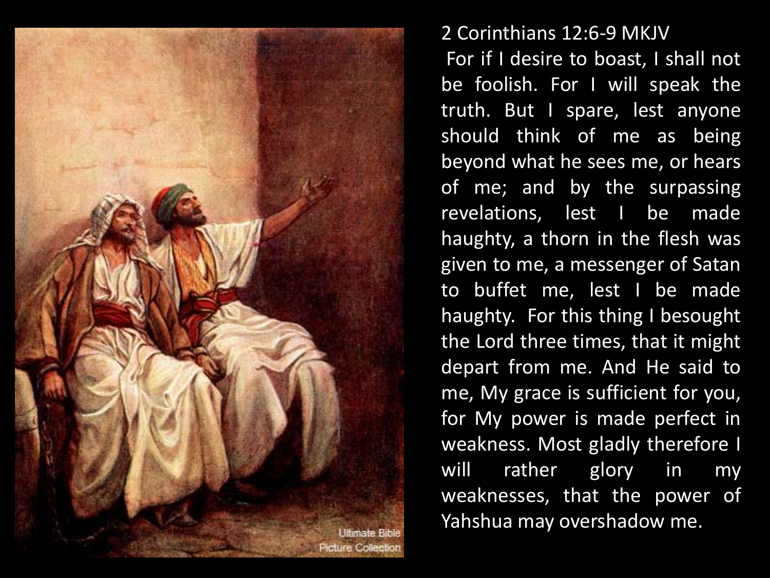2 Corinthians 12:6-9 MKJV

For if I desire to boast, I shall not be foolish. For I will speak the truth. But I spare, lest anyone should think of me as being beyond what he sees me, or hears of me; and by the surpassing revelations, lest I be made haughty, a thorn in the flesh was given to me, a messenger of Satan to buffet me, lest I be made haughty. For this thing I besought the Lord three times, that it might depart from me. And He said to me, My grace is sufficient for you, for My power is made perfect in weakness. Most gladly therefore I will rather glory in my weaknesses, that the power of Yahshua may overshadow me.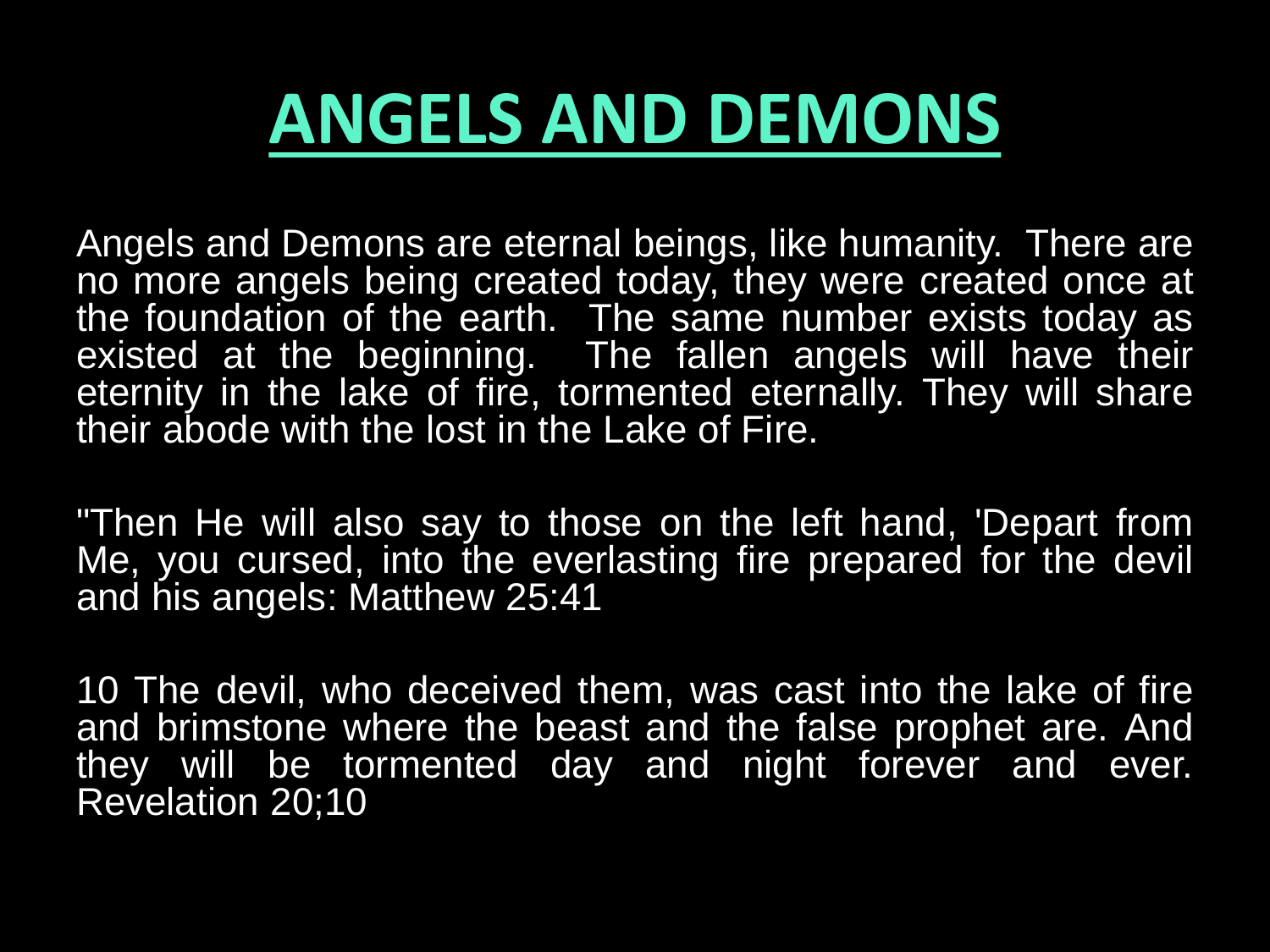# ANGELS AND DEMONS

Angels and Demons are eternal beings, like humanity. There are no more angels being created today, they were created once at the foundation of the earth. The same number exists today as existed at the beginning. The fallen angels will have their eternity in the lake of fire, tormented eternally. They will share their abode with the lost in the Lake of Fire.

"Then He will also say to those on the left hand, 'Depart from Me, you cursed, into the everlasting fire prepared for the devil and his angels: Matthew 25:41

10 The devil, who deceived them, was cast into the lake of fire and brimstone where the beast and the false prophet are. And they will be tormented day and night forever and ever. Revelation 20;10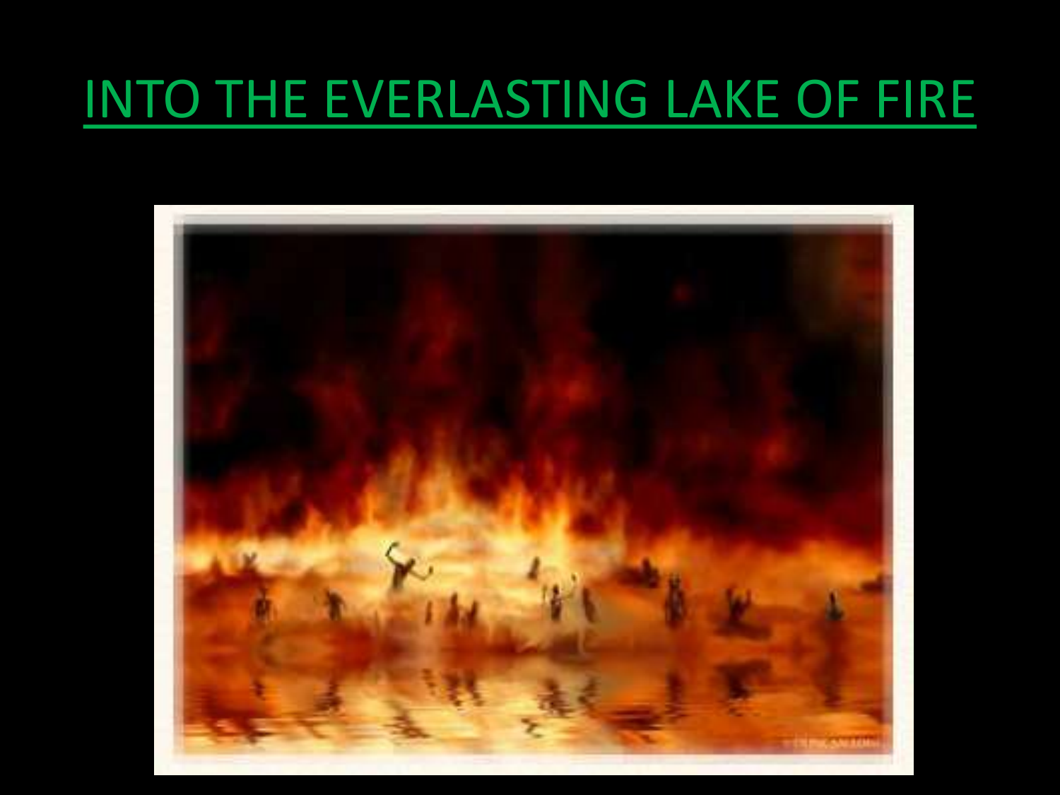# INTO THE EVERLASTING LAKE OF FIRE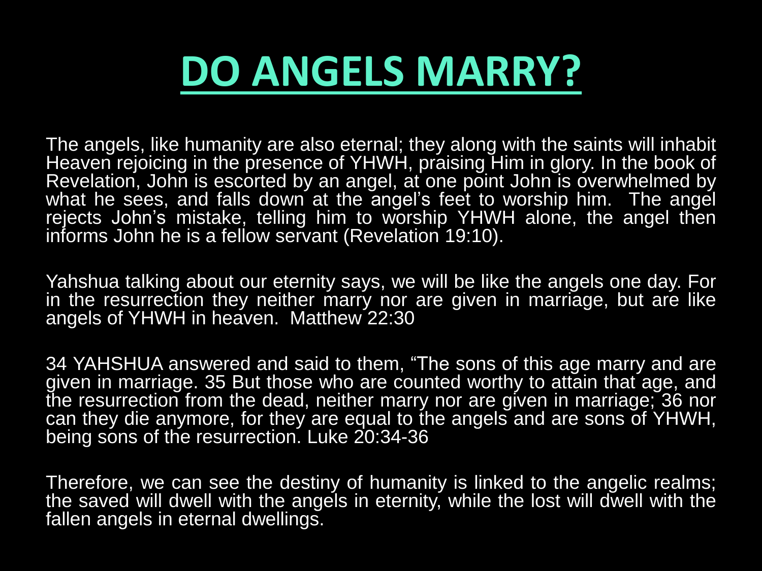# DO ANGELS MARRY?

The angels, like humanity are also eternal; they along with the saints will inhabit Heaven rejoicing in the presence of YHWH, praising Him in glory. In the book of Revelation, John is escorted by an angel, at one point John is overwhelmed by what he sees, and falls down at the angel's feet to worship him. The angel rejects John's mistake, telling him to worship YHWH alone, the angel then informs John he is a fellow servant (Revelation 19:10).

Yahshua talking about our eternity says, we will be like the angels one day. For in the resurrection they neither marry nor are given in marriage, but are like angels of YHWH in heaven. Matthew 22:30

34 YAHSHUA answered and said to them, "The sons of this age marry and are given in marriage. 35 But those who are counted worthy to attain that age, and the resurrection from the dead, neither marry nor are given in marriage; 36 nor can they die anymore, for they are equal to the angels and are sons of YHWH, being sons of the resurrection. Luke 20:34-36

Therefore, we can see the destiny of humanity is linked to the angelic realms; the saved will dwell with the angels in eternity, while the lost will dwell with the fallen angels in eternal dwellings.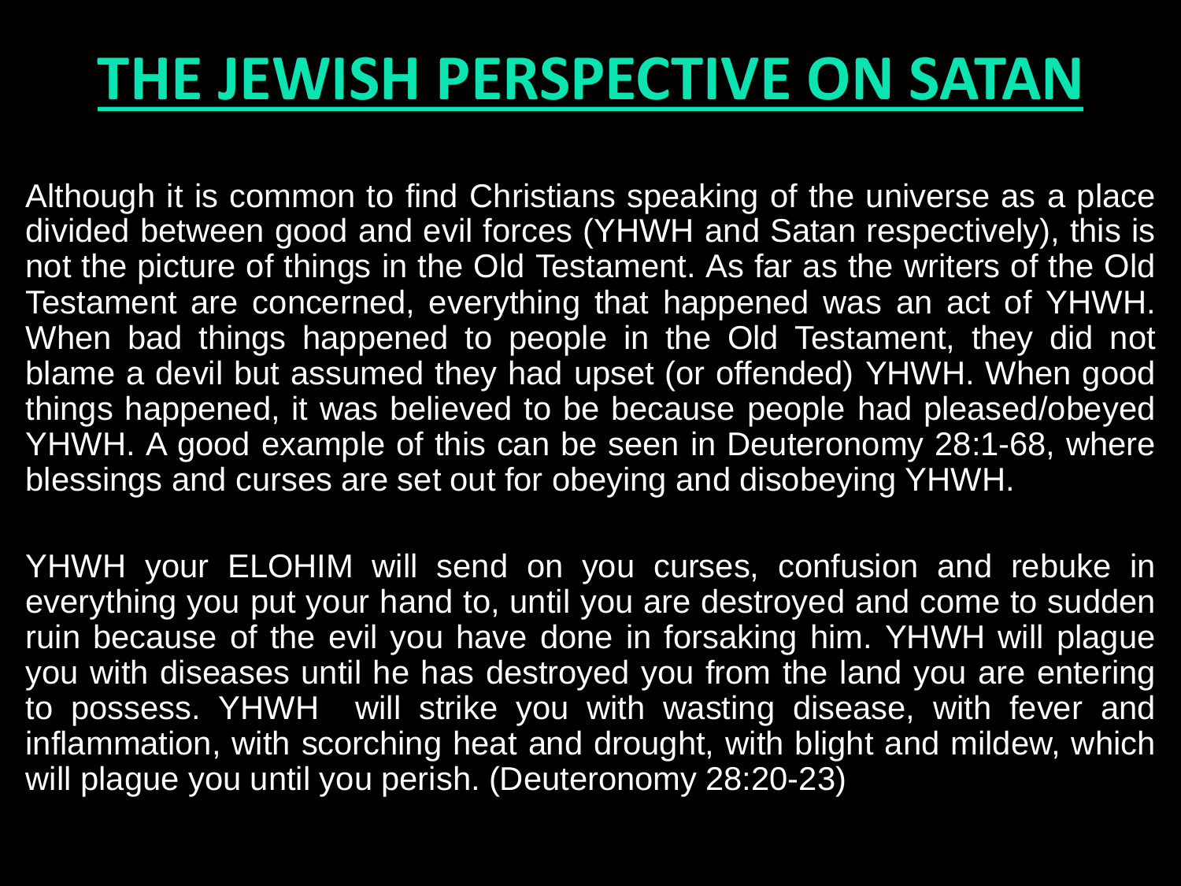# THE JEWISH PERSPECTIVE ON SATAN

Although it is common to find Christians speaking of the universe as a place divided between good and evil forces (YHWH and Satan respectively), this is not the picture of things in the Old Testament. As far as the writers of the Old Testament are concerned, everything that happened was an act of YHWH. When bad things happened to people in the Old Testament, they did not blame a devil but assumed they had upset (or offended) YHWH. When good things happened, it was believed to be because people had pleased/obeyed YHWH. A good example of this can be seen in Deuteronomy 28:1-68, where blessings and curses are set out for obeying and disobeying YHWH.

YHWH your ELOHIM will send on you curses, confusion and rebuke in everything you put your hand to, until you are destroyed and come to sudden ruin because of the evil you have done in forsaking him. YHWH will plague you with diseases until he has destroyed you from the land you are entering to possess. YHWH will strike you with wasting disease, with fever and inflammation, with scorching heat and drought, with blight and mildew, which will plague you until you perish. (Deuteronomy 28:20-23)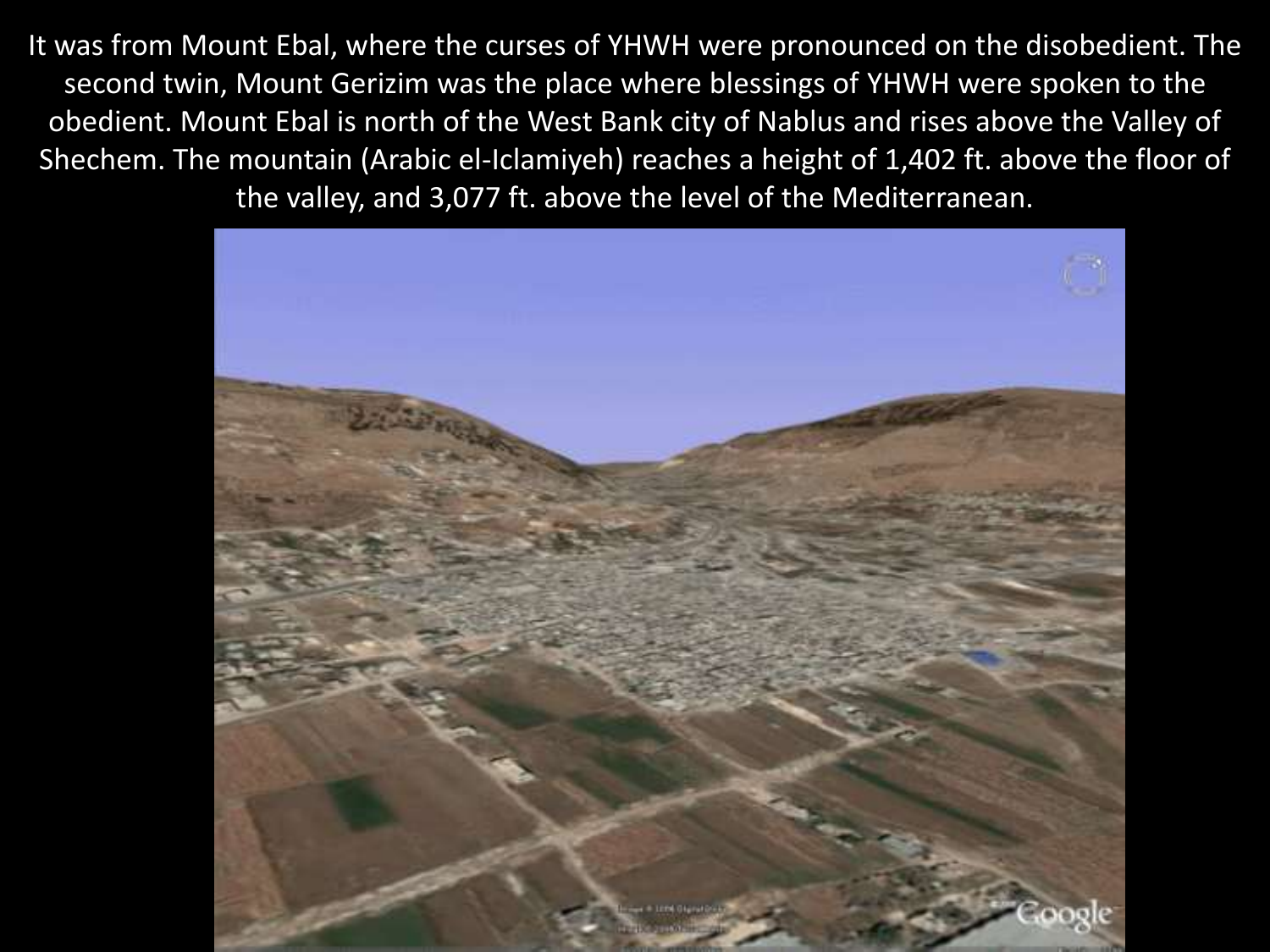It was from Mount Ebal, where the curses of YHWH were pronounced on the disobedient. The second twin, Mount Gerizim was the place where blessings of YHWH were spoken to the obedient. Mount Ebal is north of the West Bank city of Nablus and rises above the Valley of Shechem. The mountain (Arabic el-Iclamiyeh) reaches a height of 1,402 ft. above the floor of the valley, and 3,077 ft. above the level of the Mediterranean.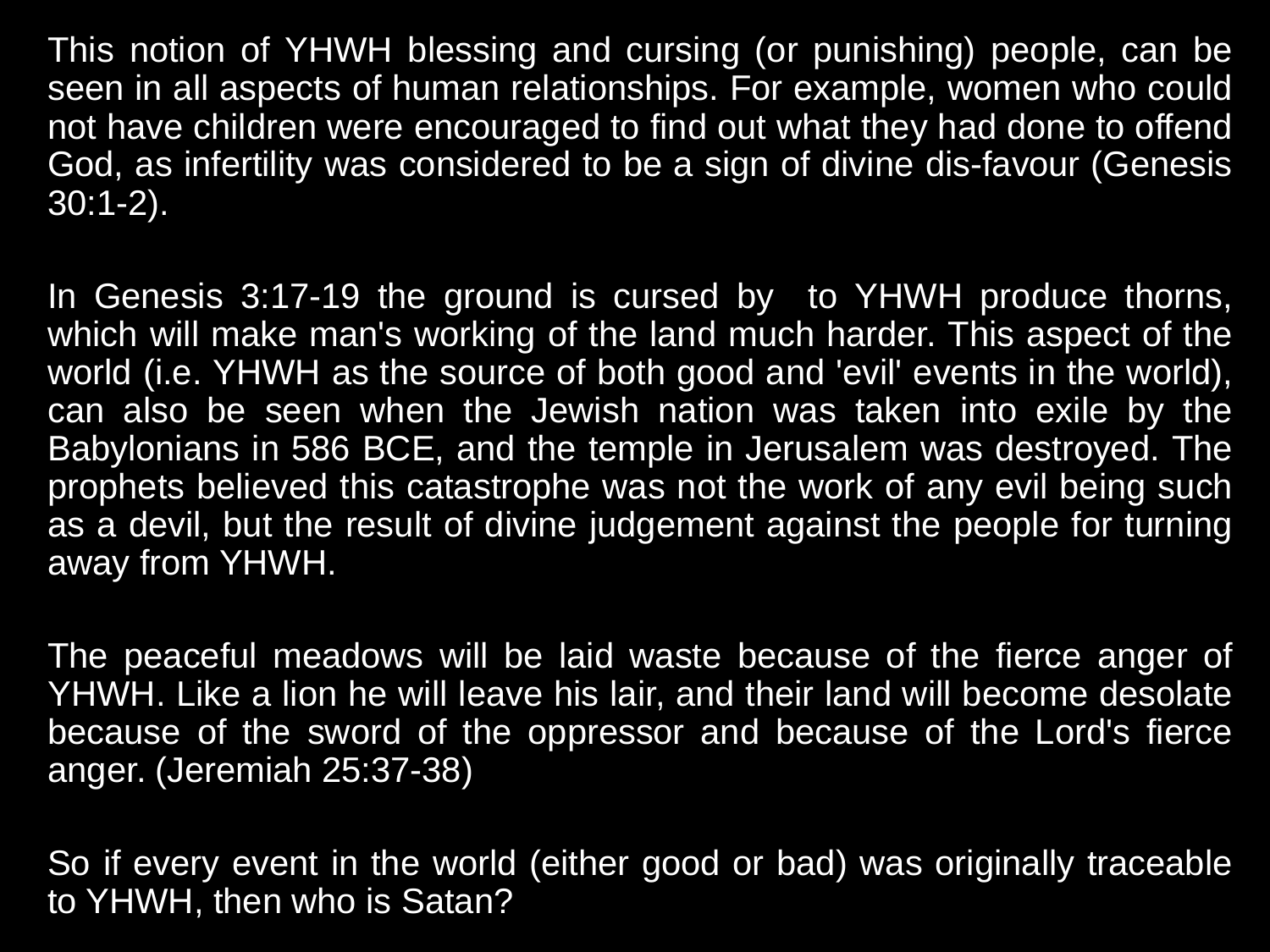This notion of YHWH blessing and cursing (or punishing) people, can be seen in all aspects of human relationships. For example, women who could not have children were encouraged to find out what they had done to offend God, as infertility was considered to be a sign of divine dis-favour (Genesis 30:1-2).

In Genesis 3:17-19 the ground is cursed by  to YHWH produce thorns, which will make man's working of the land much harder. This aspect of the world (i.e. YHWH as the source of both good and 'evil' events in the world), can also be seen when the Jewish nation was taken into exile by the Babylonians in 586 BCE, and the temple in Jerusalem was destroyed. The prophets believed this catastrophe was not the work of any evil being such as a devil, but the result of divine judgement against the people for turning away from YHWH.

The peaceful meadows will be laid waste because of the fierce anger of YHWH. Like a lion he will leave his lair, and their land will become desolate because of the sword of the oppressor and because of the Lord's fierce anger. (Jeremiah 25:37-38)

So if every event in the world (either good or bad) was originally traceable to YHWH, then who is Satan?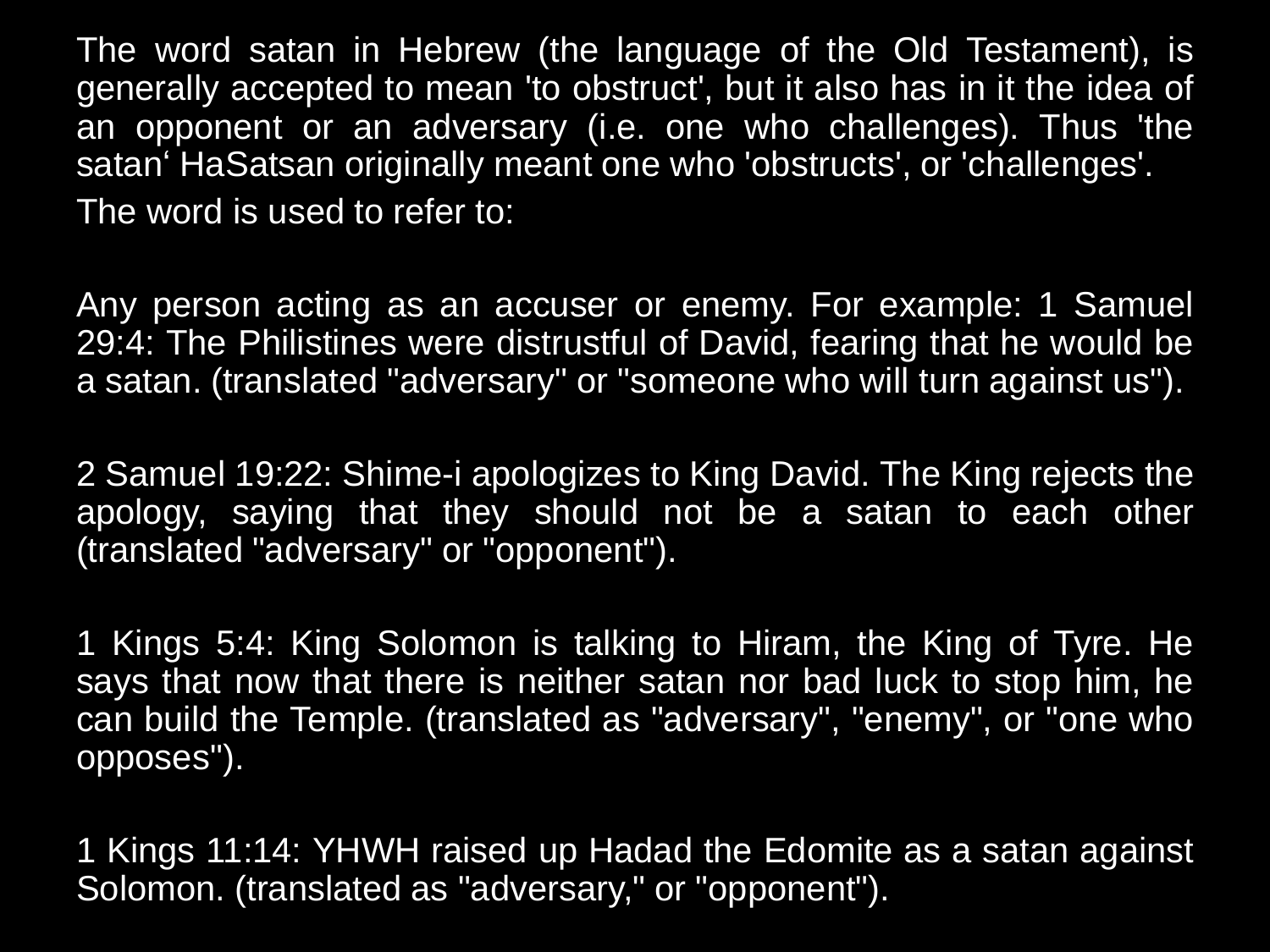The word satan in Hebrew (the language of the Old Testament), is generally accepted to mean 'to obstruct', but it also has in it the idea of an opponent or an adversary (i.e. one who challenges). Thus 'the satan‘ HaSatsan originally meant one who 'obstructs', or 'challenges'.

The word is used to refer to:

Any person acting as an accuser or enemy. For example: 1 Samuel 29:4: The Philistines were distrustful of David, fearing that he would be a satan. (translated "adversary" or "someone who will turn against us").

2 Samuel 19:22: Shime-i apologizes to King David. The King rejects the apology, saying that they should not be a satan to each other (translated "adversary" or "opponent").

1 Kings 5:4: King Solomon is talking to Hiram, the King of Tyre. He says that now that there is neither satan nor bad luck to stop him, he can build the Temple. (translated as "adversary", "enemy", or "one who opposes").

1 Kings 11:14: YHWH raised up Hadad the Edomite as a satan against Solomon. (translated as "adversary," or "opponent").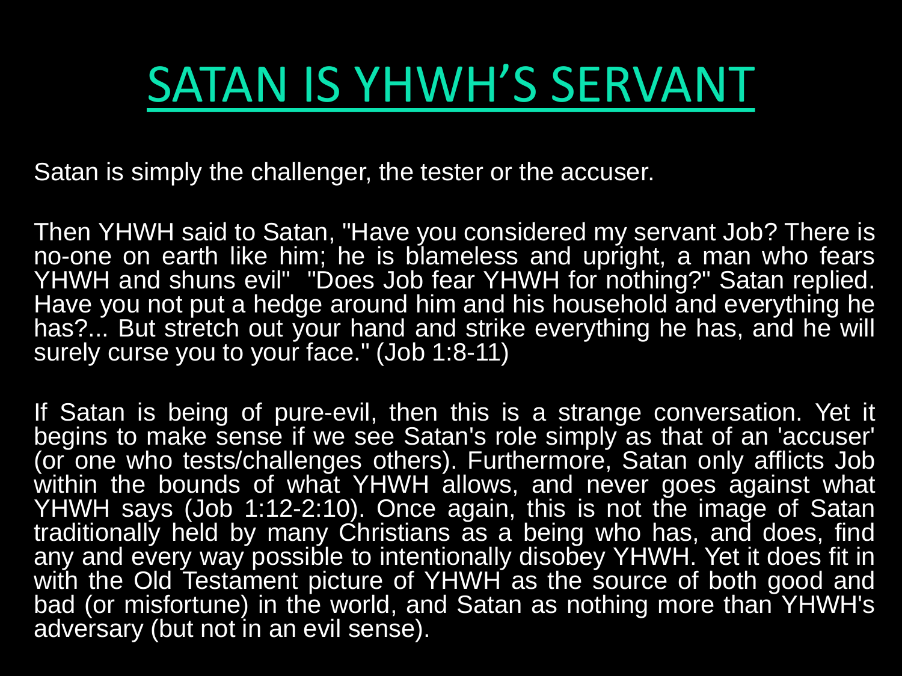# SATAN IS YHWH'S SERVANT

Satan is simply the challenger, the tester or the accuser.

Then YHWH said to Satan, "Have you considered my servant Job? There is no-one on earth like him; he is blameless and upright, a man who fears YHWH and shuns evil" "Does Job fear YHWH for nothing?" Satan replied. Have you not put a hedge around him and his household and everything he has?... But stretch out your hand and strike everything he has, and he will surely curse you to your face." (Job 1:8-11)

If Satan is being of pure-evil, then this is a strange conversation. Yet it begins to make sense if we see Satan's role simply as that of an 'accuser' (or one who tests/challenges others). Furthermore, Satan only afflicts Job within the bounds of what YHWH allows, and never goes against what YHWH says (Job 1:12-2:10). Once again, this is not the image of Satan traditionally held by many Christians as a being who has, and does, find any and every way possible to intentionally disobey YHWH. Yet it does fit in with the Old Testament picture of YHWH as the source of both good and bad (or misfortune) in the world, and Satan as nothing more than YHWH's adversary (but not in an evil sense).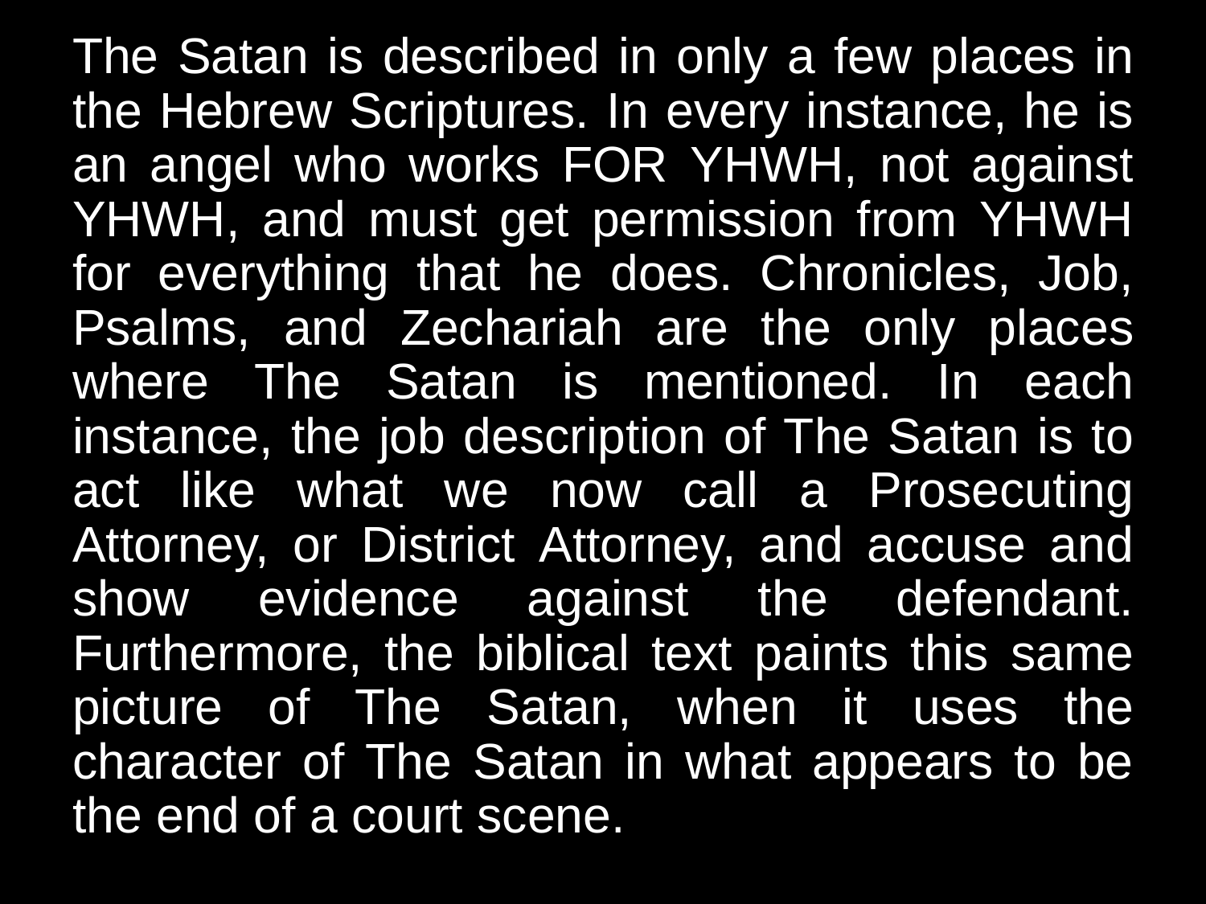The Satan is described in only a few places in the Hebrew Scriptures. In every instance, he is an angel who works FOR YHWH, not against YHWH, and must get permission from YHWH for everything that he does. Chronicles, Job, Psalms, and Zechariah are the only places where The Satan is mentioned. In each instance, the job description of The Satan is to act like what we now call a Prosecuting Attorney, or District Attorney, and accuse and show evidence against the defendant. Furthermore, the biblical text paints this same picture of The Satan, when it uses the character of The Satan in what appears to be the end of a court scene.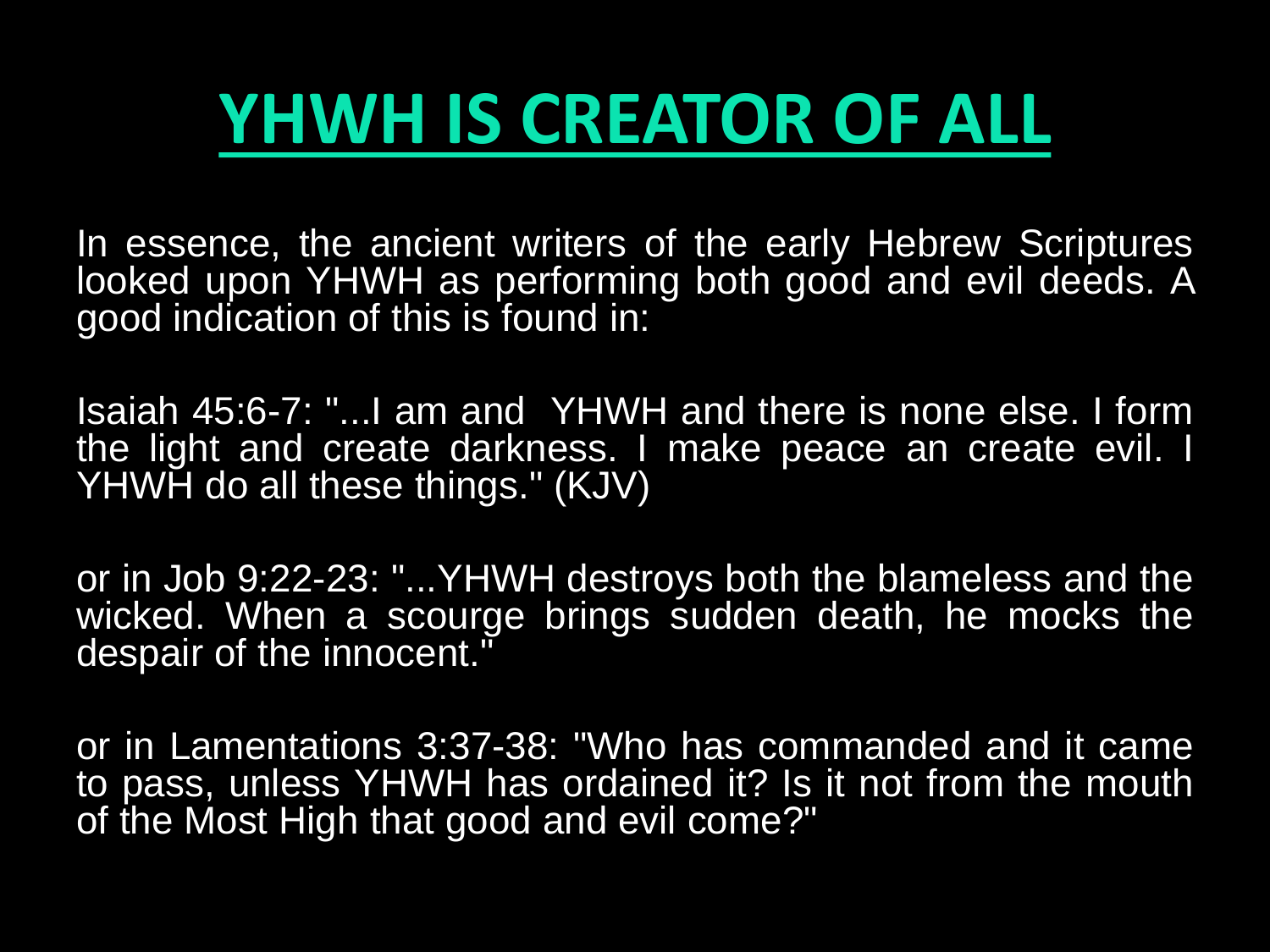# YHWH IS CREATOR OF ALL

In essence, the ancient writers of the early Hebrew Scriptures looked upon YHWH as performing both good and evil deeds. A good indication of this is found in:

Isaiah 45:6-7: "...I am and  YHWH and there is none else. I form the light and create darkness. I make peace an create evil. I YHWH do all these things." (KJV)

or in Job 9:22-23: "...YHWH destroys both the blameless and the wicked. When a scourge brings sudden death, he mocks the despair of the innocent."

or in Lamentations 3:37-38: "Who has commanded and it came to pass, unless YHWH has ordained it? Is it not from the mouth of the Most High that good and evil come?"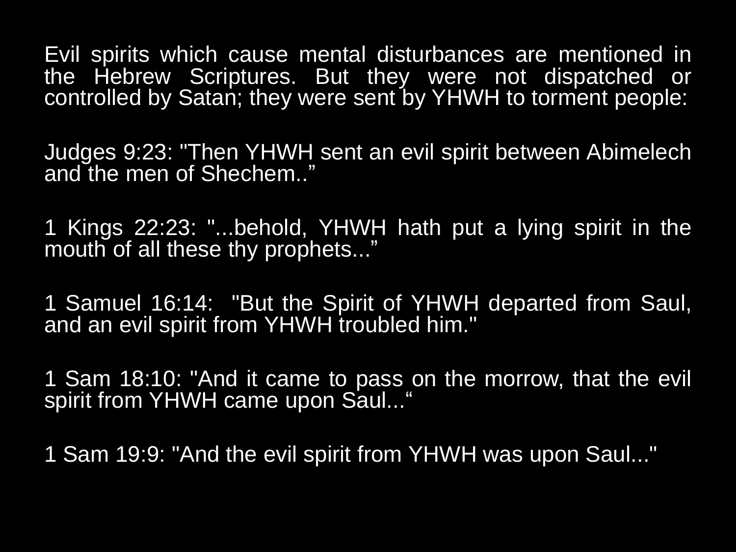Evil spirits which cause mental disturbances are mentioned in the Hebrew Scriptures. But they were not dispatched or controlled by Satan; they were sent by YHWH to torment people:

Judges 9:23: "Then YHWH sent an evil spirit between Abimelech and the men of Shechem.."

1 Kings 22:23: "...behold, YHWH hath put a lying spirit in the mouth of all these thy prophets..."

1 Samuel 16:14: "But the Spirit of YHWH departed from Saul, and an evil spirit from YHWH troubled him."

1 Sam 18:10: "And it came to pass on the morrow, that the evil spirit from YHWH came upon Saul..."

1 Sam 19:9: "And the evil spirit from YHWH was upon Saul..."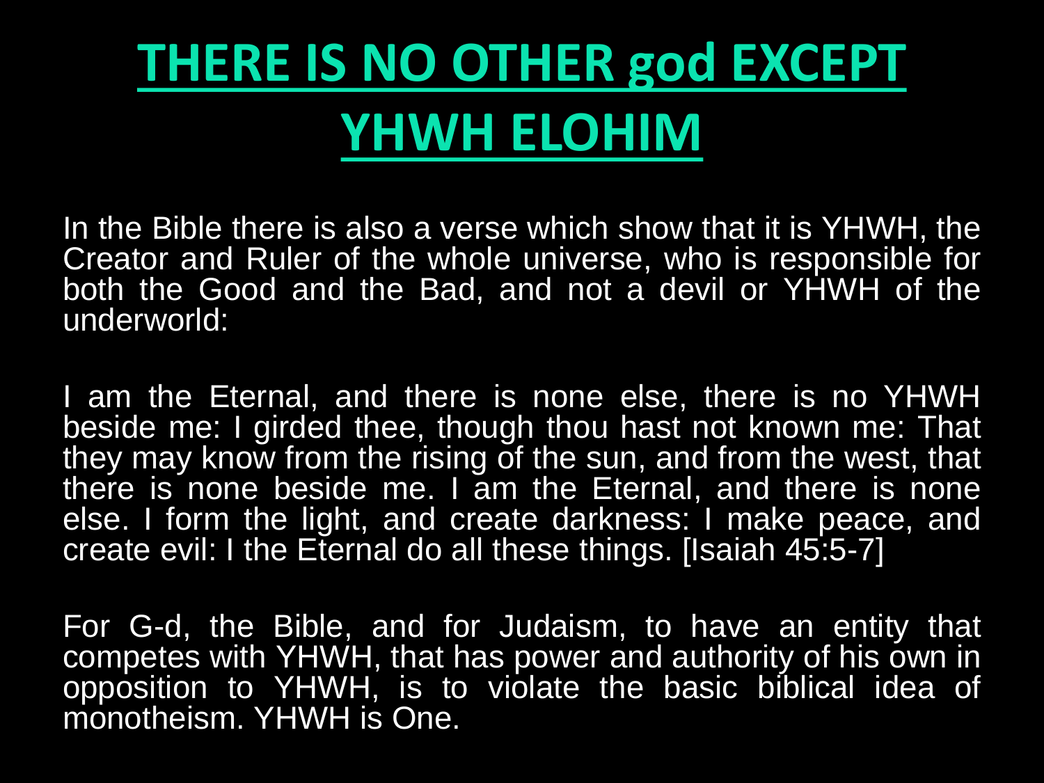# THERE IS NO OTHER god EXCEPT YHWH ELOHIM

In the Bible there is also a verse which show that it is YHWH, the Creator and Ruler of the whole universe, who is responsible for both the Good and the Bad, and not a devil or YHWH of the underworld:

I am the Eternal, and there is none else, there is no YHWH beside me: I girded thee, though thou hast not known me: That they may know from the rising of the sun, and from the west, that there is none beside me. I am the Eternal, and there is none else. I form the light, and create darkness: I make peace, and create evil: I the Eternal do all these things. [Isaiah 45:5-7]

For G-d, the Bible, and for Judaism, to have an entity that competes with YHWH, that has power and authority of his own in opposition to YHWH, is to violate the basic biblical idea of monotheism. YHWH is One.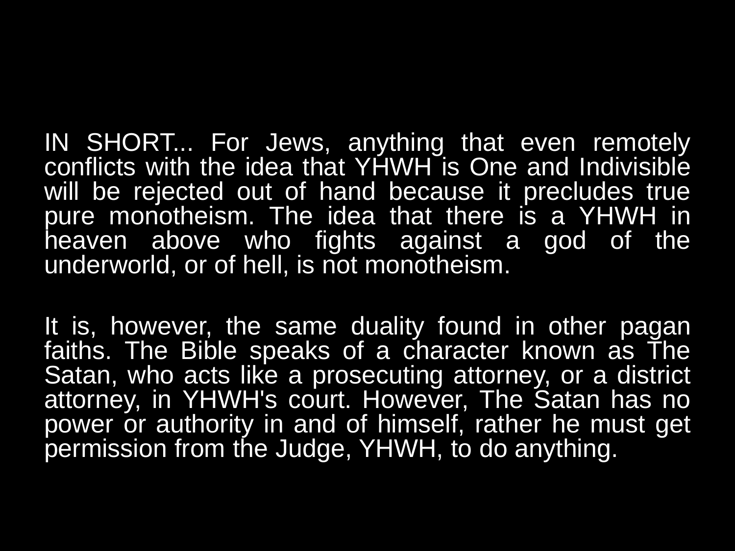IN SHORT... For Jews, anything that even remotely conflicts with the idea that YHWH is One and Indivisible will be rejected out of hand because it precludes true pure monotheism. The idea that there is a YHWH in heaven above who fights against a god of the underworld, or of hell, is not monotheism.

It is, however, the same duality found in other pagan faiths. The Bible speaks of a character known as The Satan, who acts like a prosecuting attorney, or a district attorney, in YHWH's court. However, The Satan has no power or authority in and of himself, rather he must get permission from the Judge, YHWH, to do anything.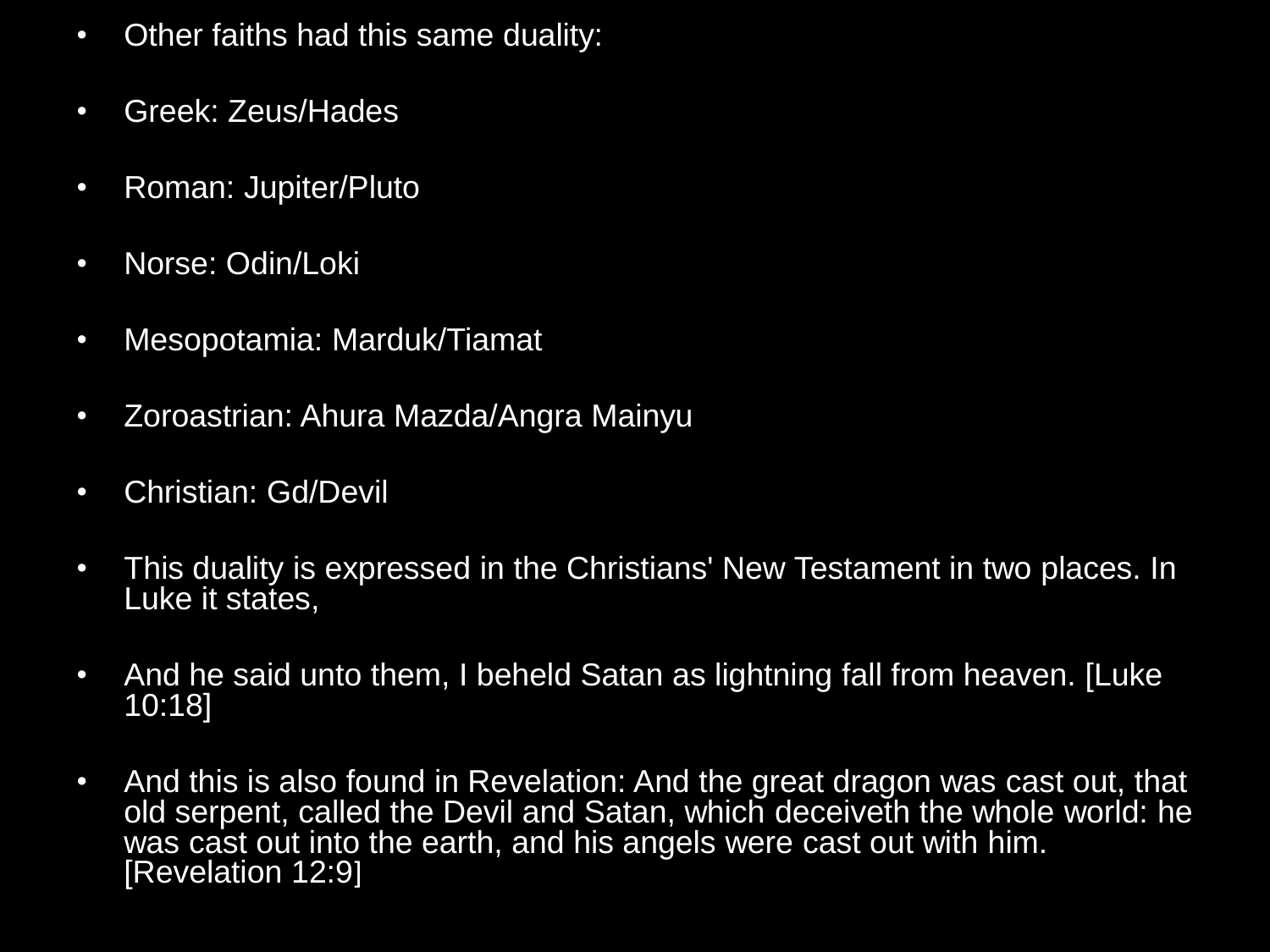- Other faiths had this same duality:
- Greek: Zeus/Hades
- Roman: Jupiter/Pluto
- Norse: Odin/Loki
- Mesopotamia: Marduk/Tiamat
- Zoroastrian: Ahura Mazda/Angra Mainyu
- Christian: Gd/Devil
- This duality is expressed in the Christians' New Testament in two places. In Luke it states,
- And he said unto them, I beheld Satan as lightning fall from heaven. [Luke 10:18]
- And this is also found in Revelation: And the great dragon was cast out, that old serpent, called the Devil and Satan, which deceiveth the whole world: he was cast out into the earth, and his angels were cast out with him. [Revelation 12:9]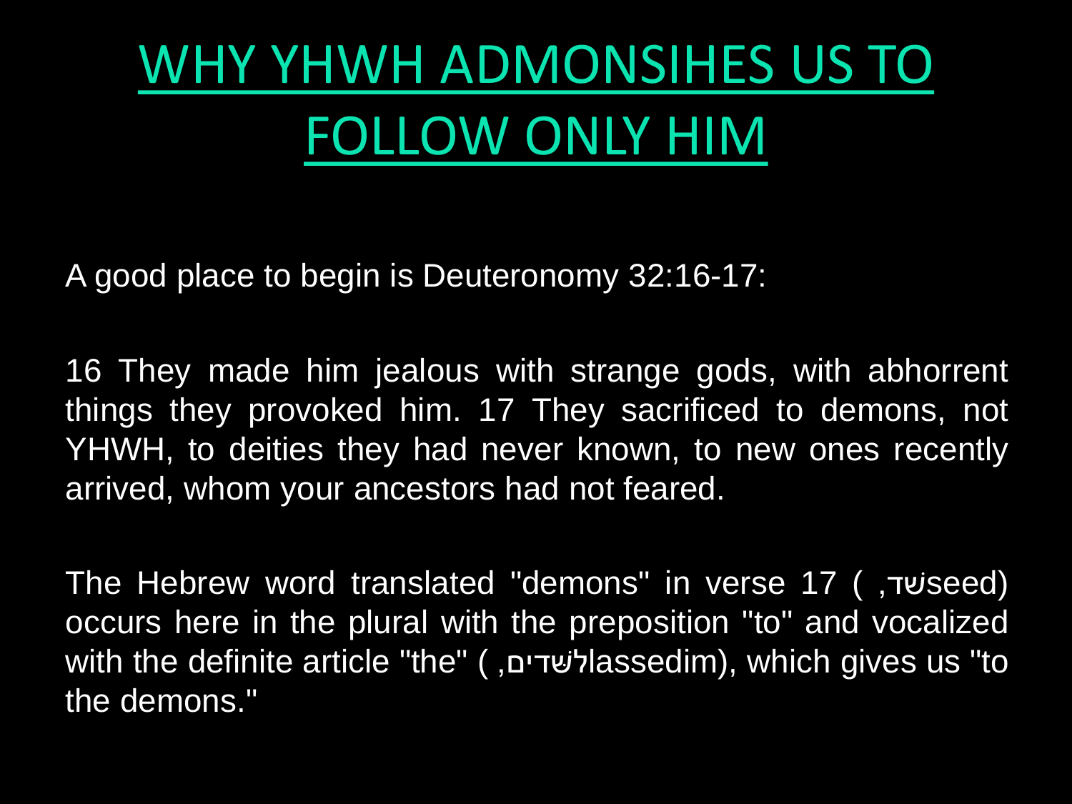# WHY YHWH ADMONSIHES US TO FOLLOW ONLY HIM

A good place to begin is Deuteronomy 32:16-17:

16 They made him jealous with strange gods, with abhorrent things they provoked him. 17 They sacrificed to demons, not YHWH, to deities they had never known, to new ones recently arrived, whom your ancestors had not feared.

The Hebrew word translated "demons" in verse 17 ( שֵׁד, seed) occurs here in the plural with the preposition "to" and vocalized with the definite article "the" ( לַשֵּׁדִים, lassedim), which gives us "to the demons."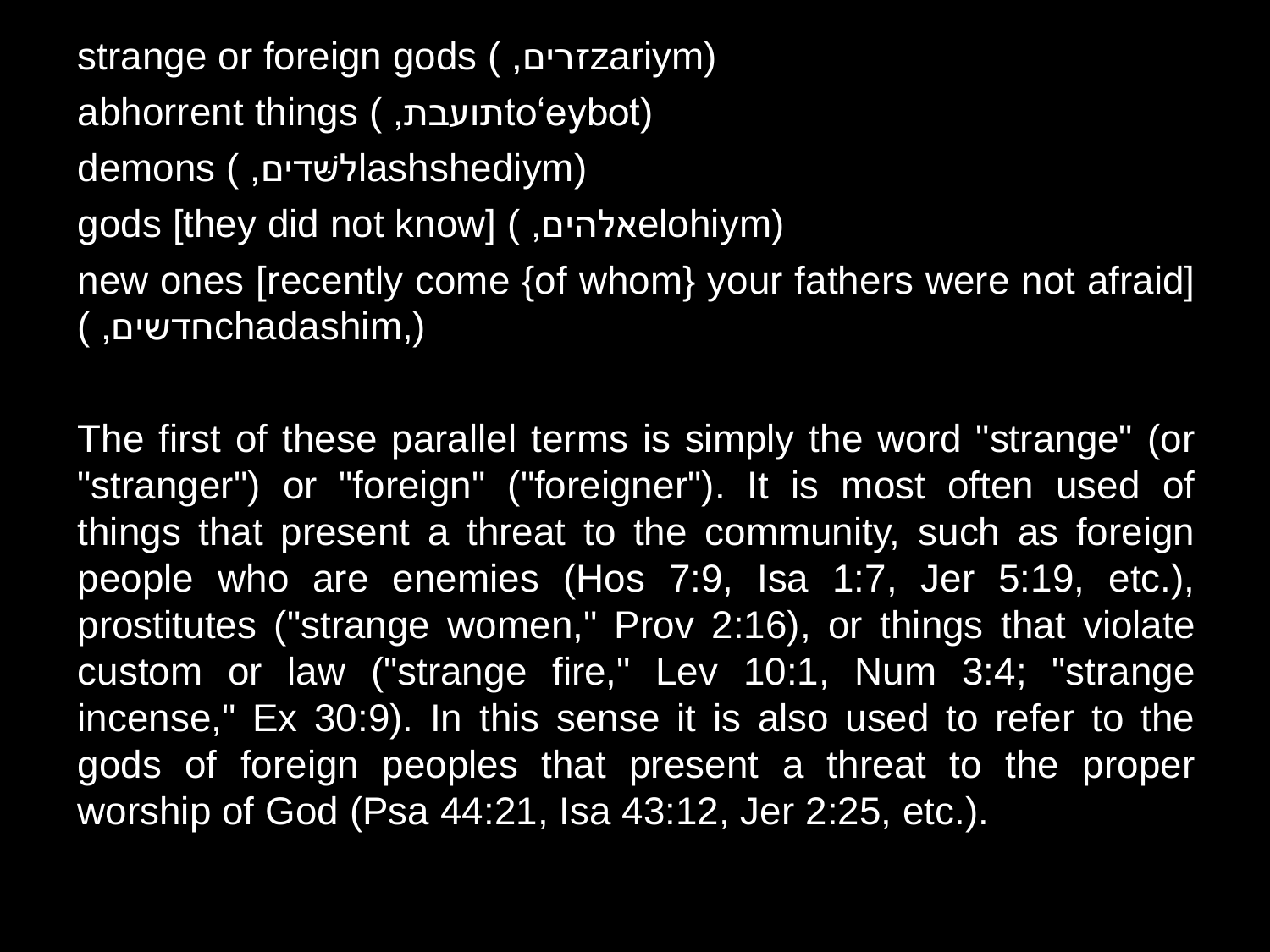strange or foreign gods ( ,זרים zariym)

abhorrent things ( ,תועבת to'eybot)

demons ( ,לשׁדים lashshediym)

gods [they did not know] ( ,אלהים elohiym)

new ones [recently come {of whom} your fathers were not afraid] ( ,חדשים chadashim,)

The first of these parallel terms is simply the word "strange" (or "stranger") or "foreign" ("foreigner"). It is most often used of things that present a threat to the community, such as foreign people who are enemies (Hos 7:9, Isa 1:7, Jer 5:19, etc.), prostitutes ("strange women," Prov 2:16), or things that violate custom or law ("strange fire," Lev 10:1, Num 3:4; "strange incense," Ex 30:9). In this sense it is also used to refer to the gods of foreign peoples that present a threat to the proper worship of God (Psa 44:21, Isa 43:12, Jer 2:25, etc.).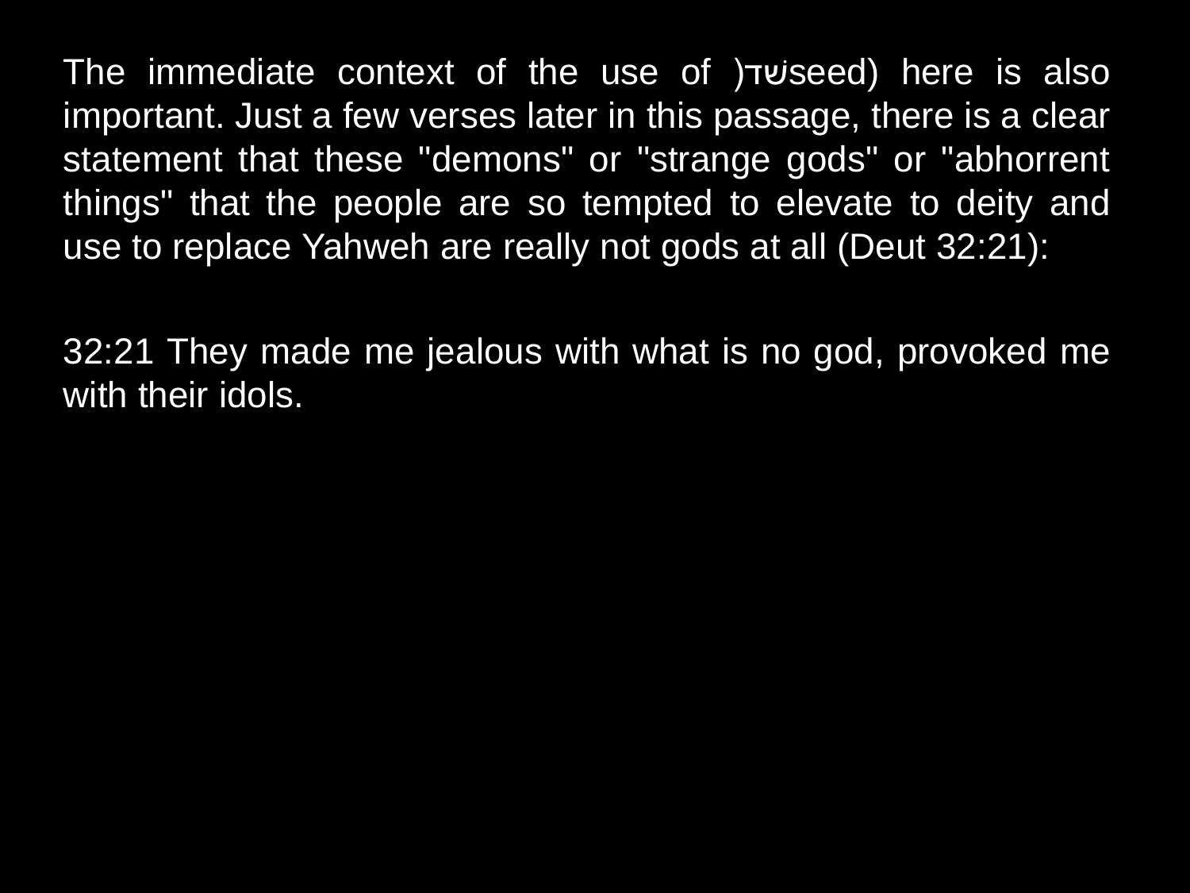The immediate context of the use of )שדseed) here is also important. Just a few verses later in this passage, there is a clear statement that these "demons" or "strange gods" or "abhorrent things" that the people are so tempted to elevate to deity and use to replace Yahweh are really not gods at all (Deut 32:21):

32:21 They made me jealous with what is no god, provoked me with their idols.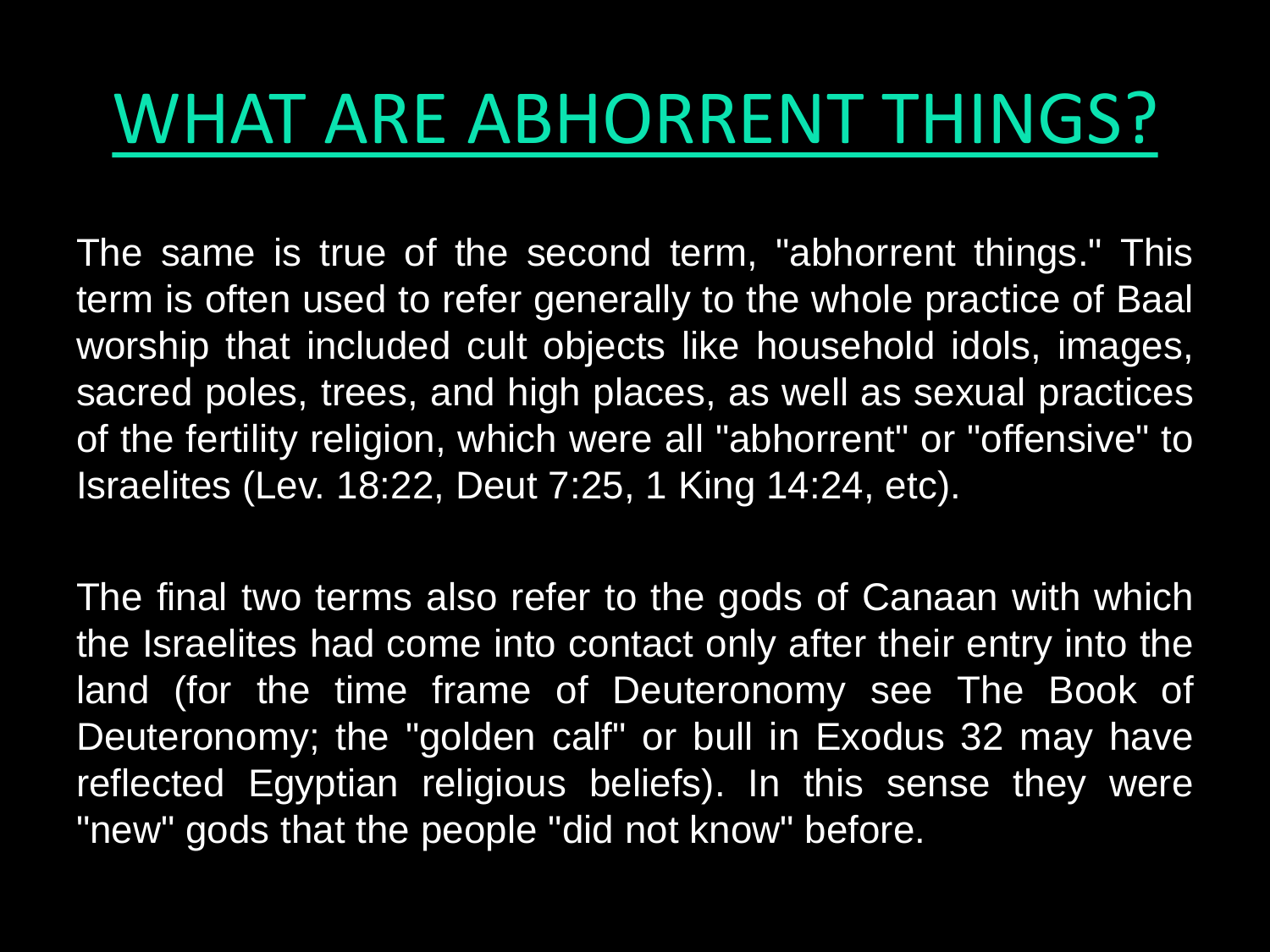# WHAT ARE ABHORRENT THINGS?

The same is true of the second term, "abhorrent things." This term is often used to refer generally to the whole practice of Baal worship that included cult objects like household idols, images, sacred poles, trees, and high places, as well as sexual practices of the fertility religion, which were all "abhorrent" or "offensive" to Israelites (Lev. 18:22, Deut 7:25, 1 King 14:24, etc).

The final two terms also refer to the gods of Canaan with which the Israelites had come into contact only after their entry into the land (for the time frame of Deuteronomy see The Book of Deuteronomy; the "golden calf" or bull in Exodus 32 may have reflected Egyptian religious beliefs). In this sense they were "new" gods that the people "did not know" before.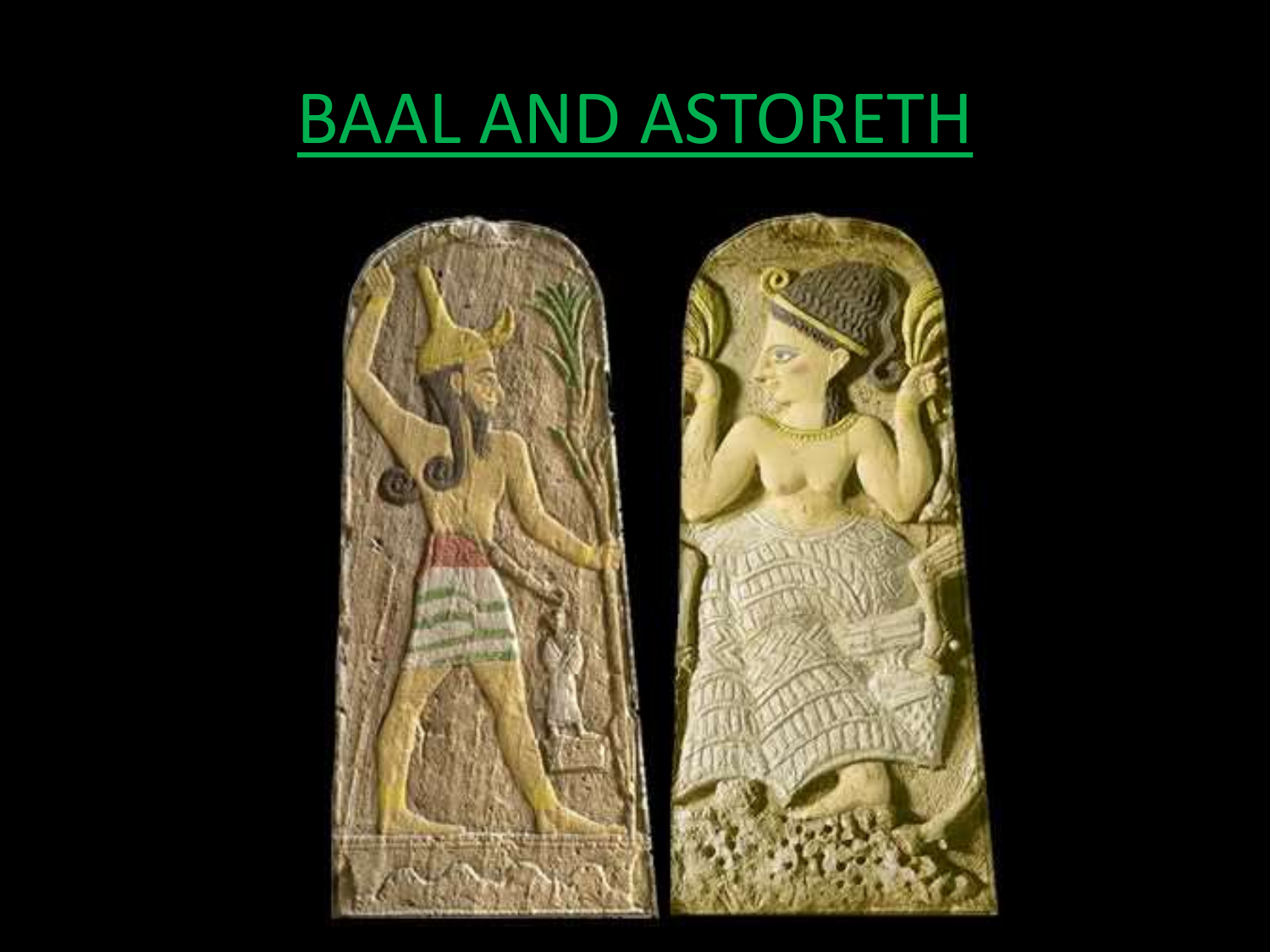# BAAL AND ASTORETH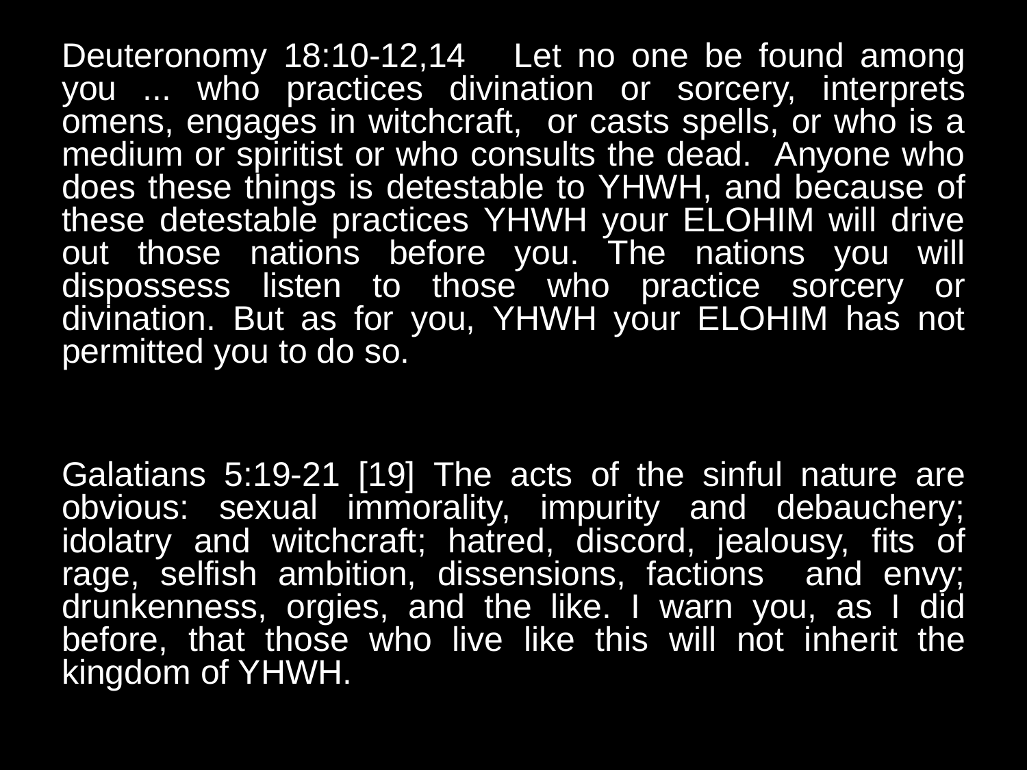Deuteronomy 18:10-12,14 Let no one be found among you ... who practices divination or sorcery, interprets omens, engages in witchcraft, or casts spells, or who is a medium or spiritist or who consults the dead. Anyone who does these things is detestable to YHWH, and because of these detestable practices YHWH your ELOHIM will drive out those nations before you. The nations you will dispossess listen to those who practice sorcery or divination. But as for you, YHWH your ELOHIM has not permitted you to do so.

Galatians 5:19-21 [19] The acts of the sinful nature are obvious: sexual immorality, impurity and debauchery; idolatry and witchcraft; hatred, discord, jealousy, fits of rage, selfish ambition, dissensions, factions and envy; drunkenness, orgies, and the like. I warn you, as I did before, that those who live like this will not inherit the kingdom of YHWH.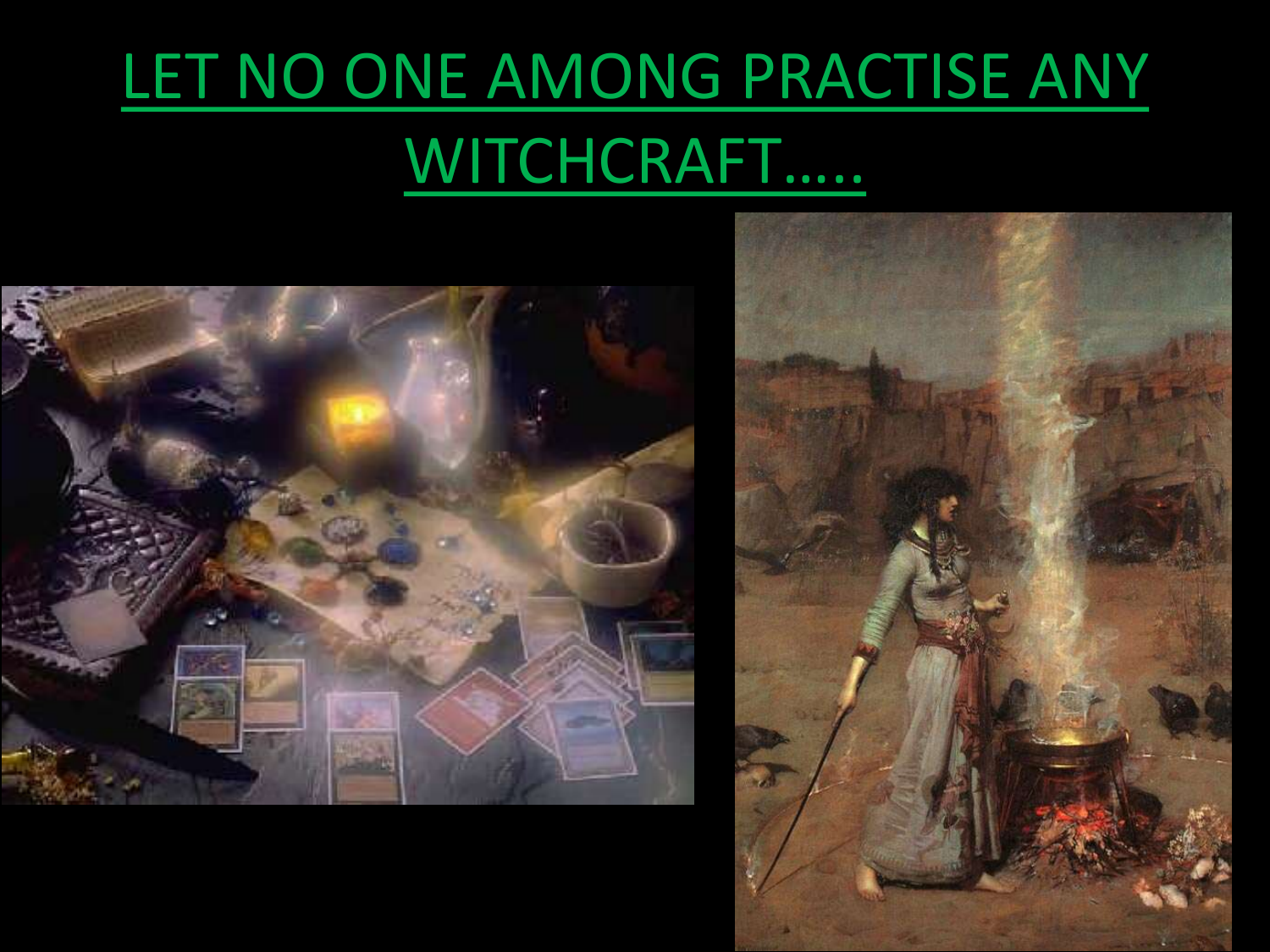# LET NO ONE AMONG PRACTISE ANY WITCHCRAFT…..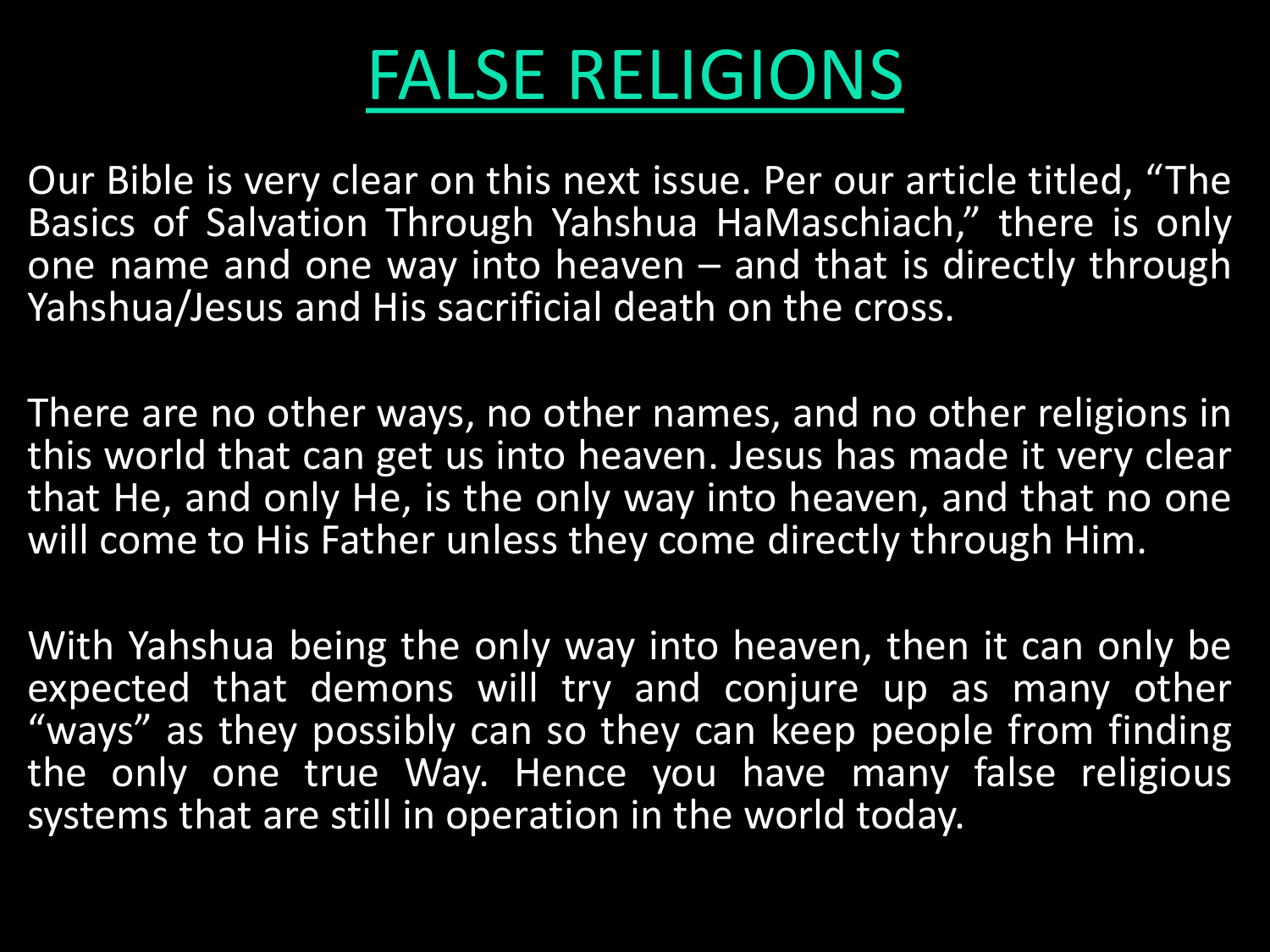# FALSE RELIGIONS

Our Bible is very clear on this next issue. Per our article titled, "The Basics of Salvation Through Yahshua HaMaschiach," there is only one name and one way into heaven – and that is directly through Yahshua/Jesus and His sacrificial death on the cross.

There are no other ways, no other names, and no other religions in this world that can get us into heaven. Jesus has made it very clear that He, and only He, is the only way into heaven, and that no one will come to His Father unless they come directly through Him.

With Yahshua being the only way into heaven, then it can only be expected that demons will try and conjure up as many other "ways" as they possibly can so they can keep people from finding the only one true Way. Hence you have many false religious systems that are still in operation in the world today.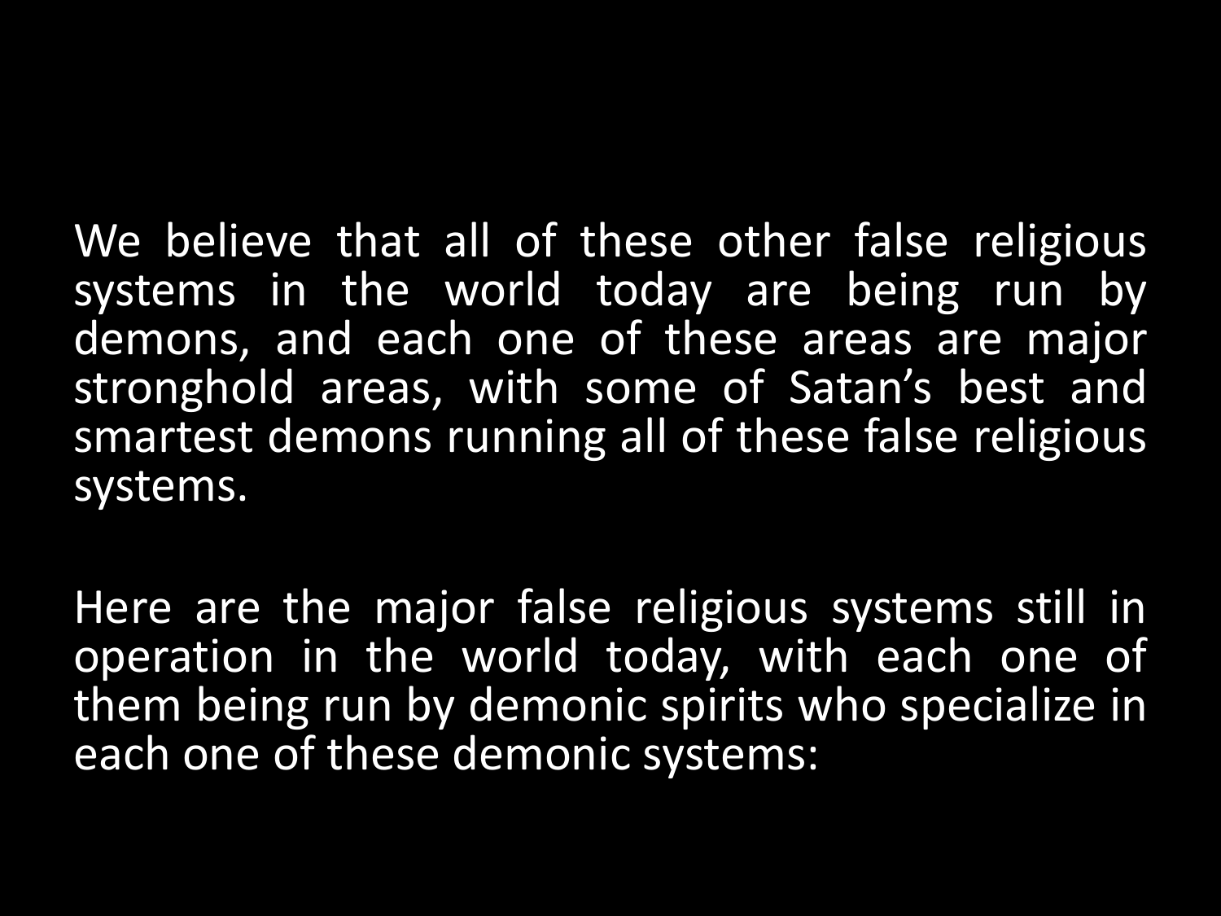We believe that all of these other false religious systems in the world today are being run by demons, and each one of these areas are major stronghold areas, with some of Satan's best and smartest demons running all of these false religious systems.

Here are the major false religious systems still in operation in the world today, with each one of them being run by demonic spirits who specialize in each one of these demonic systems: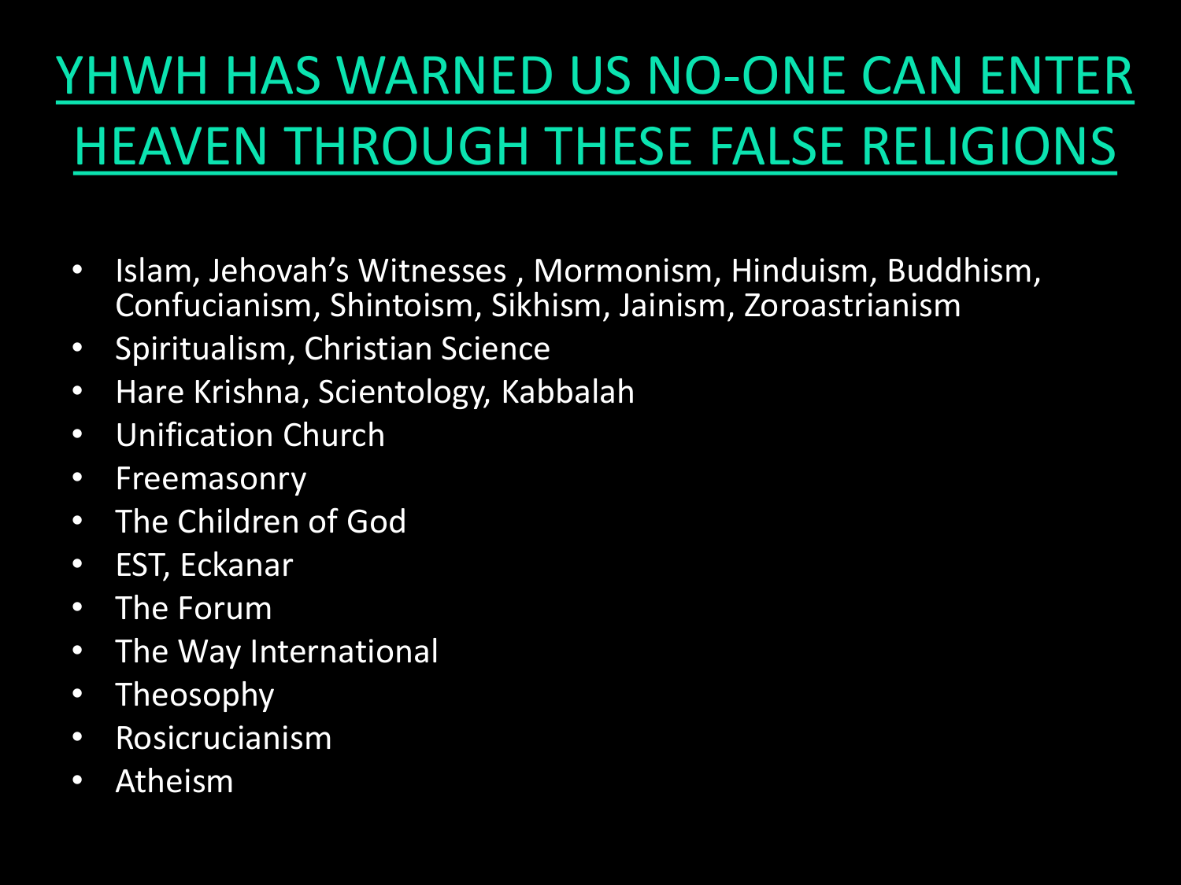# YHWH HAS WARNED US NO-ONE CAN ENTER HEAVEN THROUGH THESE FALSE RELIGIONS

- Islam, Jehovah's Witnesses , Mormonism, Hinduism, Buddhism, Confucianism, Shintoism, Sikhism, Jainism, Zoroastrianism
- Spiritualism, Christian Science
- Hare Krishna, Scientology, Kabbalah
- Unification Church
- Freemasonry
- The Children of God
- EST, Eckanar
- The Forum
- The Way International
- Theosophy
- Rosicrucianism
- Atheism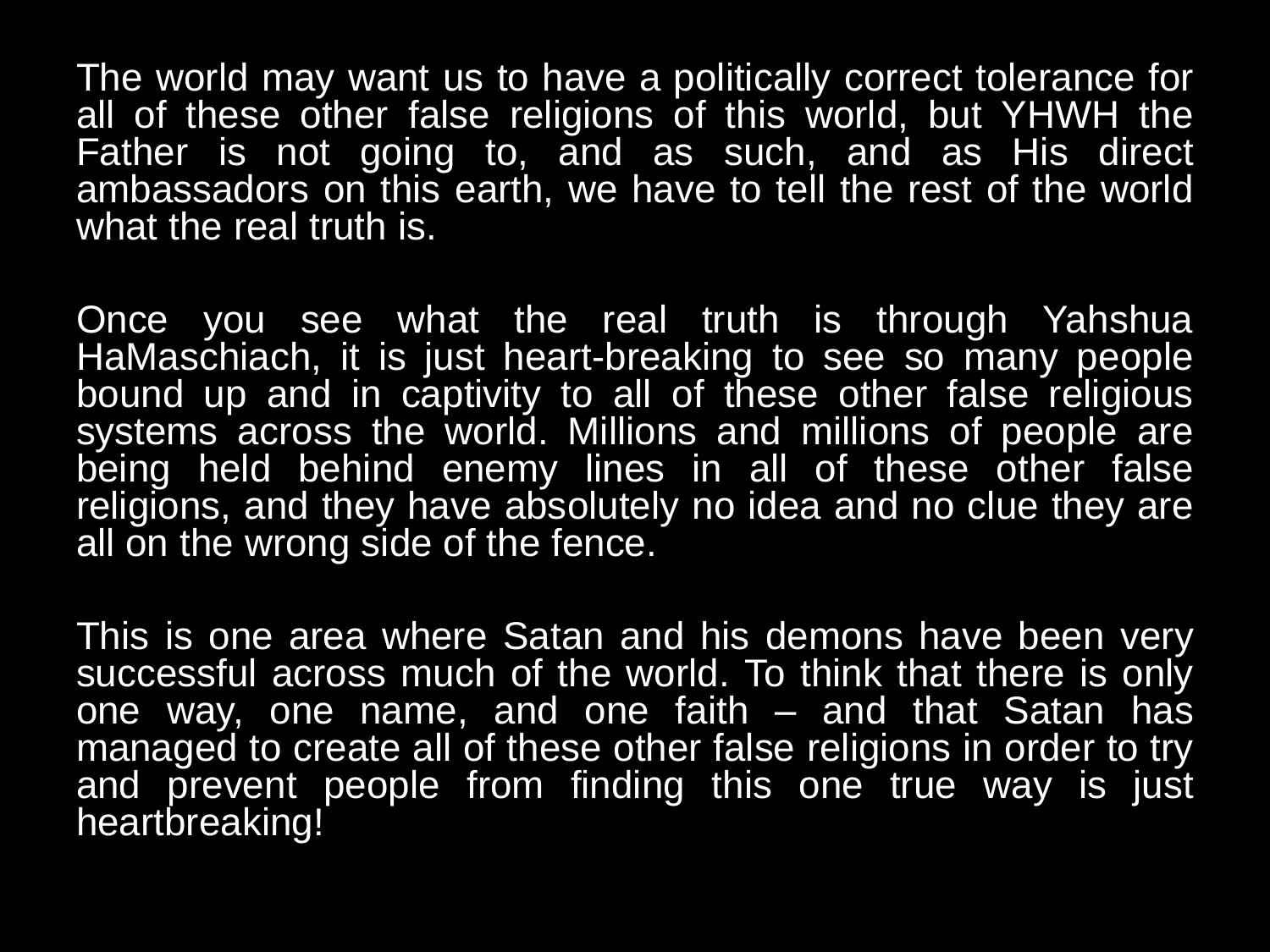The world may want us to have a politically correct tolerance for all of these other false religions of this world, but YHWH the Father is not going to, and as such, and as His direct ambassadors on this earth, we have to tell the rest of the world what the real truth is.

Once you see what the real truth is through Yahshua HaMaschiach, it is just heart-breaking to see so many people bound up and in captivity to all of these other false religious systems across the world. Millions and millions of people are being held behind enemy lines in all of these other false religions, and they have absolutely no idea and no clue they are all on the wrong side of the fence.

This is one area where Satan and his demons have been very successful across much of the world. To think that there is only one way, one name, and one faith – and that Satan has managed to create all of these other false religions in order to try and prevent people from finding this one true way is just heartbreaking!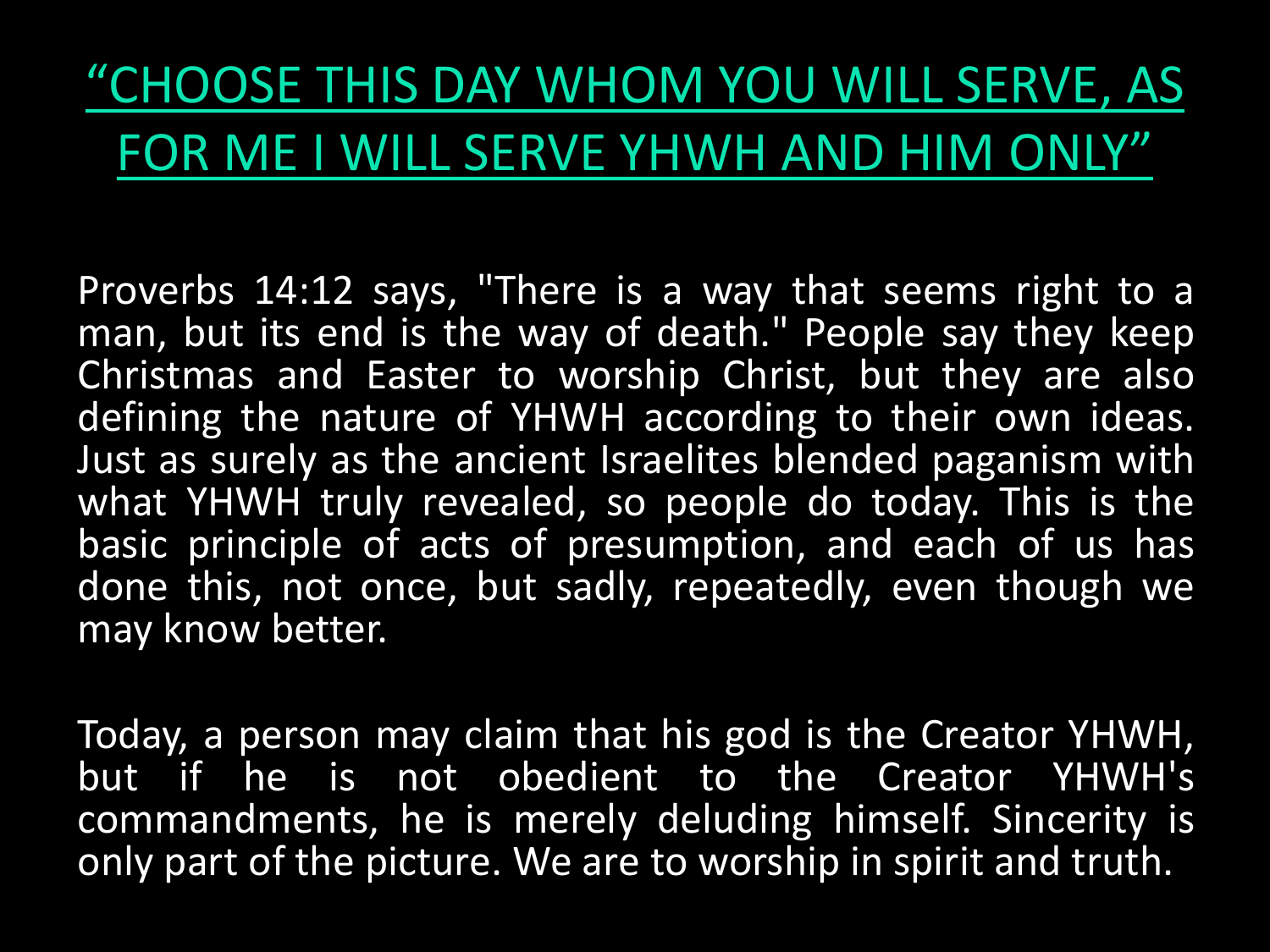# “CHOOSE THIS DAY WHOM YOU WILL SERVE, AS FOR ME I WILL SERVE YHWH AND HIM ONLY”

Proverbs 14:12 says, "There is a way that seems right to a man, but its end is the way of death." People say they keep Christmas and Easter to worship Christ, but they are also defining the nature of YHWH according to their own ideas. Just as surely as the ancient Israelites blended paganism with what YHWH truly revealed, so people do today. This is the basic principle of acts of presumption, and each of us has done this, not once, but sadly, repeatedly, even though we may know better.

Today, a person may claim that his god is the Creator YHWH, but if he is not obedient to the Creator YHWH's commandments, he is merely deluding himself. Sincerity is only part of the picture. We are to worship in spirit and truth.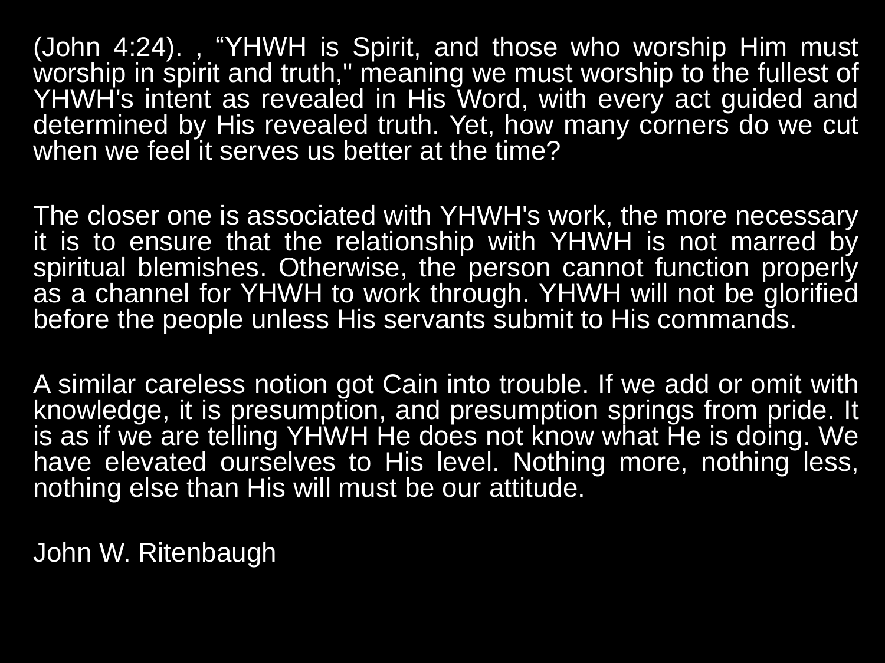(John 4:24). , “YHWH is Spirit, and those who worship Him must worship in spirit and truth," meaning we must worship to the fullest of YHWH's intent as revealed in His Word, with every act guided and determined by His revealed truth. Yet, how many corners do we cut when we feel it serves us better at the time?

The closer one is associated with YHWH's work, the more necessary it is to ensure that the relationship with YHWH is not marred by spiritual blemishes. Otherwise, the person cannot function properly as a channel for YHWH to work through. YHWH will not be glorified before the people unless His servants submit to His commands.

A similar careless notion got Cain into trouble. If we add or omit with knowledge, it is presumption, and presumption springs from pride. It is as if we are telling YHWH He does not know what He is doing. We have elevated ourselves to His level. Nothing more, nothing less, nothing else than His will must be our attitude.

John W. Ritenbaugh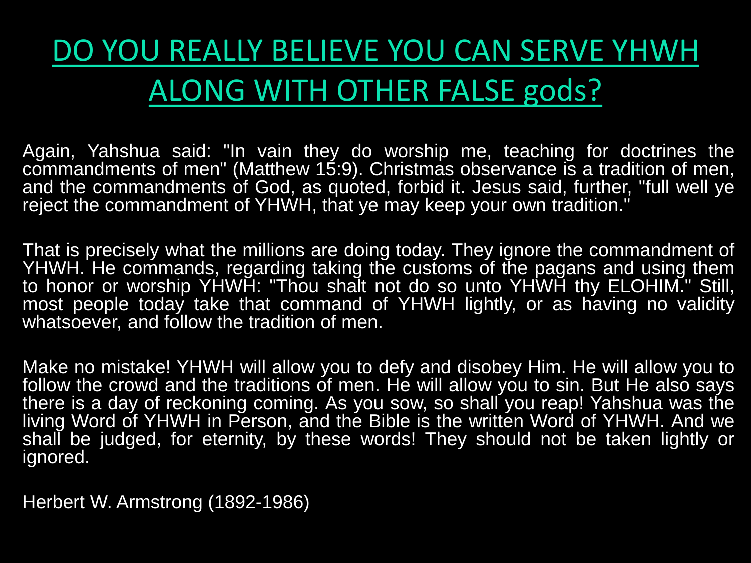# DO YOU REALLY BELIEVE YOU CAN SERVE YHWH ALONG WITH OTHER FALSE gods?

Again, Yahshua said: "In vain they do worship me, teaching for doctrines the commandments of men" (Matthew 15:9). Christmas observance is a tradition of men, and the commandments of God, as quoted, forbid it. Jesus said, further, "full well ye reject the commandment of YHWH, that ye may keep your own tradition."

That is precisely what the millions are doing today. They ignore the commandment of YHWH. He commands, regarding taking the customs of the pagans and using them to honor or worship YHWH: "Thou shalt not do so unto YHWH thy ELOHIM." Still, most people today take that command of YHWH lightly, or as having no validity whatsoever, and follow the tradition of men.

Make no mistake! YHWH will allow you to defy and disobey Him. He will allow you to follow the crowd and the traditions of men. He will allow you to sin. But He also says there is a day of reckoning coming. As you sow, so shall you reap! Yahshua was the living Word of YHWH in Person, and the Bible is the written Word of YHWH. And we shall be judged, for eternity, by these words! They should not be taken lightly or ignored.

Herbert W. Armstrong (1892-1986)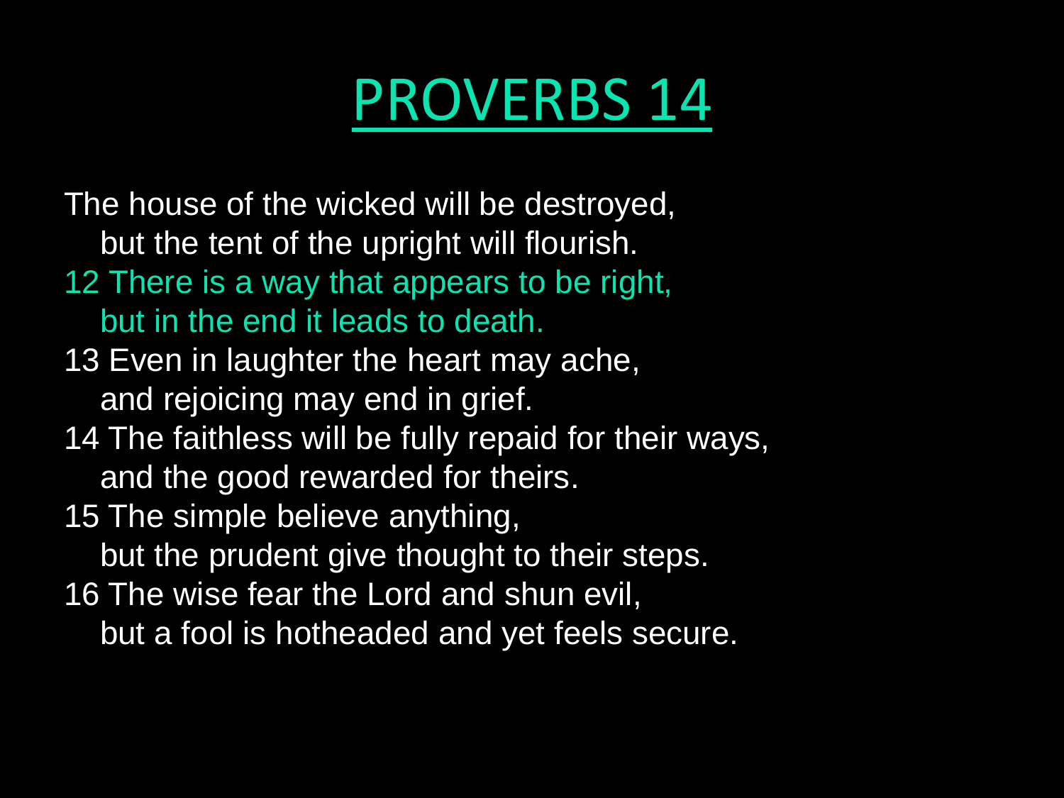# PROVERBS 14

The house of the wicked will be destroyed,
   but the tent of the upright will flourish.
12 There is a way that appears to be right,
   but in the end it leads to death.
13 Even in laughter the heart may ache,
   and rejoicing may end in grief.
14 The faithless will be fully repaid for their ways,
   and the good rewarded for theirs.
15 The simple believe anything,
   but the prudent give thought to their steps.
16 The wise fear the Lord and shun evil,
   but a fool is hotheaded and yet feels secure.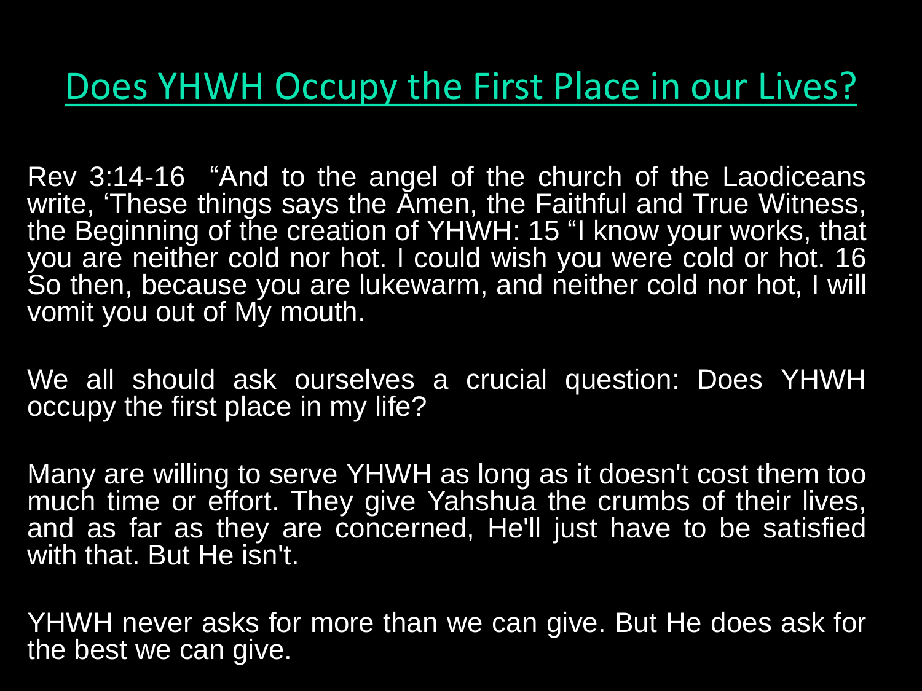# Does YHWH Occupy the First Place in our Lives?

Rev 3:14-16 "And to the angel of the church of the Laodiceans write, 'These things says the Amen, the Faithful and True Witness, the Beginning of the creation of YHWH: 15 "I know your works, that you are neither cold nor hot. I could wish you were cold or hot. 16 So then, because you are lukewarm, and neither cold nor hot, I will vomit you out of My mouth.

We all should ask ourselves a crucial question: Does YHWH occupy the first place in my life?

Many are willing to serve YHWH as long as it doesn't cost them too much time or effort. They give Yahshua the crumbs of their lives, and as far as they are concerned, He'll just have to be satisfied with that. But He isn't.

YHWH never asks for more than we can give. But He does ask for the best we can give.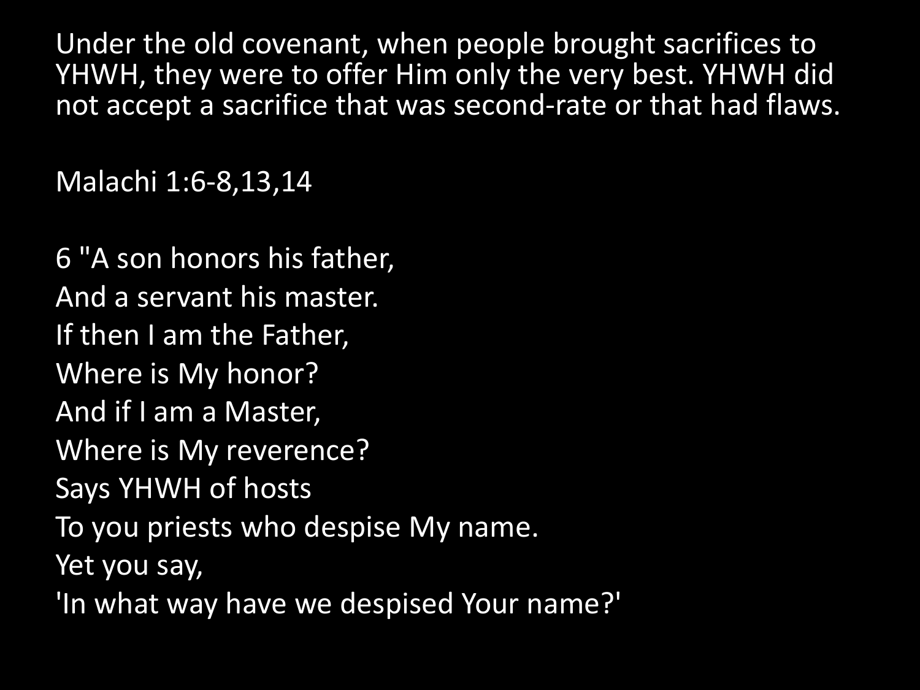Under the old covenant, when people brought sacrifices to YHWH, they were to offer Him only the very best. YHWH did not accept a sacrifice that was second-rate or that had flaws.

Malachi 1:6-8,13,14

6 "A son honors his father,
And a servant his master.
If then I am the Father,
Where is My honor?
And if I am a Master,
Where is My reverence?
Says YHWH of hosts
To you priests who despise My name.
Yet you say,
'In what way have we despised Your name?'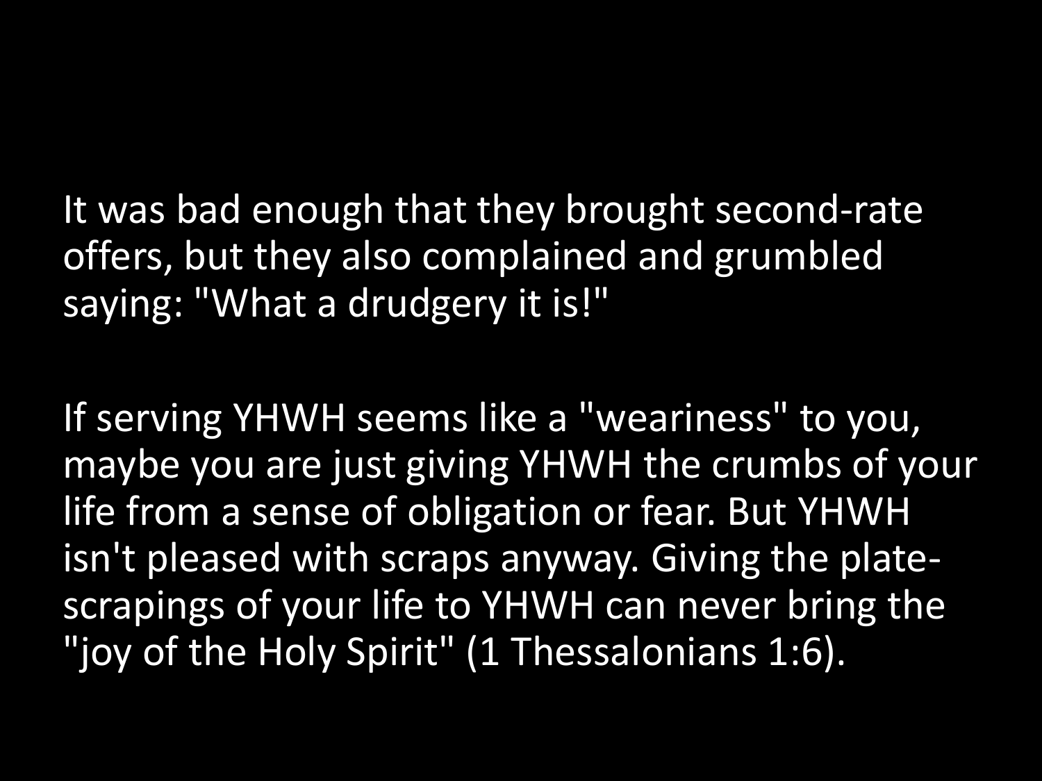It was bad enough that they brought second-rate offers, but they also complained and grumbled saying: "What a drudgery it is!"

If serving YHWH seems like a "weariness" to you, maybe you are just giving YHWH the crumbs of your life from a sense of obligation or fear. But YHWH isn't pleased with scraps anyway. Giving the plate-scrapings of your life to YHWH can never bring the "joy of the Holy Spirit" (1 Thessalonians 1:6).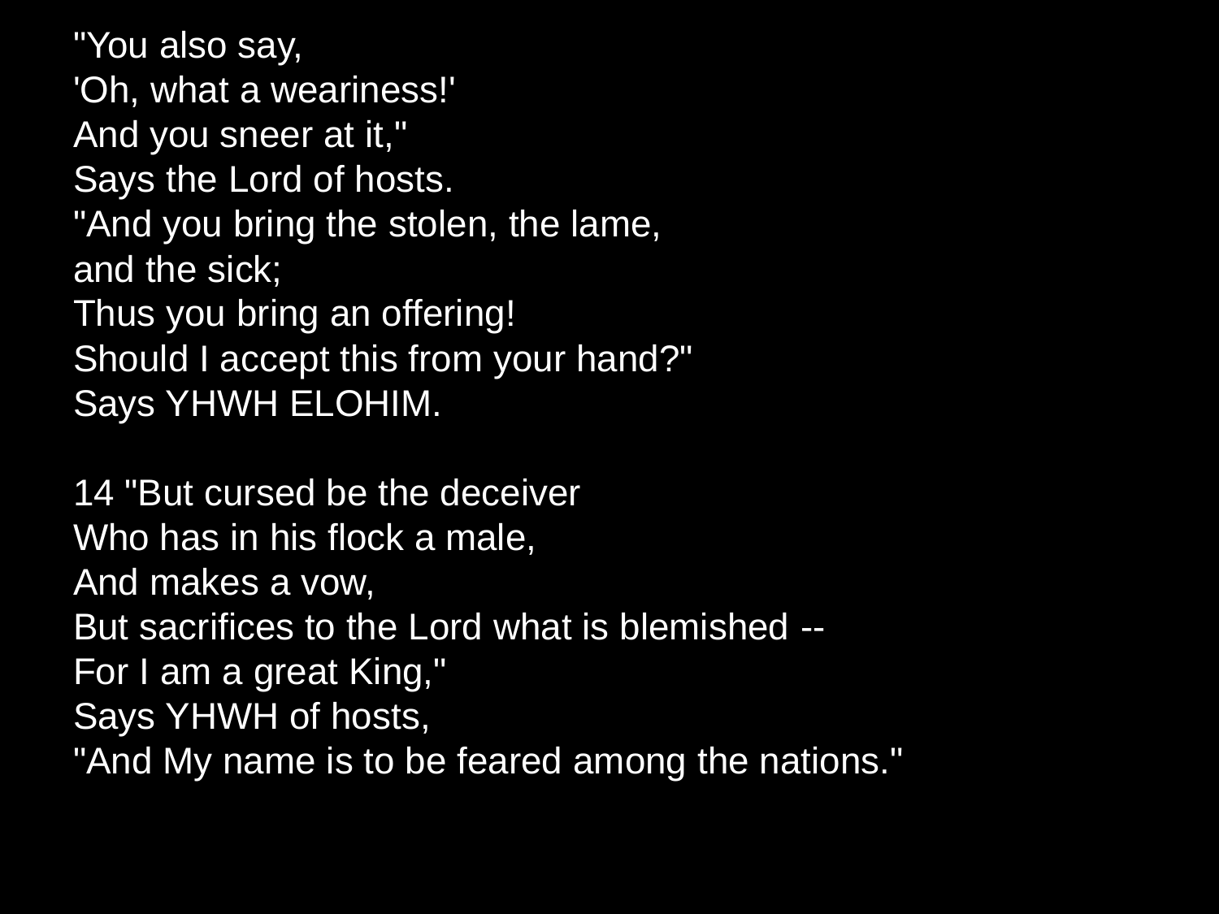"You also say,  
'Oh, what a weariness!'  
And you sneer at it,"  
Says the Lord of hosts.  
"And you bring the stolen, the lame,  
and the sick;  
Thus you bring an offering!  
Should I accept this from your hand?"  
Says YHWH ELOHIM.

14 "But cursed be the deceiver  
Who has in his flock a male,  
And makes a vow,  
But sacrifices to the Lord what is blemished --  
For I am a great King,"  
Says YHWH of hosts,  
"And My name is to be feared among the nations."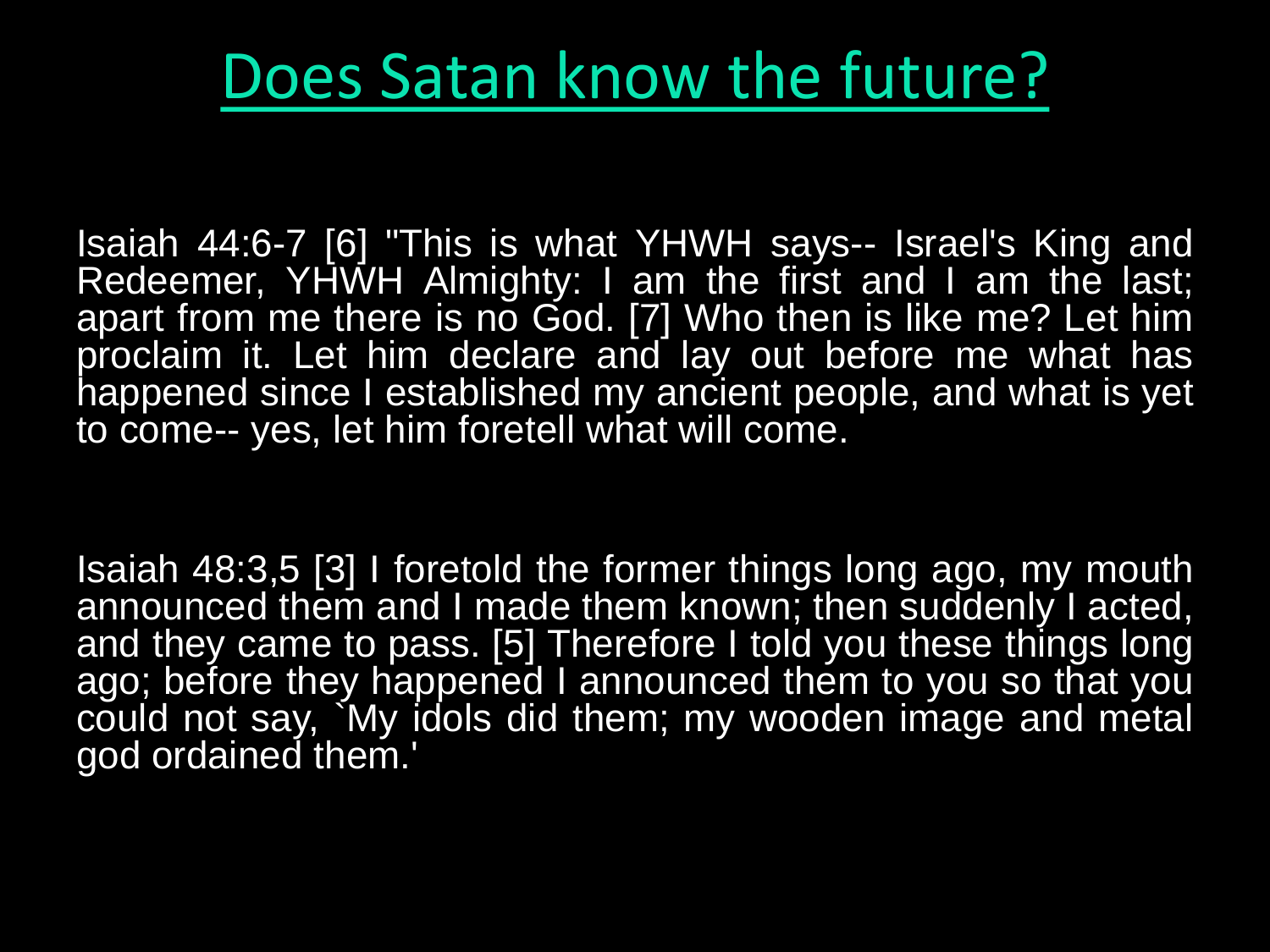# Does Satan know the future?

Isaiah 44:6-7 [6] "This is what YHWH says-- Israel's King and Redeemer, YHWH Almighty: I am the first and I am the last; apart from me there is no God. [7] Who then is like me? Let him proclaim it. Let him declare and lay out before me what has happened since I established my ancient people, and what is yet to come-- yes, let him foretell what will come.

Isaiah 48:3,5 [3] I foretold the former things long ago, my mouth announced them and I made them known; then suddenly I acted, and they came to pass. [5] Therefore I told you these things long ago; before they happened I announced them to you so that you could not say, `My idols did them; my wooden image and metal god ordained them.'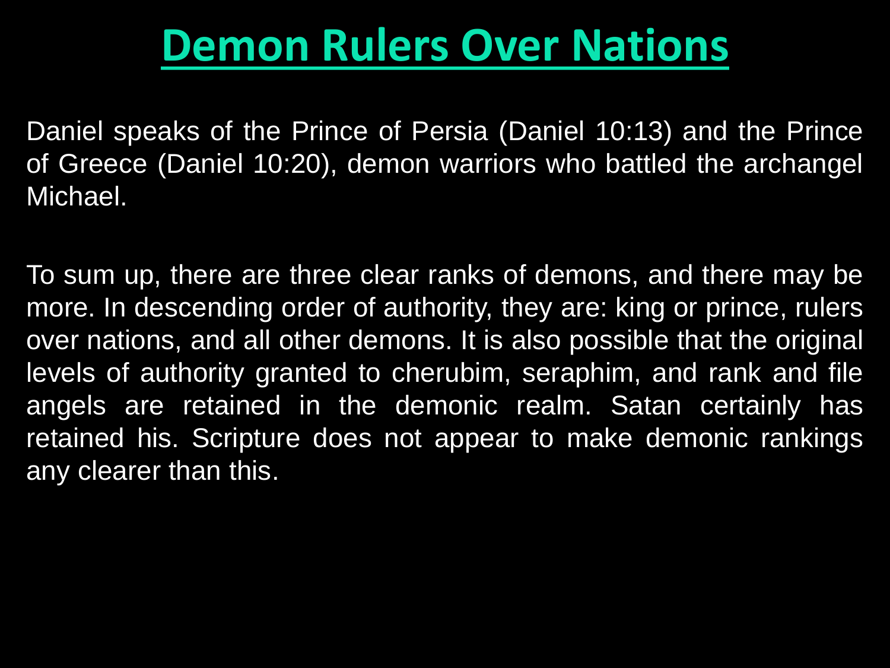# Demon Rulers Over Nations

Daniel speaks of the Prince of Persia (Daniel 10:13) and the Prince of Greece (Daniel 10:20), demon warriors who battled the archangel Michael.

To sum up, there are three clear ranks of demons, and there may be more. In descending order of authority, they are: king or prince, rulers over nations, and all other demons. It is also possible that the original levels of authority granted to cherubim, seraphim, and rank and file angels are retained in the demonic realm. Satan certainly has retained his. Scripture does not appear to make demonic rankings any clearer than this.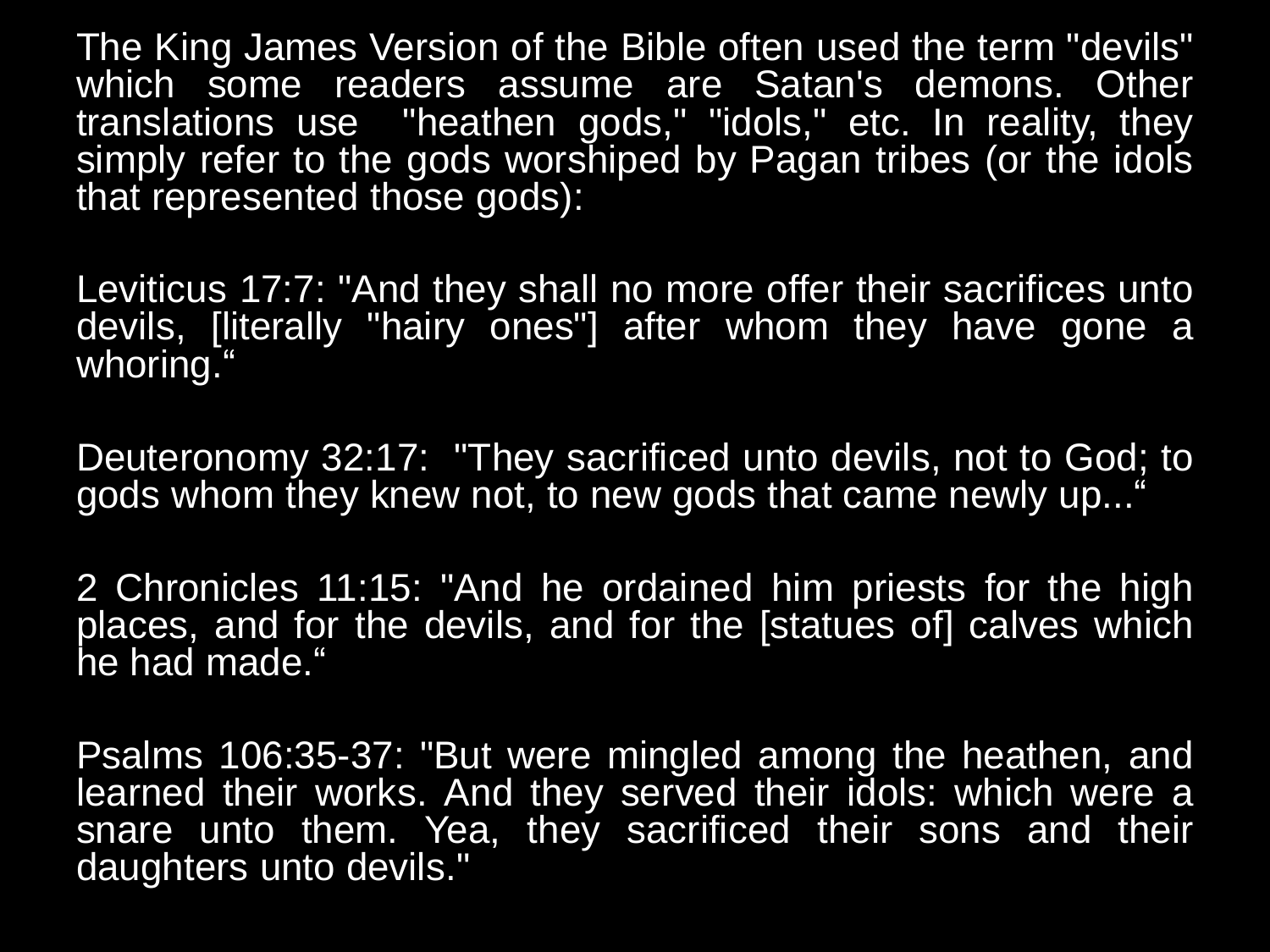The King James Version of the Bible often used the term "devils" which some readers assume are Satan's demons. Other translations use "heathen gods," "idols," etc. In reality, they simply refer to the gods worshiped by Pagan tribes (or the idols that represented those gods):

Leviticus 17:7: "And they shall no more offer their sacrifices unto devils, [literally "hairy ones"] after whom they have gone a whoring."

Deuteronomy 32:17: "They sacrificed unto devils, not to God; to gods whom they knew not, to new gods that came newly up..."

2 Chronicles 11:15: "And he ordained him priests for the high places, and for the devils, and for the [statues of] calves which he had made."

Psalms 106:35-37: "But were mingled among the heathen, and learned their works. And they served their idols: which were a snare unto them. Yea, they sacrificed their sons and their daughters unto devils."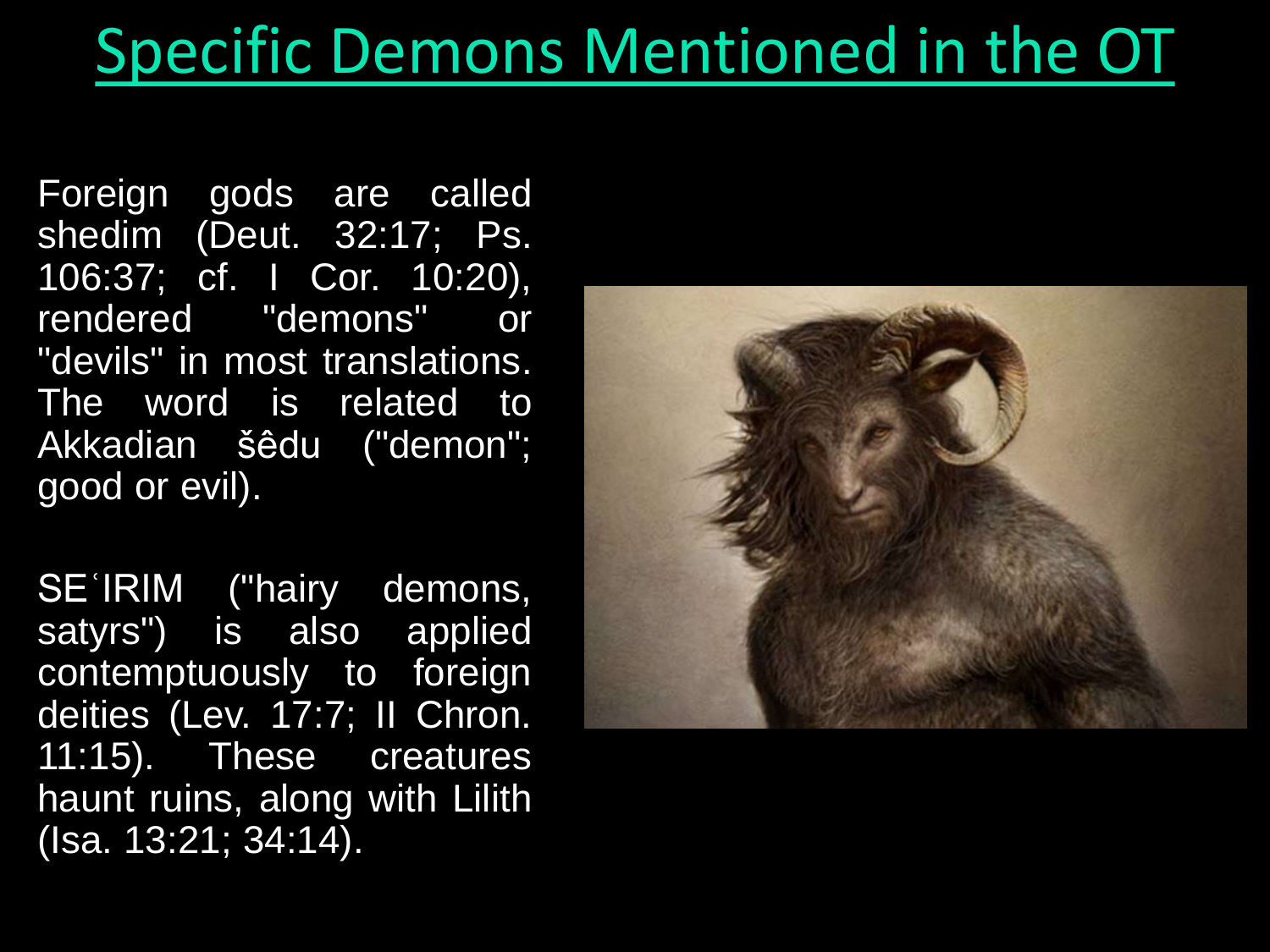# Specific Demons Mentioned in the OT

Foreign gods are called shedim (Deut. 32:17; Ps. 106:37; cf. I Cor. 10:20), rendered "demons" or "devils" in most translations. The word is related to Akkadian šêdu ("demon"; good or evil).

SEʿIRIM ("hairy demons, satyrs") is also applied contemptuously to foreign deities (Lev. 17:7; II Chron. 11:15). These creatures haunt ruins, along with Lilith (Isa. 13:21; 34:14).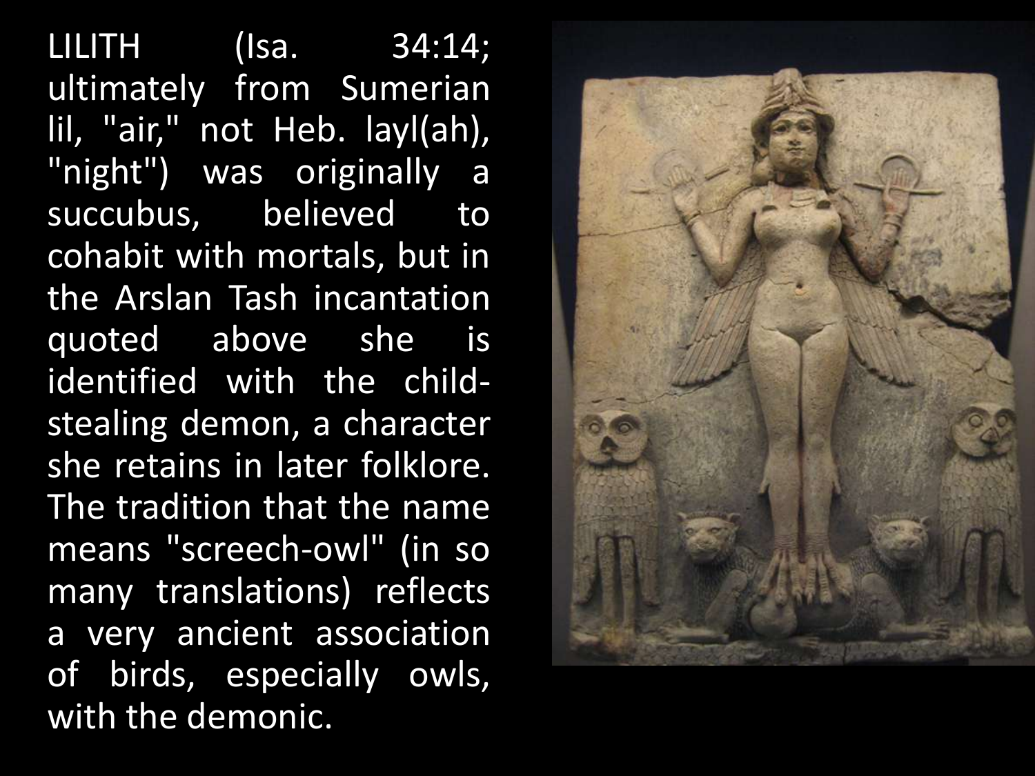LILITH (Isa. 34:14; ultimately from Sumerian lil, "air," not Heb. layl(ah), "night") was originally a succubus, believed to cohabit with mortals, but in the Arslan Tash incantation quoted above she is identified with the child-stealing demon, a character she retains in later folklore. The tradition that the name means "screech-owl" (in so many translations) reflects a very ancient association of birds, especially owls, with the demonic.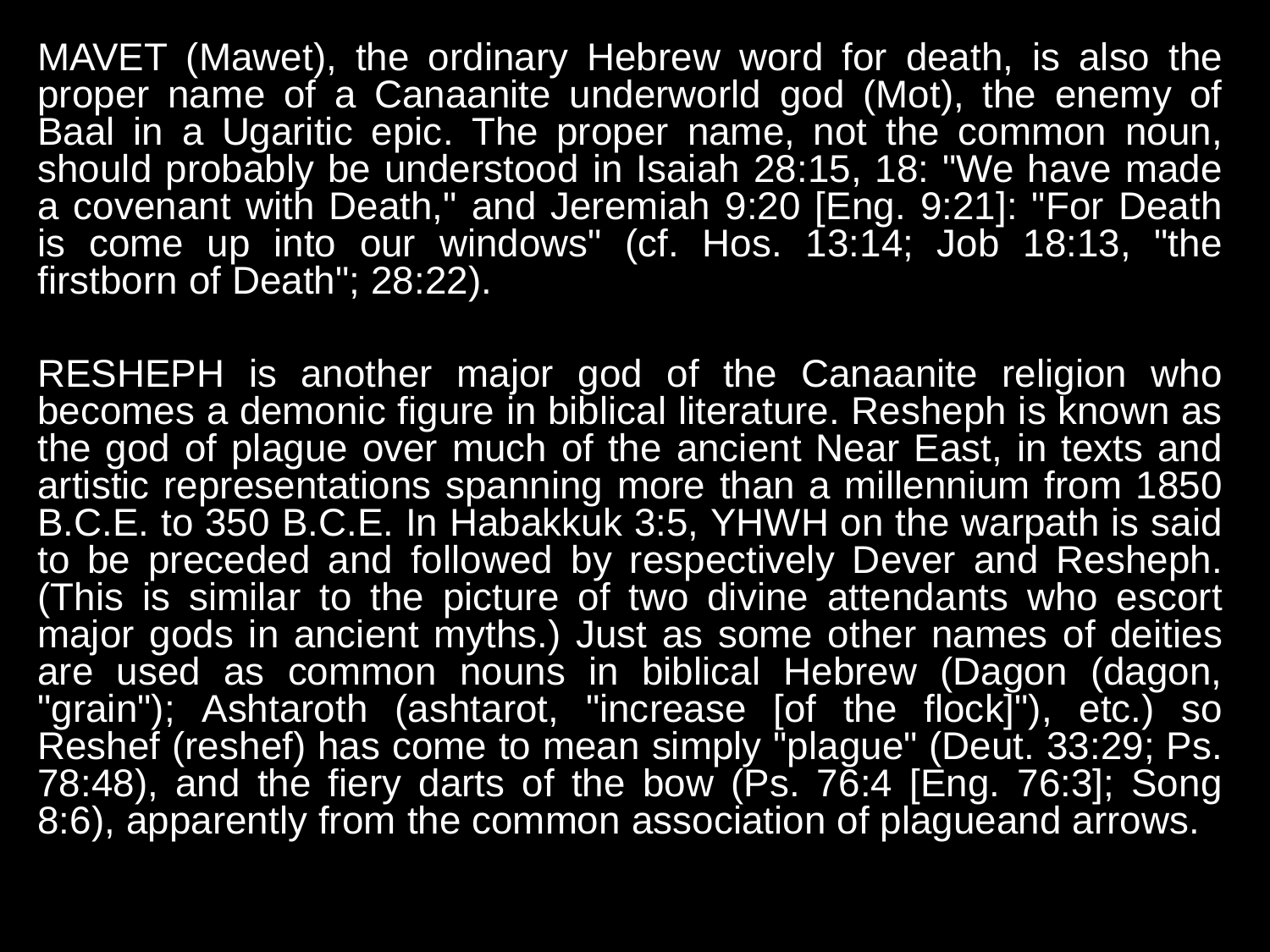MAVET (Mawet), the ordinary Hebrew word for death, is also the proper name of a Canaanite underworld god (Mot), the enemy of Baal in a Ugaritic epic. The proper name, not the common noun, should probably be understood in Isaiah 28:15, 18: "We have made a covenant with Death," and Jeremiah 9:20 [Eng. 9:21]: "For Death is come up into our windows" (cf. Hos. 13:14; Job 18:13, "the firstborn of Death"; 28:22).

RESHEPH is another major god of the Canaanite religion who becomes a demonic figure in biblical literature. Resheph is known as the god of plague over much of the ancient Near East, in texts and artistic representations spanning more than a millennium from 1850 B.C.E. to 350 B.C.E. In Habakkuk 3:5, YHWH on the warpath is said to be preceded and followed by respectively Dever and Resheph. (This is similar to the picture of two divine attendants who escort major gods in ancient myths.) Just as some other names of deities are used as common nouns in biblical Hebrew (Dagon (dagon, "grain"); Ashtaroth (ashtarot, "increase [of the flock]"), etc.) so Reshef (reshef) has come to mean simply "plague" (Deut. 33:29; Ps. 78:48), and the fiery darts of the bow (Ps. 76:4 [Eng. 76:3]; Song 8:6), apparently from the common association of plagueand arrows.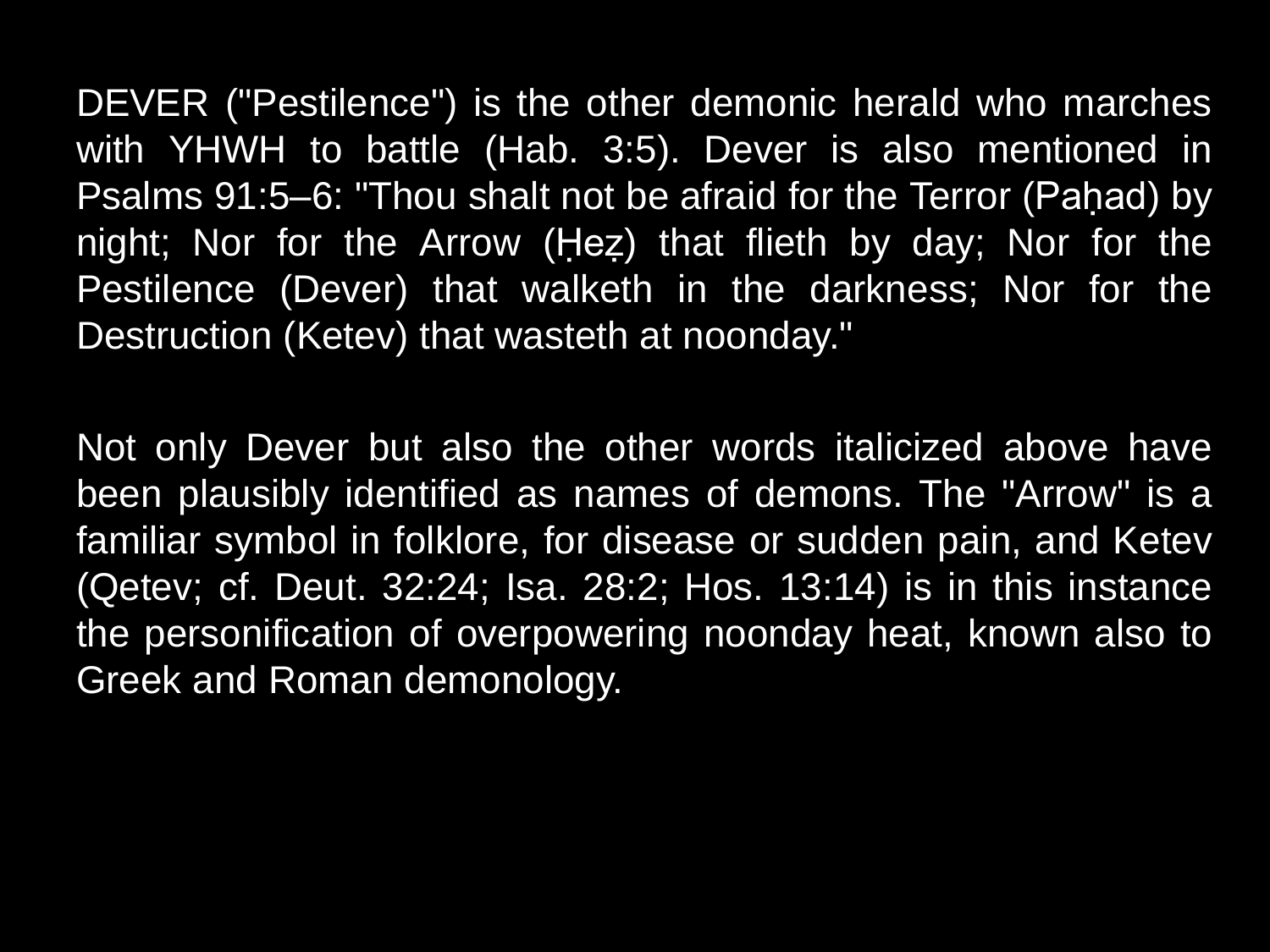DEVER ("Pestilence") is the other demonic herald who marches with YHWH to battle (Hab. 3:5). Dever is also mentioned in Psalms 91:5–6: "Thou shalt not be afraid for the Terror (Paḥad) by night; Nor for the Arrow (Ḥeẓ) that flieth by day; Nor for the Pestilence (Dever) that walketh in the darkness; Nor for the Destruction (Ketev) that wasteth at noonday."

Not only Dever but also the other words italicized above have been plausibly identified as names of demons. The "Arrow" is a familiar symbol in folklore, for disease or sudden pain, and Ketev (Qetev; cf. Deut. 32:24; Isa. 28:2; Hos. 13:14) is in this instance the personification of overpowering noonday heat, known also to Greek and Roman demonology.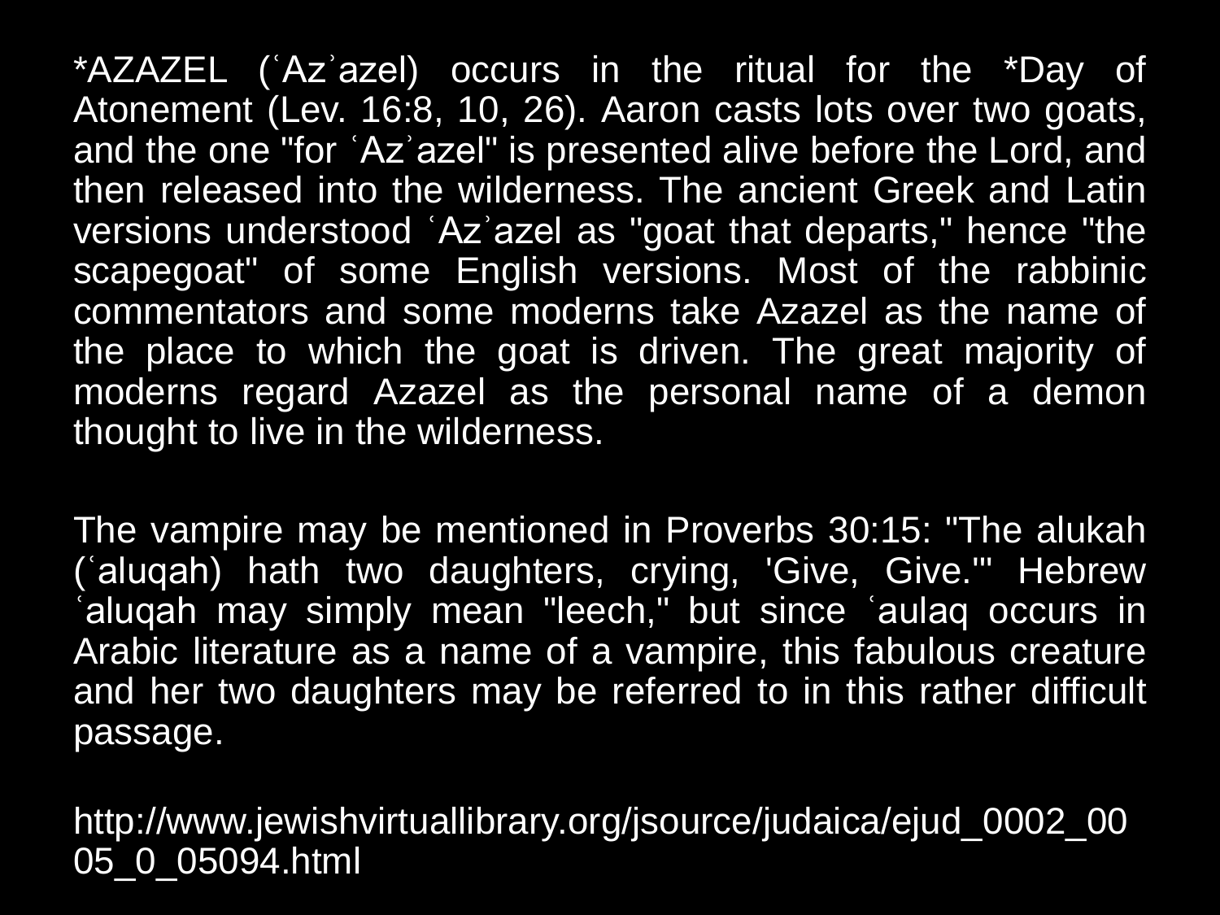*AZAZEL (ʿAzʾazel) occurs in the ritual for the *Day of Atonement (Lev. 16:8, 10, 26). Aaron casts lots over two goats, and the one "for ʿAzʾazel" is presented alive before the Lord, and then released into the wilderness. The ancient Greek and Latin versions understood ʿAzʾazel as "goat that departs," hence "the scapegoat" of some English versions. Most of the rabbinic commentators and some moderns take Azazel as the name of the place to which the goat is driven. The great majority of moderns regard Azazel as the personal name of a demon thought to live in the wilderness.

The vampire may be mentioned in Proverbs 30:15: "The alukah (ʿaluqah) hath two daughters, crying, 'Give, Give.'" Hebrew ʿaluqah may simply mean "leech," but since ʿaulaq occurs in Arabic literature as a name of a vampire, this fabulous creature and her two daughters may be referred to in this rather difficult passage.

http://www.jewishvirtuallibrary.org/jsource/judaica/ejud_0002_0005_0_05094.html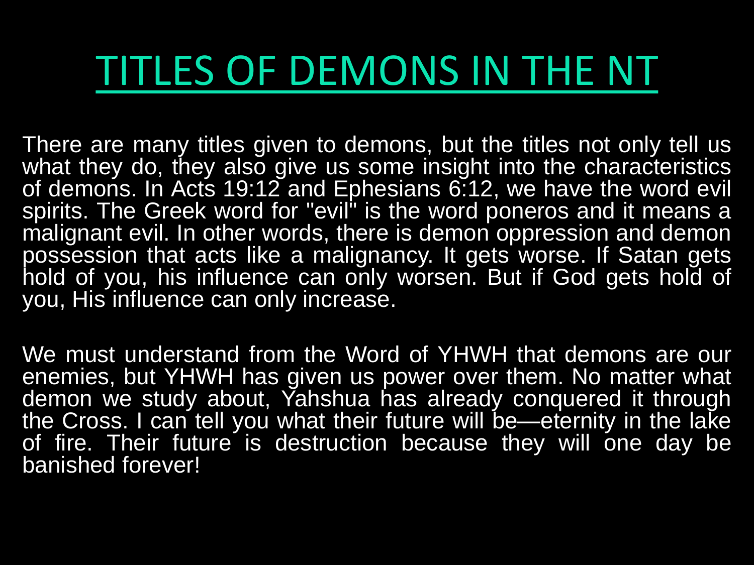# TITLES OF DEMONS IN THE NT

There are many titles given to demons, but the titles not only tell us what they do, they also give us some insight into the characteristics of demons. In Acts 19:12 and Ephesians 6:12, we have the word evil spirits. The Greek word for "evil" is the word poneros and it means a malignant evil. In other words, there is demon oppression and demon possession that acts like a malignancy. It gets worse. If Satan gets hold of you, his influence can only worsen. But if God gets hold of you, His influence can only increase.

We must understand from the Word of YHWH that demons are our enemies, but YHWH has given us power over them. No matter what demon we study about, Yahshua has already conquered it through the Cross. I can tell you what their future will be—eternity in the lake of fire. Their future is destruction because they will one day be banished forever!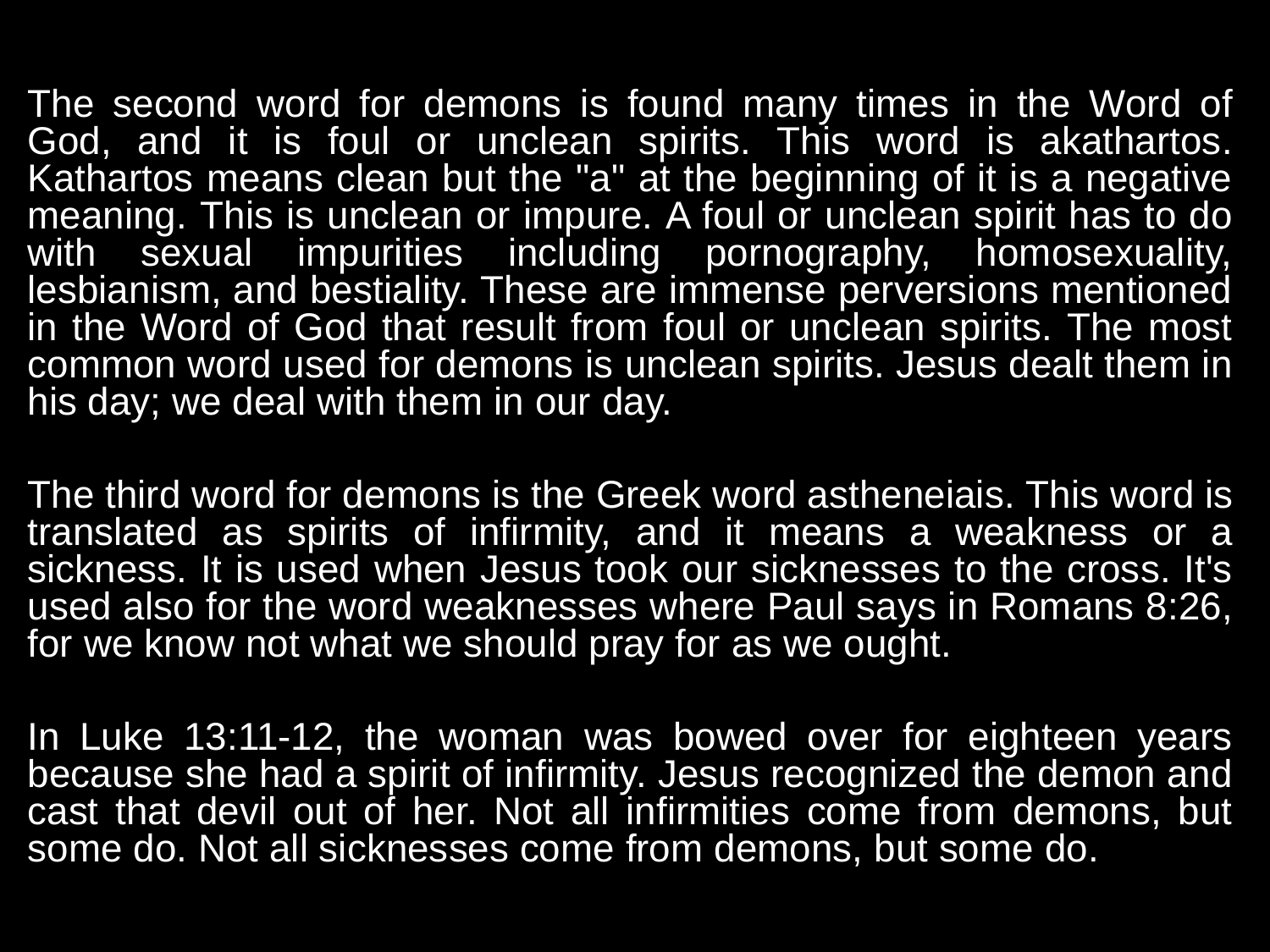The second word for demons is found many times in the Word of God, and it is foul or unclean spirits. This word is akathartos. Kathartos means clean but the "a" at the beginning of it is a negative meaning. This is unclean or impure. A foul or unclean spirit has to do with sexual impurities including pornography, homosexuality, lesbianism, and bestiality. These are immense perversions mentioned in the Word of God that result from foul or unclean spirits. The most common word used for demons is unclean spirits. Jesus dealt them in his day; we deal with them in our day.

The third word for demons is the Greek word astheneiais. This word is translated as spirits of infirmity, and it means a weakness or a sickness. It is used when Jesus took our sicknesses to the cross. It's used also for the word weaknesses where Paul says in Romans 8:26, for we know not what we should pray for as we ought.

In Luke 13:11-12, the woman was bowed over for eighteen years because she had a spirit of infirmity. Jesus recognized the demon and cast that devil out of her. Not all infirmities come from demons, but some do. Not all sicknesses come from demons, but some do.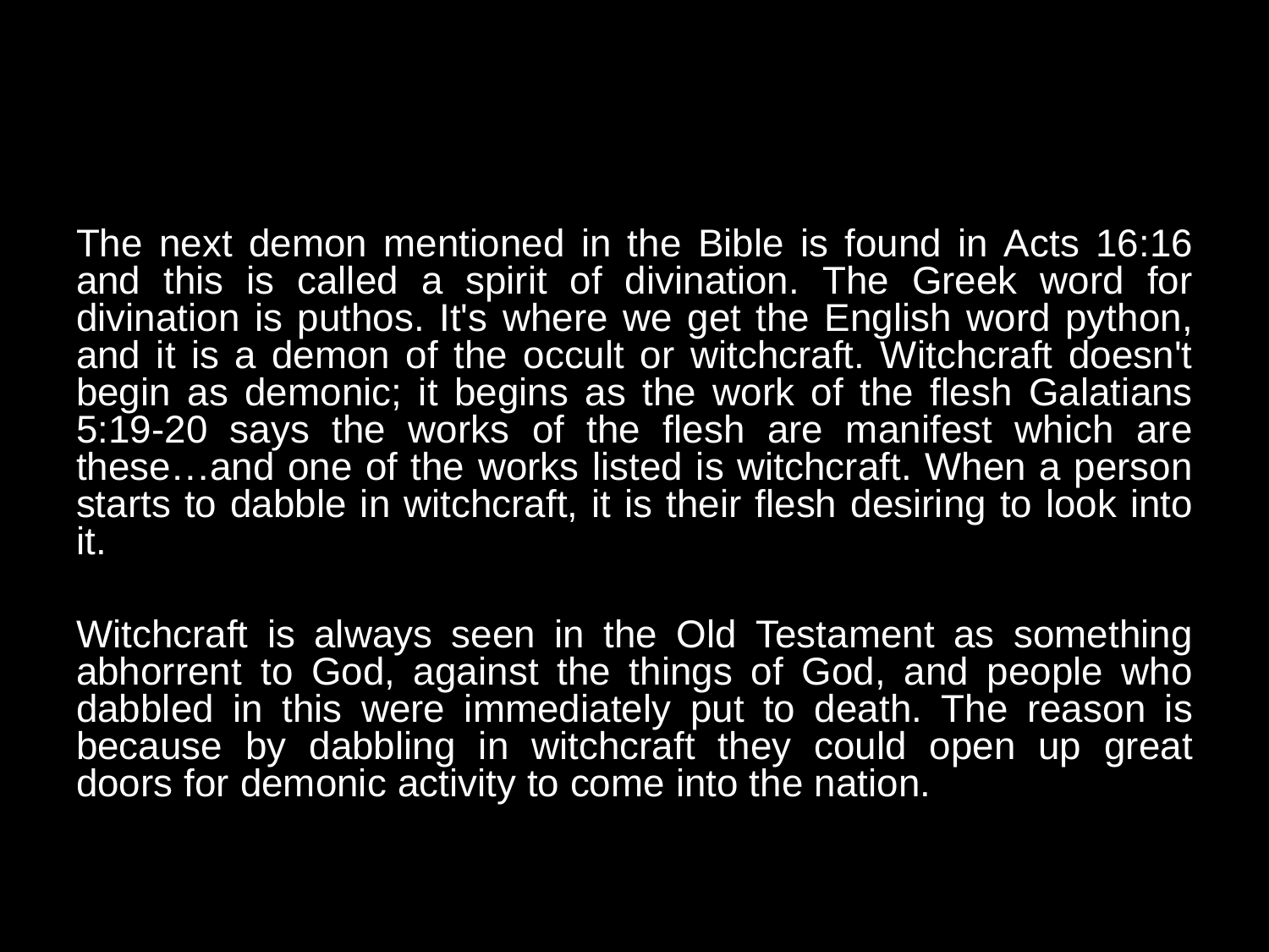The next demon mentioned in the Bible is found in Acts 16:16 and this is called a spirit of divination. The Greek word for divination is puthos. It's where we get the English word python, and it is a demon of the occult or witchcraft. Witchcraft doesn't begin as demonic; it begins as the work of the flesh Galatians 5:19-20 says the works of the flesh are manifest which are these…and one of the works listed is witchcraft. When a person starts to dabble in witchcraft, it is their flesh desiring to look into it.

Witchcraft is always seen in the Old Testament as something abhorrent to God, against the things of God, and people who dabbled in this were immediately put to death. The reason is because by dabbling in witchcraft they could open up great doors for demonic activity to come into the nation.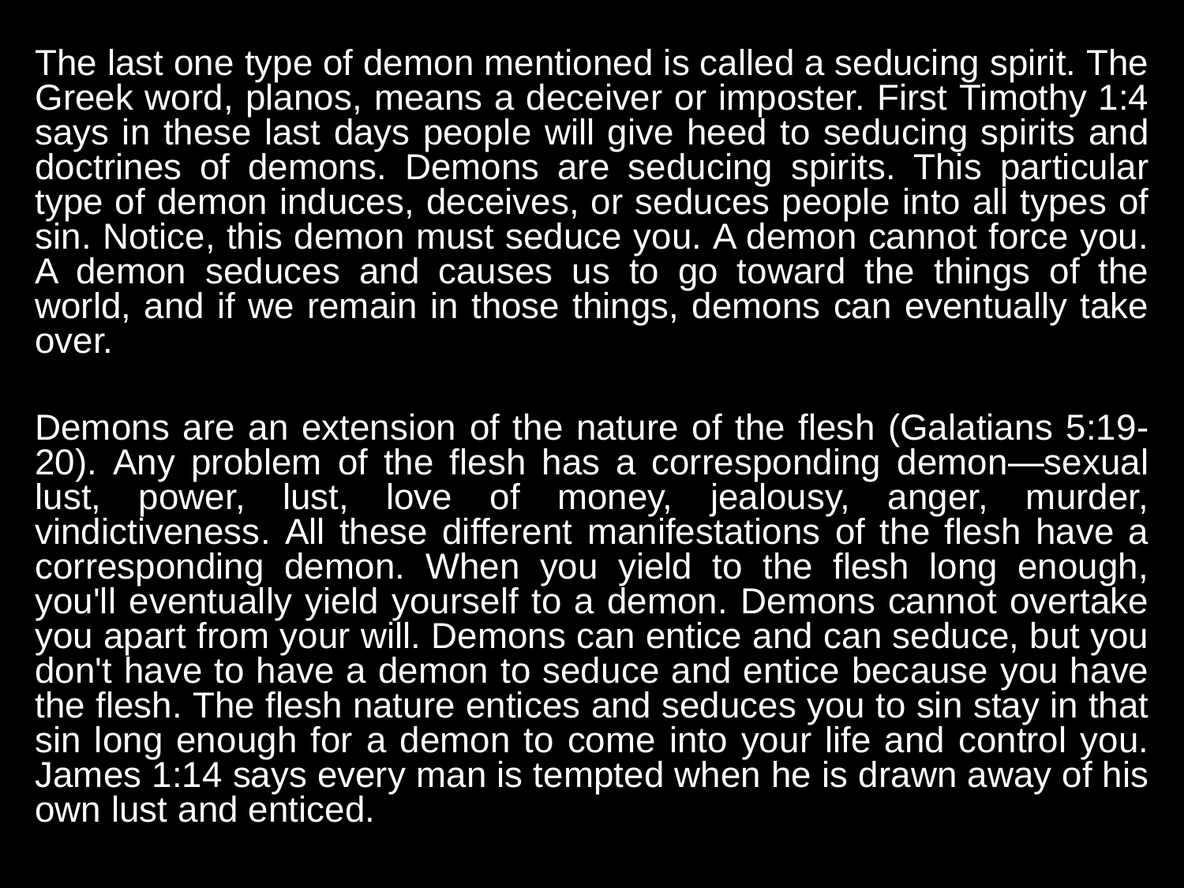The last one type of demon mentioned is called a seducing spirit. The Greek word, planos, means a deceiver or imposter. First Timothy 1:4 says in these last days people will give heed to seducing spirits and doctrines of demons. Demons are seducing spirits. This particular type of demon induces, deceives, or seduces people into all types of sin. Notice, this demon must seduce you. A demon cannot force you. A demon seduces and causes us to go toward the things of the world, and if we remain in those things, demons can eventually take over.

Demons are an extension of the nature of the flesh (Galatians 5:19-20). Any problem of the flesh has a corresponding demon—sexual lust, power, lust, love of money, jealousy, anger, murder, vindictiveness. All these different manifestations of the flesh have a corresponding demon. When you yield to the flesh long enough, you'll eventually yield yourself to a demon. Demons cannot overtake you apart from your will. Demons can entice and can seduce, but you don't have to have a demon to seduce and entice because you have the flesh. The flesh nature entices and seduces you to sin stay in that sin long enough for a demon to come into your life and control you. James 1:14 says every man is tempted when he is drawn away of his own lust and enticed.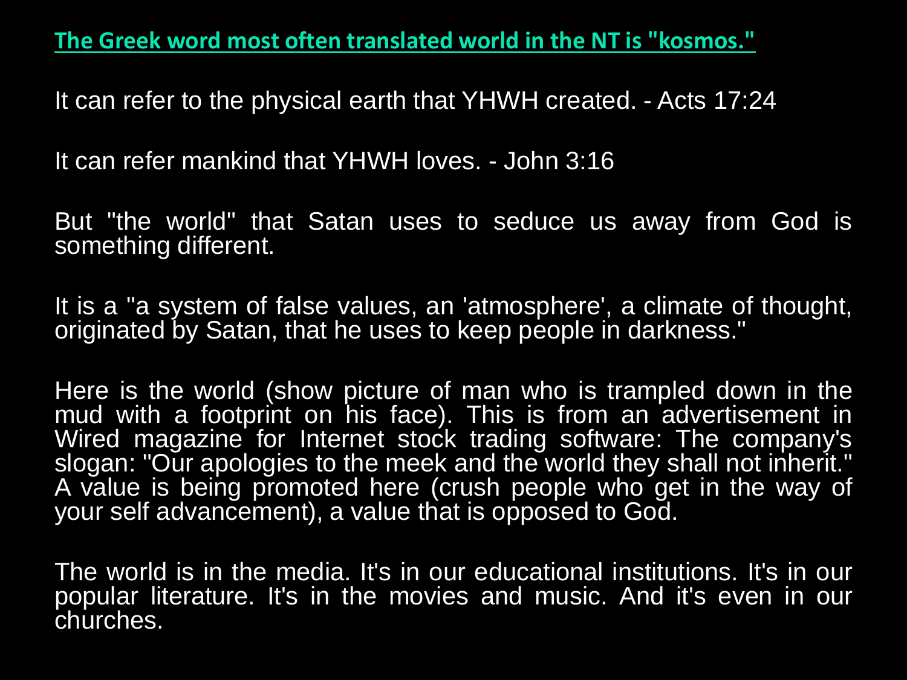**The Greek word most often translated world in the NT is "kosmos."**

It can refer to the physical earth that YHWH created. - Acts 17:24

It can refer mankind that YHWH loves. - John 3:16

But "the world" that Satan uses to seduce us away from God is something different.

It is a "a system of false values, an 'atmosphere', a climate of thought, originated by Satan, that he uses to keep people in darkness."

Here is the world (show picture of man who is trampled down in the mud with a footprint on his face). This is from an advertisement in Wired magazine for Internet stock trading software: The company's slogan: "Our apologies to the meek and the world they shall not inherit." A value is being promoted here (crush people who get in the way of your self advancement), a value that is opposed to God.

The world is in the media. It's in our educational institutions. It's in our popular literature. It's in the movies and music. And it's even in our churches.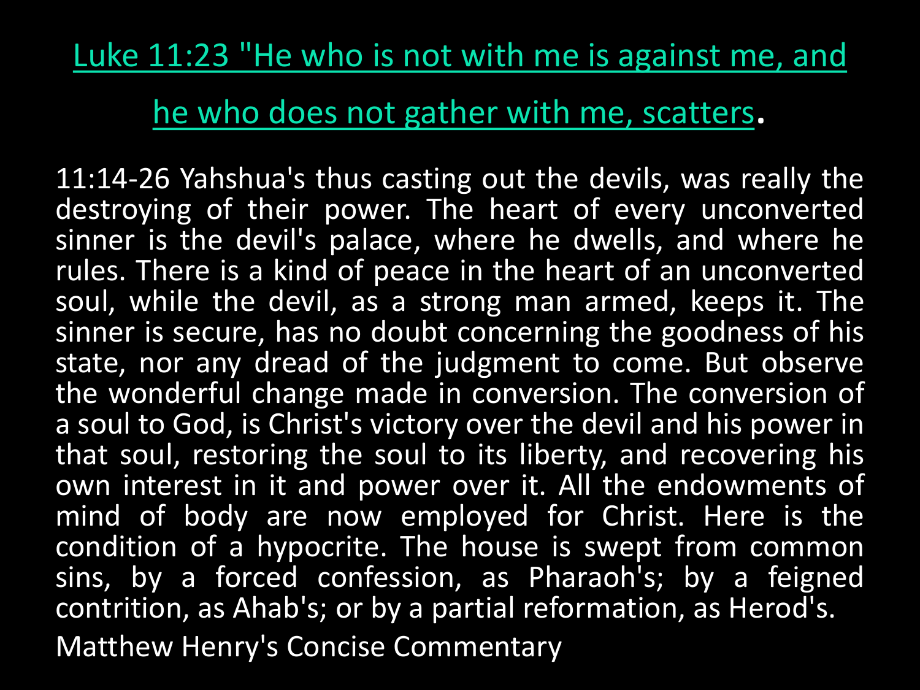Luke 11:23 "He who is not with me is against me, and he who does not gather with me, scatters.

11:14-26 Yahshua's thus casting out the devils, was really the destroying of their power. The heart of every unconverted sinner is the devil's palace, where he dwells, and where he rules. There is a kind of peace in the heart of an unconverted soul, while the devil, as a strong man armed, keeps it. The sinner is secure, has no doubt concerning the goodness of his state, nor any dread of the judgment to come. But observe the wonderful change made in conversion. The conversion of a soul to God, is Christ's victory over the devil and his power in that soul, restoring the soul to its liberty, and recovering his own interest in it and power over it. All the endowments of mind of body are now employed for Christ. Here is the condition of a hypocrite. The house is swept from common sins, by a forced confession, as Pharaoh's; by a feigned contrition, as Ahab's; or by a partial reformation, as Herod's.

Matthew Henry's Concise Commentary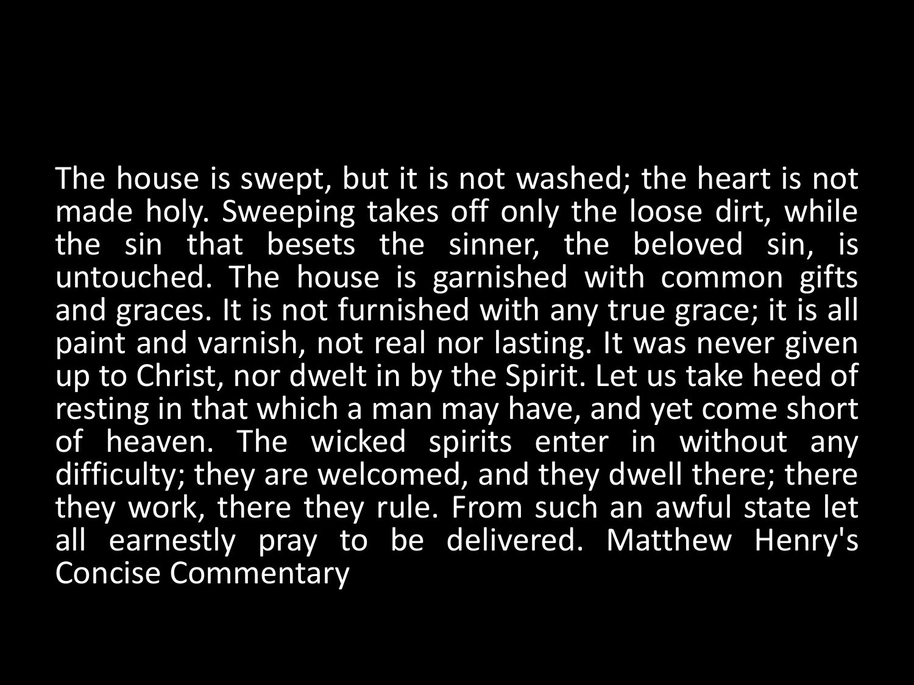The house is swept, but it is not washed; the heart is not made holy. Sweeping takes off only the loose dirt, while the sin that besets the sinner, the beloved sin, is untouched. The house is garnished with common gifts and graces. It is not furnished with any true grace; it is all paint and varnish, not real nor lasting. It was never given up to Christ, nor dwelt in by the Spirit. Let us take heed of resting in that which a man may have, and yet come short of heaven. The wicked spirits enter in without any difficulty; they are welcomed, and they dwell there; there they work, there they rule. From such an awful state let all earnestly pray to be delivered. Matthew Henry's Concise Commentary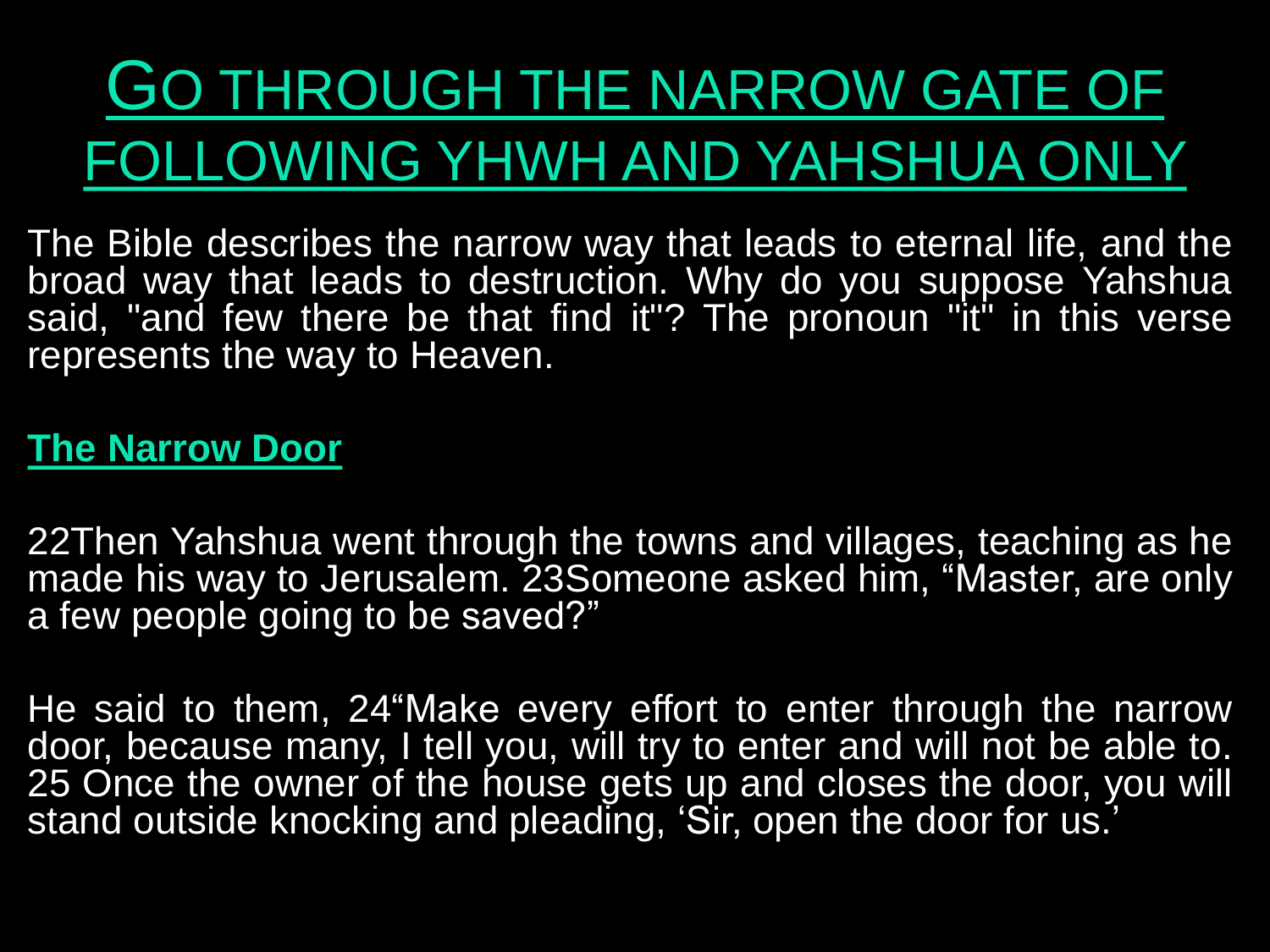# Go through the narrow gate of following YHWH and Yahshua only

The Bible describes the narrow way that leads to eternal life, and the broad way that leads to destruction. Why do you suppose Yahshua said, "and few there be that find it"? The pronoun "it" in this verse represents the way to Heaven.

**The Narrow Door**

22Then Yahshua went through the towns and villages, teaching as he made his way to Jerusalem. 23Someone asked him, “Master, are only a few people going to be saved?”

He said to them, 24“Make every effort to enter through the narrow door, because many, I tell you, will try to enter and will not be able to. 25 Once the owner of the house gets up and closes the door, you will stand outside knocking and pleading, ‘Sir, open the door for us.’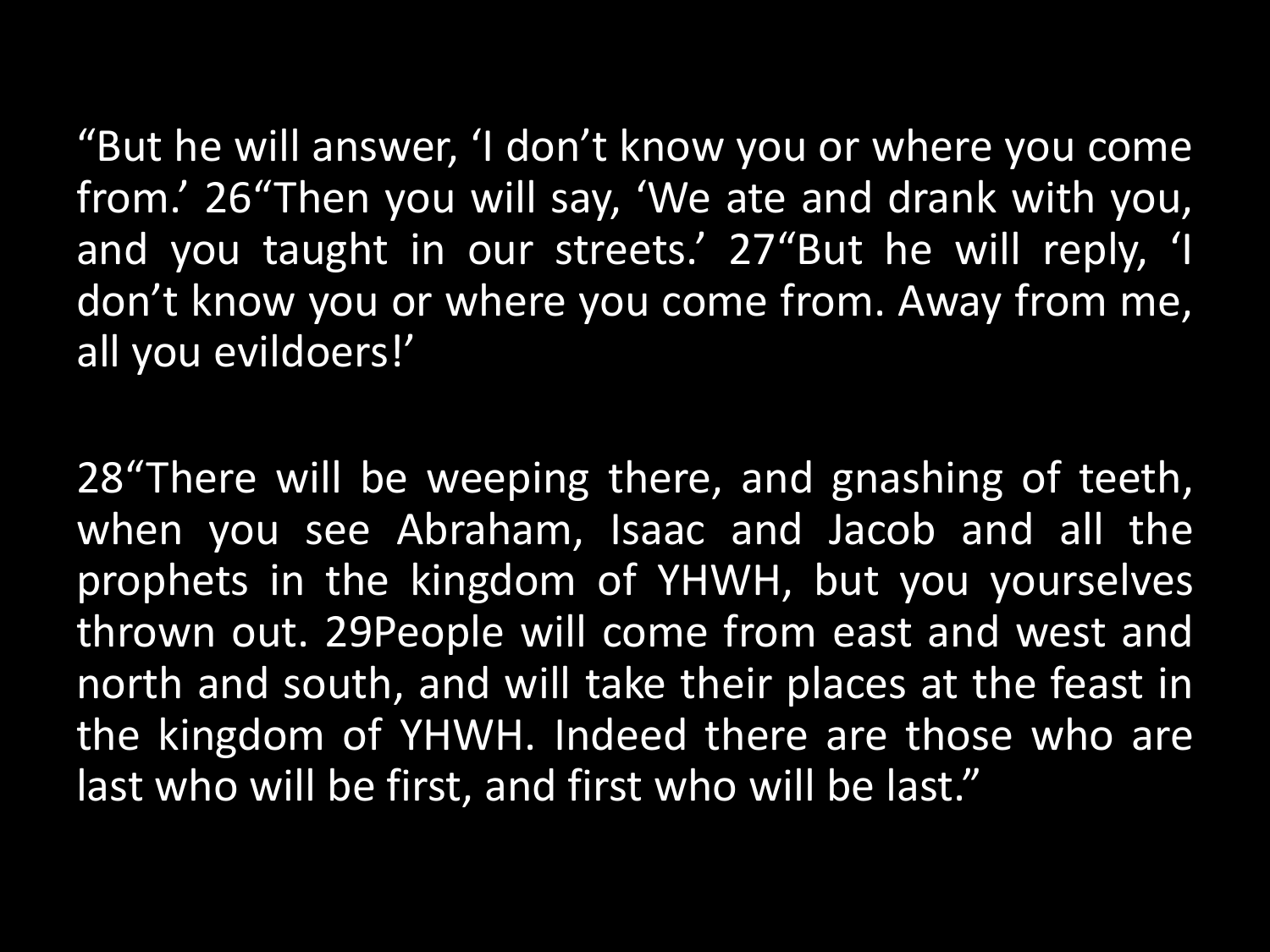“But he will answer, ‘I don’t know you or where you come from.’ 26“Then you will say, ‘We ate and drank with you, and you taught in our streets.’ 27“But he will reply, ‘I don’t know you or where you come from. Away from me, all you evildoers!’

28“There will be weeping there, and gnashing of teeth, when you see Abraham, Isaac and Jacob and all the prophets in the kingdom of YHWH, but you yourselves thrown out. 29People will come from east and west and north and south, and will take their places at the feast in the kingdom of YHWH. Indeed there are those who are last who will be first, and first who will be last.”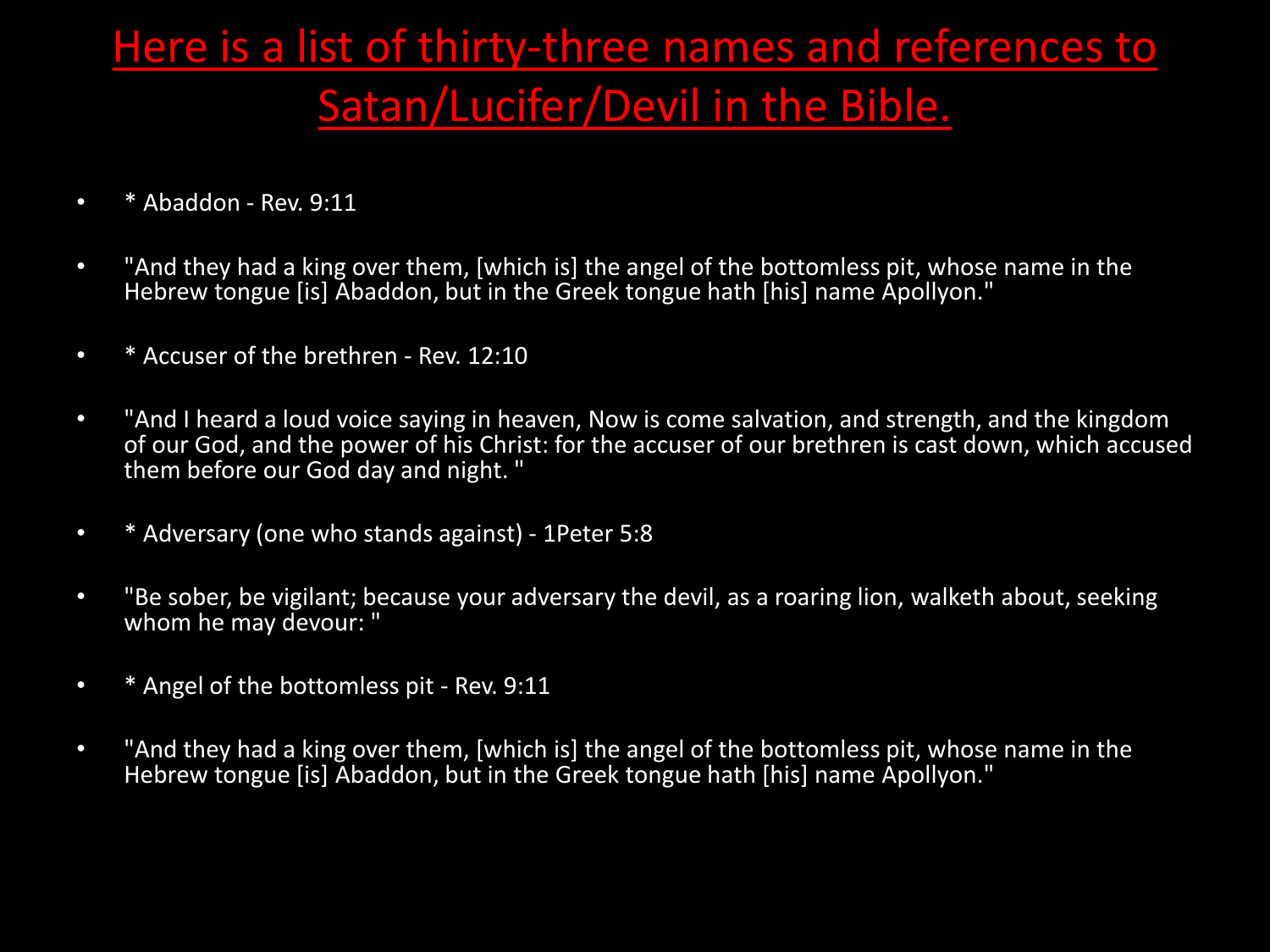# Here is a list of thirty-three names and references to Satan/Lucifer/Devil in the Bible.

- * Abaddon - Rev. 9:11
- "And they had a king over them, [which is] the angel of the bottomless pit, whose name in the Hebrew tongue [is] Abaddon, but in the Greek tongue hath [his] name Apollyon."
- * Accuser of the brethren - Rev. 12:10
- "And I heard a loud voice saying in heaven, Now is come salvation, and strength, and the kingdom of our God, and the power of his Christ: for the accuser of our brethren is cast down, which accused them before our God day and night. "
- * Adversary (one who stands against) - 1Peter 5:8
- "Be sober, be vigilant; because your adversary the devil, as a roaring lion, walketh about, seeking whom he may devour: "
- * Angel of the bottomless pit - Rev. 9:11
- "And they had a king over them, [which is] the angel of the bottomless pit, whose name in the Hebrew tongue [is] Abaddon, but in the Greek tongue hath [his] name Apollyon."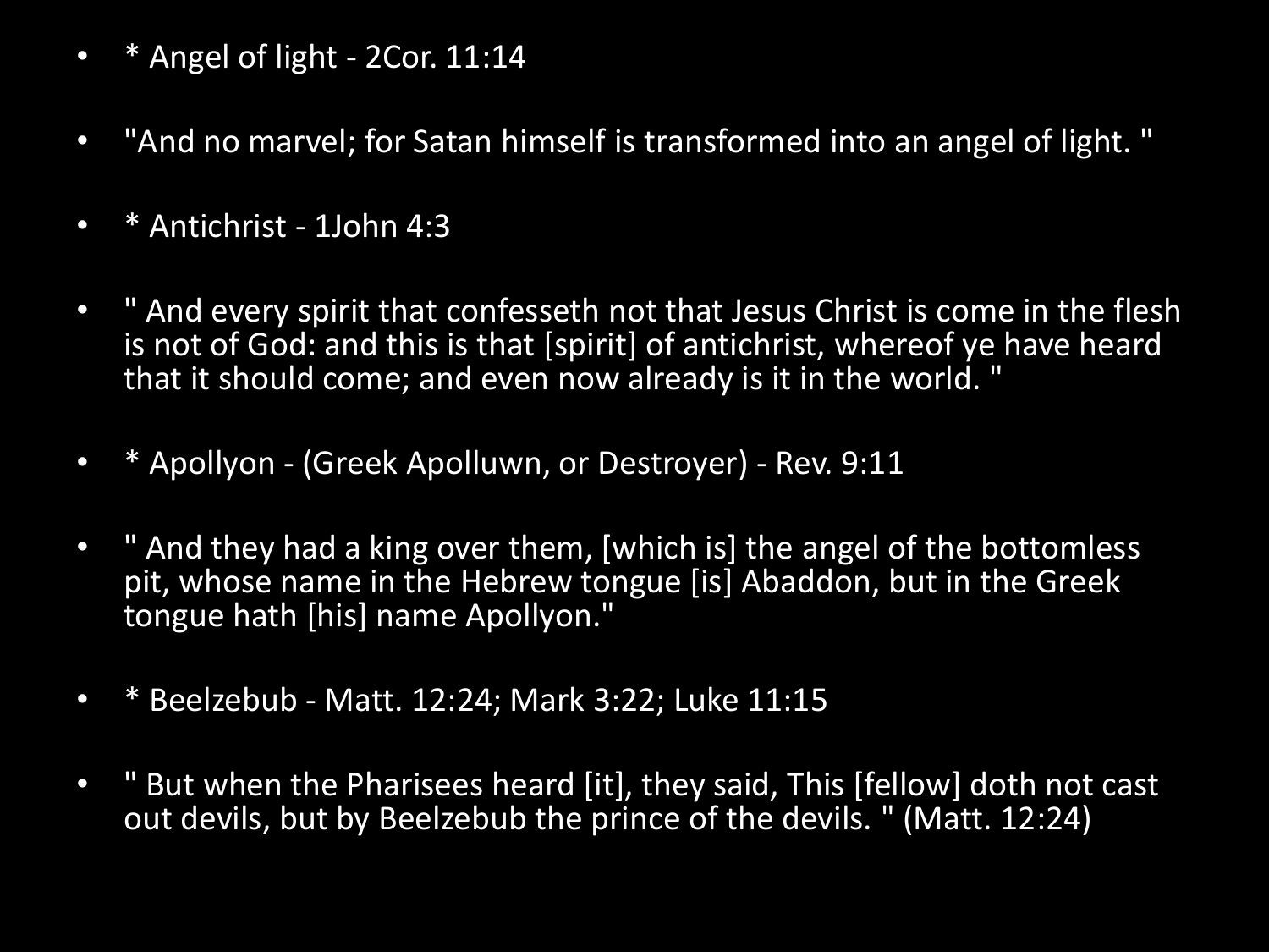- * Angel of light - 2Cor. 11:14
- "And no marvel; for Satan himself is transformed into an angel of light. "
- * Antichrist - 1John 4:3
- " And every spirit that confesseth not that Jesus Christ is come in the flesh is not of God: and this is that [spirit] of antichrist, whereof ye have heard that it should come; and even now already is it in the world. "
- * Apollyon - (Greek Apolluwn, or Destroyer) - Rev. 9:11
- " And they had a king over them, [which is] the angel of the bottomless pit, whose name in the Hebrew tongue [is] Abaddon, but in the Greek tongue hath [his] name Apollyon."
- * Beelzebub - Matt. 12:24; Mark 3:22; Luke 11:15
- " But when the Pharisees heard [it], they said, This [fellow] doth not cast out devils, but by Beelzebub the prince of the devils. " (Matt. 12:24)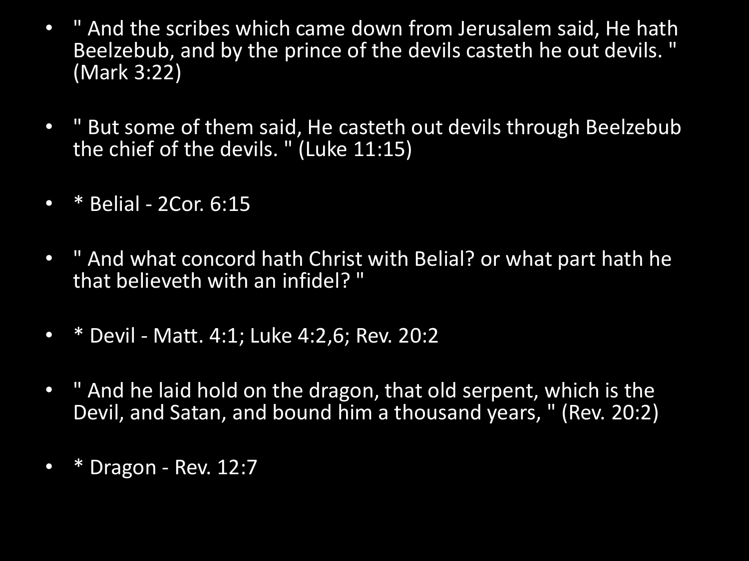- " And the scribes which came down from Jerusalem said, He hath Beelzebub, and by the prince of the devils casteth he out devils. " (Mark 3:22)

- " But some of them said, He casteth out devils through Beelzebub the chief of the devils. " (Luke 11:15)

- * Belial - 2Cor. 6:15

- " And what concord hath Christ with Belial? or what part hath he that believeth with an infidel? "

- * Devil - Matt. 4:1; Luke 4:2,6; Rev. 20:2

- " And he laid hold on the dragon, that old serpent, which is the Devil, and Satan, and bound him a thousand years, " (Rev. 20:2)

- * Dragon - Rev. 12:7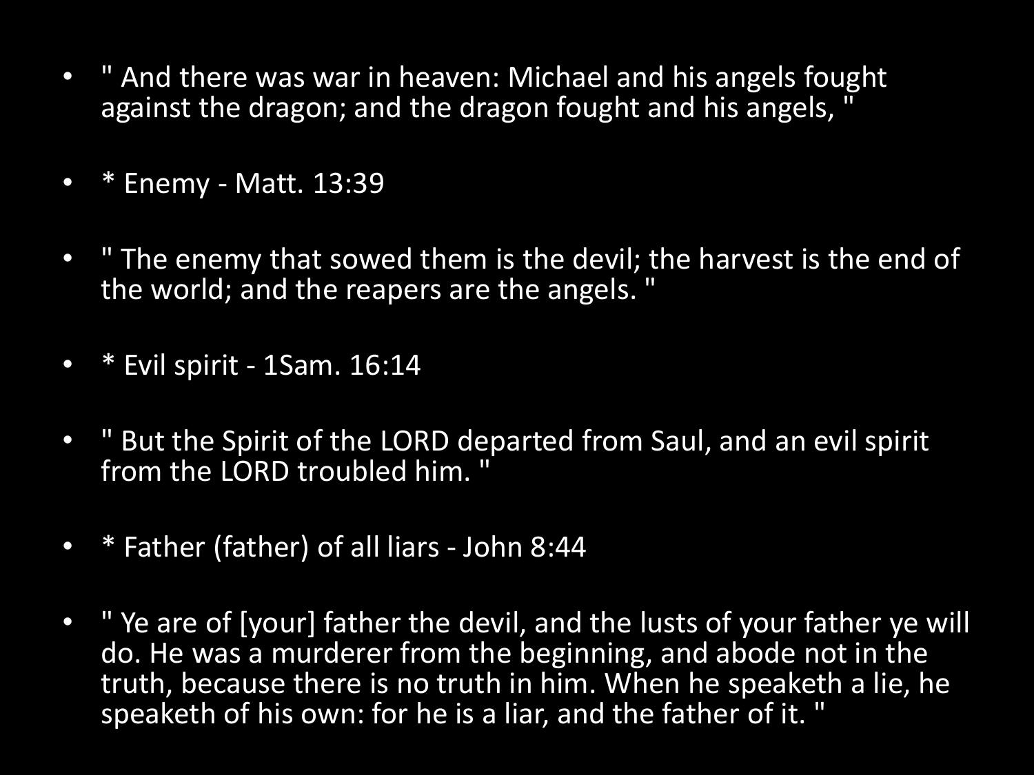- " And there was war in heaven: Michael and his angels fought against the dragon; and the dragon fought and his angels, "
- * Enemy - Matt. 13:39
- " The enemy that sowed them is the devil; the harvest is the end of the world; and the reapers are the angels. "
- * Evil spirit - 1Sam. 16:14
- " But the Spirit of the LORD departed from Saul, and an evil spirit from the LORD troubled him. "
- * Father (father) of all liars - John 8:44
- " Ye are of [your] father the devil, and the lusts of your father ye will do. He was a murderer from the beginning, and abode not in the truth, because there is no truth in him. When he speaketh a lie, he speaketh of his own: for he is a liar, and the father of it. "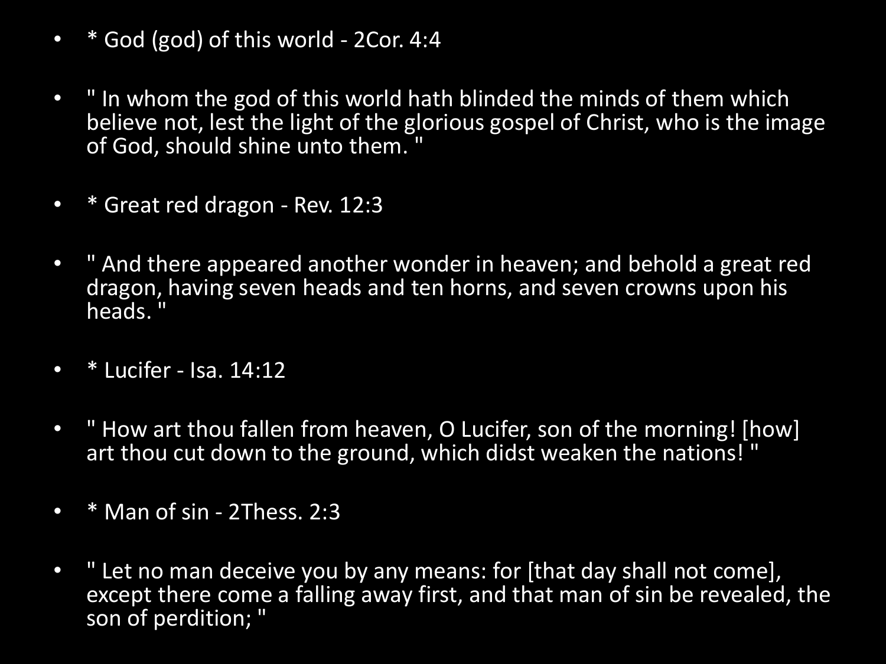- * God (god) of this world - 2Cor. 4:4
- " In whom the god of this world hath blinded the minds of them which believe not, lest the light of the glorious gospel of Christ, who is the image of God, should shine unto them. "
- * Great red dragon - Rev. 12:3
- " And there appeared another wonder in heaven; and behold a great red dragon, having seven heads and ten horns, and seven crowns upon his heads. "
- * Lucifer - Isa. 14:12
- " How art thou fallen from heaven, O Lucifer, son of the morning! [how] art thou cut down to the ground, which didst weaken the nations! "
- * Man of sin - 2Thess. 2:3
- " Let no man deceive you by any means: for [that day shall not come], except there come a falling away first, and that man of sin be revealed, the son of perdition; "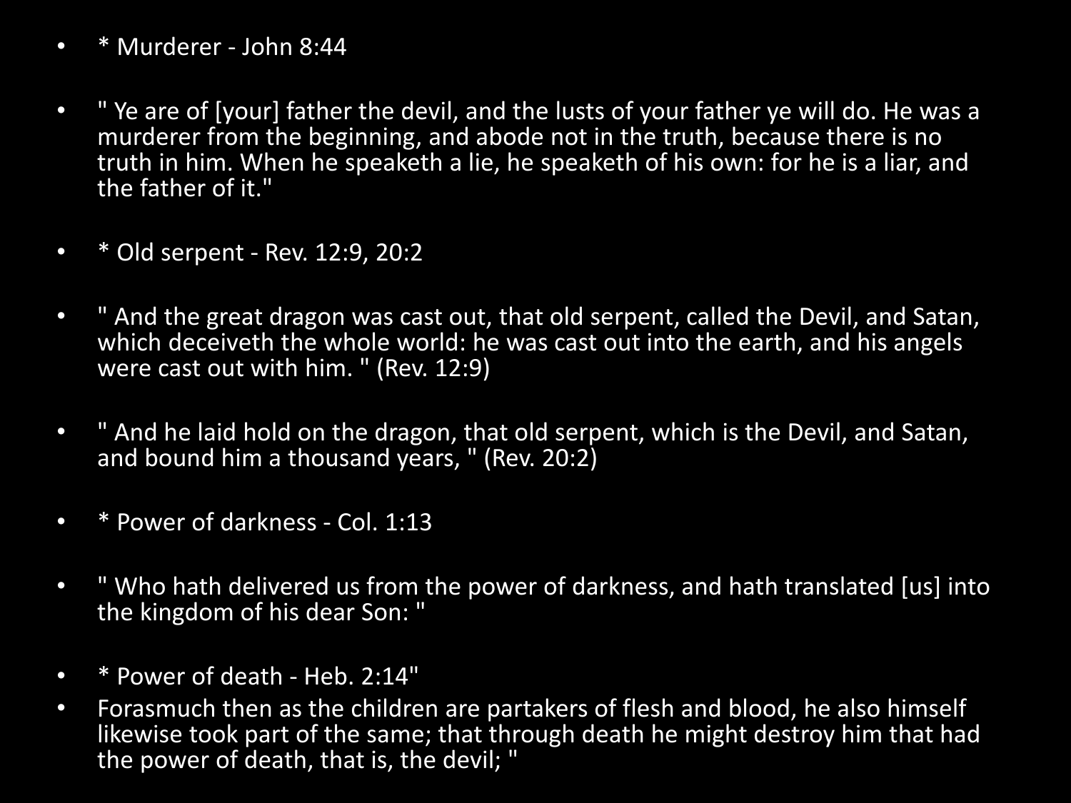- * Murderer - John 8:44

- " Ye are of [your] father the devil, and the lusts of your father ye will do. He was a murderer from the beginning, and abode not in the truth, because there is no truth in him. When he speaketh a lie, he speaketh of his own: for he is a liar, and the father of it."

- * Old serpent - Rev. 12:9, 20:2

- " And the great dragon was cast out, that old serpent, called the Devil, and Satan, which deceiveth the whole world: he was cast out into the earth, and his angels were cast out with him. " (Rev. 12:9)

- " And he laid hold on the dragon, that old serpent, which is the Devil, and Satan, and bound him a thousand years, " (Rev. 20:2)

- * Power of darkness - Col. 1:13

- " Who hath delivered us from the power of darkness, and hath translated [us] into the kingdom of his dear Son: "

- * Power of death - Heb. 2:14"
- Forasmuch then as the children are partakers of flesh and blood, he also himself likewise took part of the same; that through death he might destroy him that had the power of death, that is, the devil; "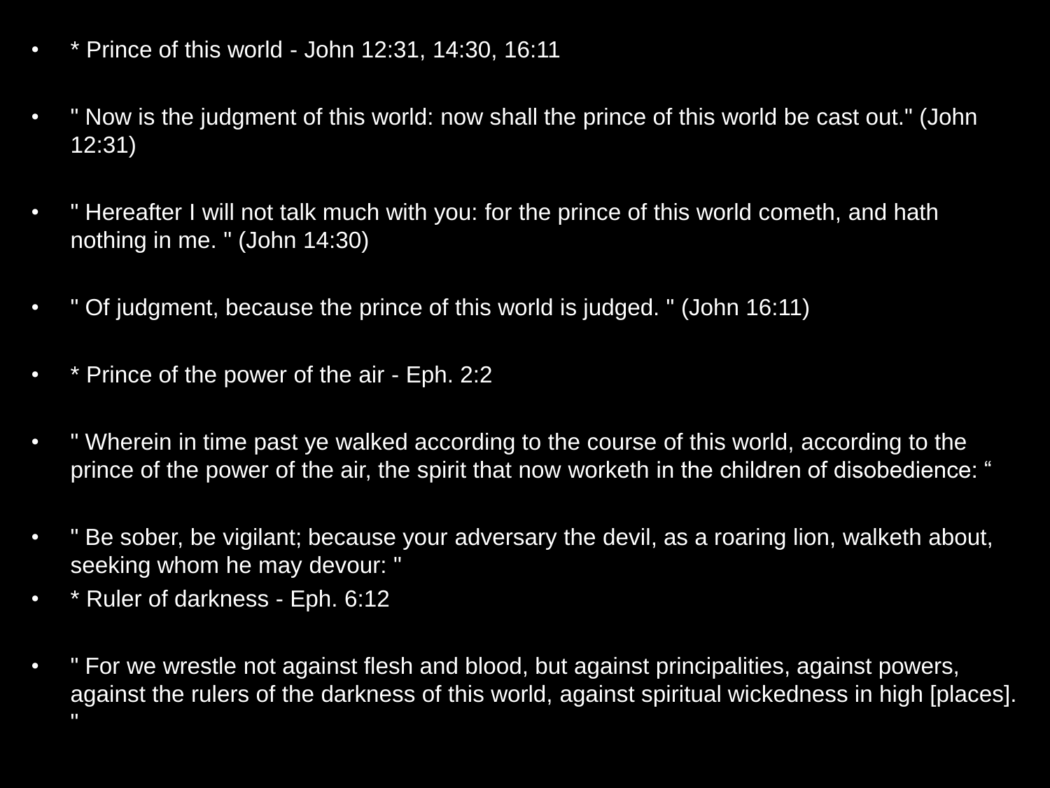- * Prince of this world - John 12:31, 14:30, 16:11

- " Now is the judgment of this world: now shall the prince of this world be cast out." (John 12:31)

- " Hereafter I will not talk much with you: for the prince of this world cometh, and hath nothing in me. " (John 14:30)

- " Of judgment, because the prince of this world is judged. " (John 16:11)

- * Prince of the power of the air - Eph. 2:2

- " Wherein in time past ye walked according to the course of this world, according to the prince of the power of the air, the spirit that now worketh in the children of disobedience: “

- " Be sober, be vigilant; because your adversary the devil, as a roaring lion, walketh about, seeking whom he may devour: "
- * Ruler of darkness - Eph. 6:12

- " For we wrestle not against flesh and blood, but against principalities, against powers, against the rulers of the darkness of this world, against spiritual wickedness in high [places]. "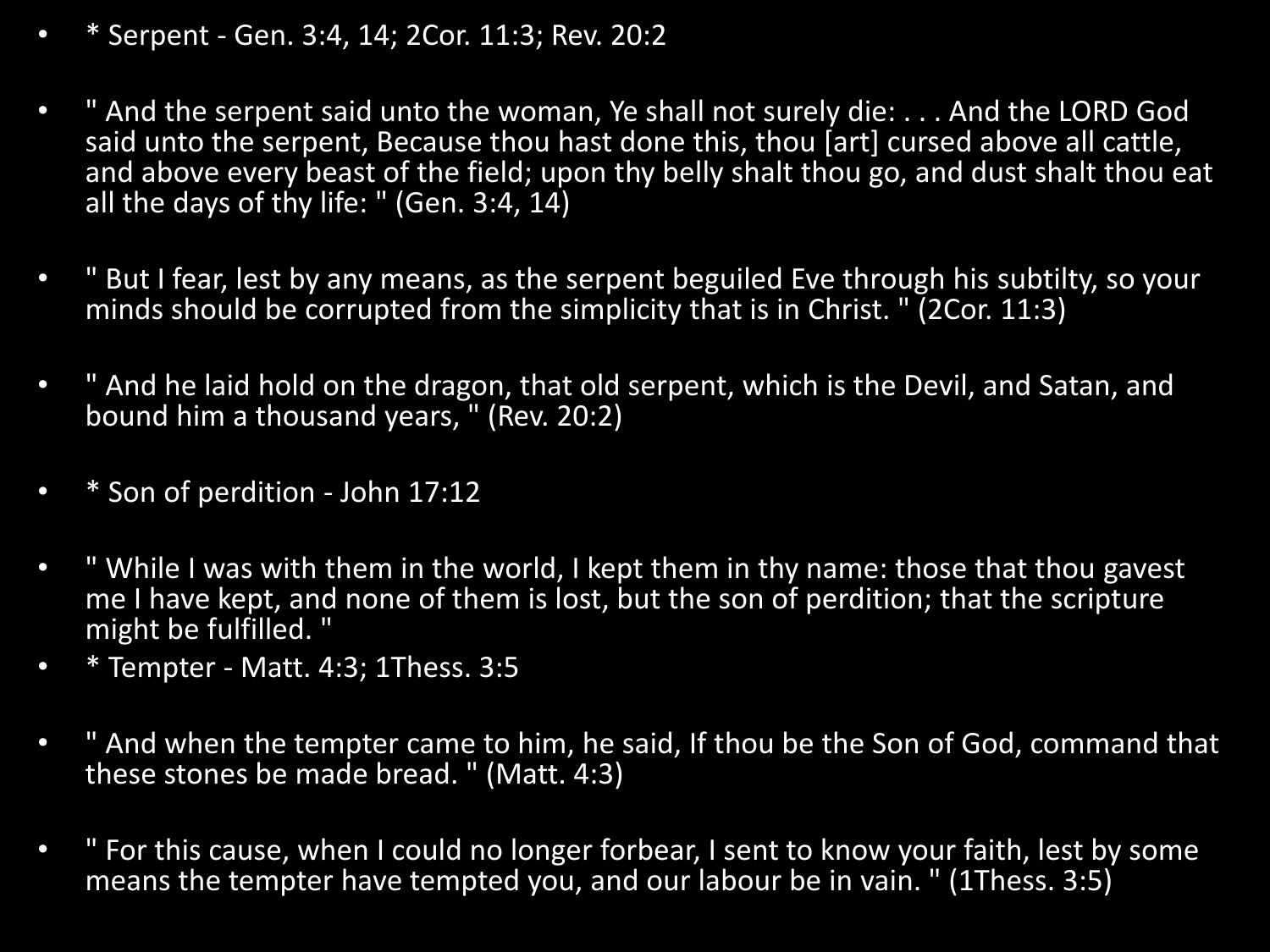- * Serpent - Gen. 3:4, 14; 2Cor. 11:3; Rev. 20:2

- " And the serpent said unto the woman, Ye shall not surely die: . . . And the LORD God said unto the serpent, Because thou hast done this, thou [art] cursed above all cattle, and above every beast of the field; upon thy belly shalt thou go, and dust shalt thou eat all the days of thy life: " (Gen. 3:4, 14)

- " But I fear, lest by any means, as the serpent beguiled Eve through his subtilty, so your minds should be corrupted from the simplicity that is in Christ. " (2Cor. 11:3)

- " And he laid hold on the dragon, that old serpent, which is the Devil, and Satan, and bound him a thousand years, " (Rev. 20:2)

- * Son of perdition - John 17:12

- " While I was with them in the world, I kept them in thy name: those that thou gavest me I have kept, and none of them is lost, but the son of perdition; that the scripture might be fulfilled. "
- * Tempter - Matt. 4:3; 1Thess. 3:5

- " And when the tempter came to him, he said, If thou be the Son of God, command that these stones be made bread. " (Matt. 4:3)

- " For this cause, when I could no longer forbear, I sent to know your faith, lest by some means the tempter have tempted you, and our labour be in vain. " (1Thess. 3:5)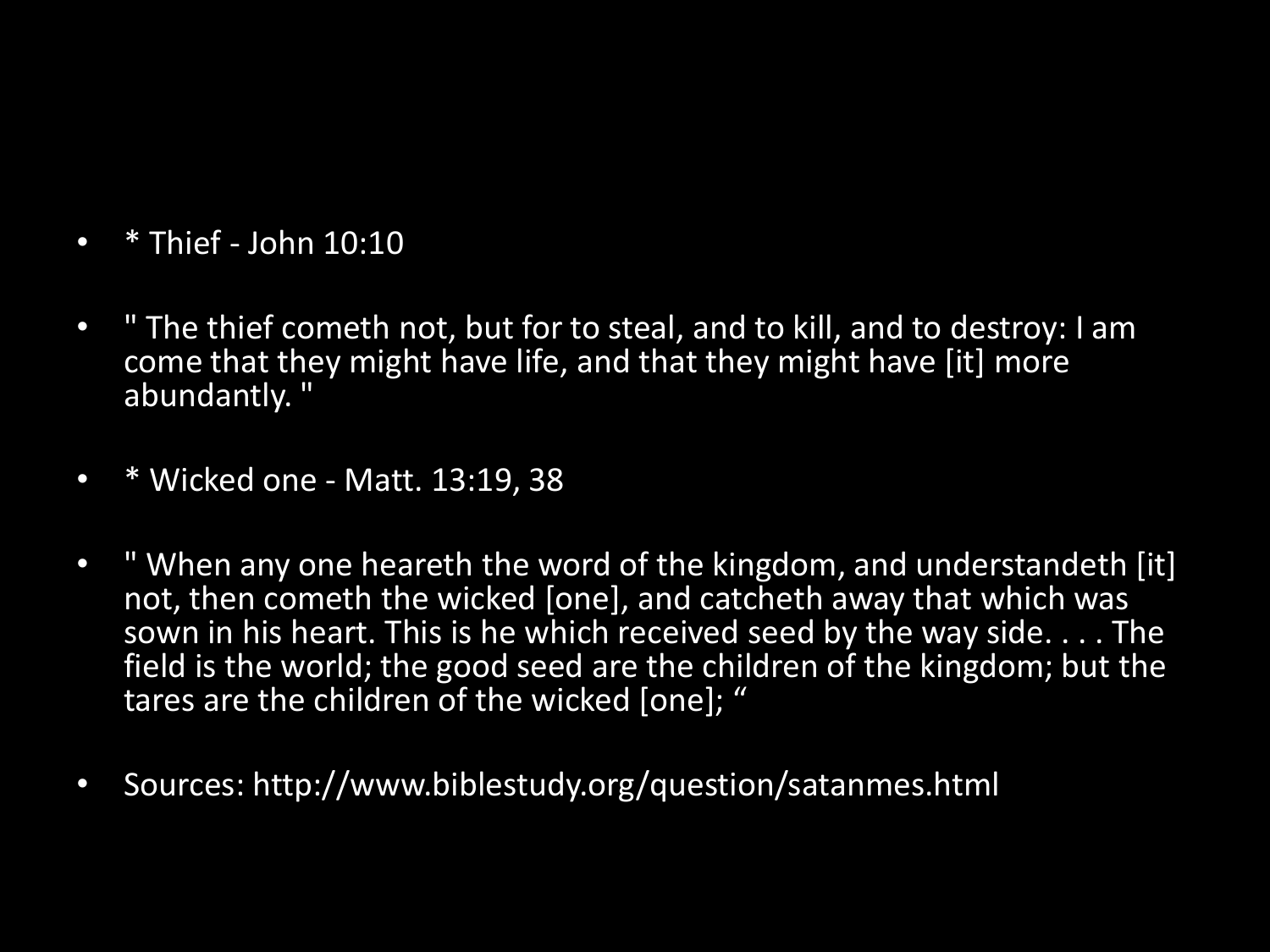- * Thief - John 10:10

- " The thief cometh not, but for to steal, and to kill, and to destroy: I am come that they might have life, and that they might have [it] more abundantly. "

- * Wicked one - Matt. 13:19, 38

- " When any one heareth the word of the kingdom, and understandeth [it] not, then cometh the wicked [one], and catcheth away that which was sown in his heart. This is he which received seed by the way side. . . . The field is the world; the good seed are the children of the kingdom; but the tares are the children of the wicked [one]; “

- Sources: http://www.biblestudy.org/question/satanmes.html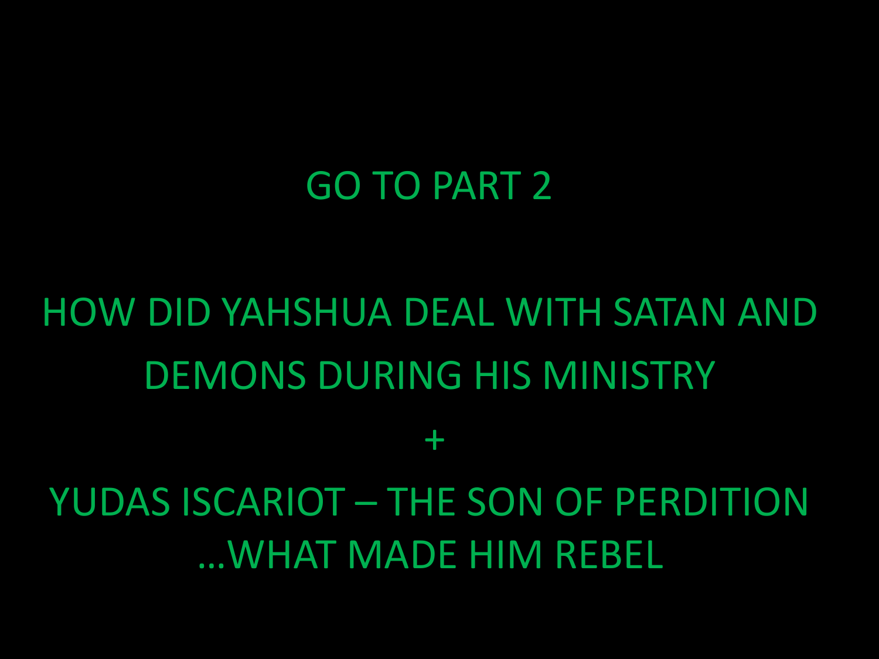GO TO PART 2

HOW DID YAHSHUA DEAL WITH SATAN AND DEMONS DURING HIS MINISTRY

+

YUDAS ISCARIOT – THE SON OF PERDITION …WHAT MADE HIM REBEL